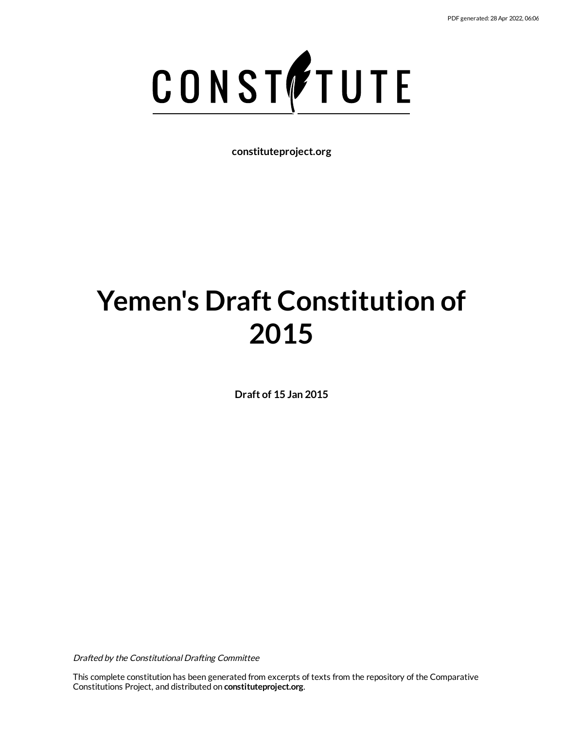CONSTITUTE

**constituteproject.org**

# Yemen's Draft Constitution of 2015

**Draft of 15 Jan 2015**

*Drafted by the Constitutional Drafting Committee*

This complete constitution has been generated from excerpts of texts from the repository of the Comparative Constitutions Project, and distributed on **constituteproject.org**.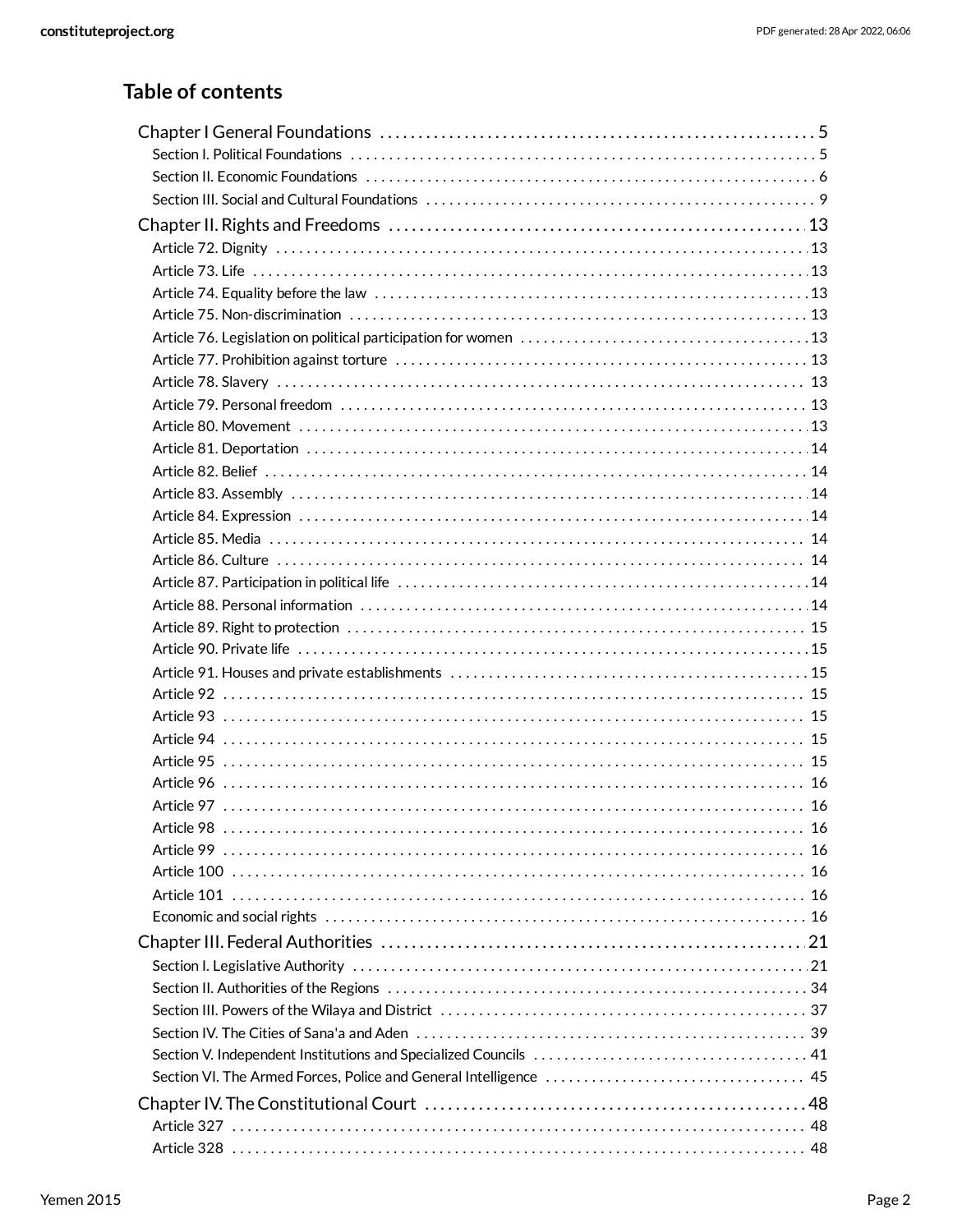## Table of contents

- Chapter I General Foundations ..... 5
  - Section I. Political Foundations ..... 5
  - Section II. Economic Foundations ..... 6
  - Section III. Social and Cultural Foundations ..... 9
- Chapter II. Rights and Freedoms ..... 13
  - Article 72. Dignity ..... 13
  - Article 73. Life ..... 13
  - Article 74. Equality before the law ..... 13
  - Article 75. Non-discrimination ..... 13
  - Article 76. Legislation on political participation for women ..... 13
  - Article 77. Prohibition against torture ..... 13
  - Article 78. Slavery ..... 13
  - Article 79. Personal freedom ..... 13
  - Article 80. Movement ..... 13
  - Article 81. Deportation ..... 14
  - Article 82. Belief ..... 14
  - Article 83. Assembly ..... 14
  - Article 84. Expression ..... 14
  - Article 85. Media ..... 14
  - Article 86. Culture ..... 14
  - Article 87. Participation in political life ..... 14
  - Article 88. Personal information ..... 14
  - Article 89. Right to protection ..... 15
  - Article 90. Private life ..... 15
  - Article 91. Houses and private establishments ..... 15
  - Article 92 ..... 15
  - Article 93 ..... 15
  - Article 94 ..... 15
  - Article 95 ..... 15
  - Article 96 ..... 16
  - Article 97 ..... 16
  - Article 98 ..... 16
  - Article 99 ..... 16
  - Article 100 ..... 16
  - Article 101 ..... 16
  - Economic and social rights ..... 16
- Chapter III. Federal Authorities ..... 21
  - Section I. Legislative Authority ..... 21
  - Section II. Authorities of the Regions ..... 34
  - Section III. Powers of the Wilaya and District ..... 37
  - Section IV. The Cities of Sana'a and Aden ..... 39
  - Section V. Independent Institutions and Specialized Councils ..... 41
  - Section VI. The Armed Forces, Police and General Intelligence ..... 45
- Chapter IV. The Constitutional Court ..... 48
  - Article 327 ..... 48
  - Article 328 ..... 48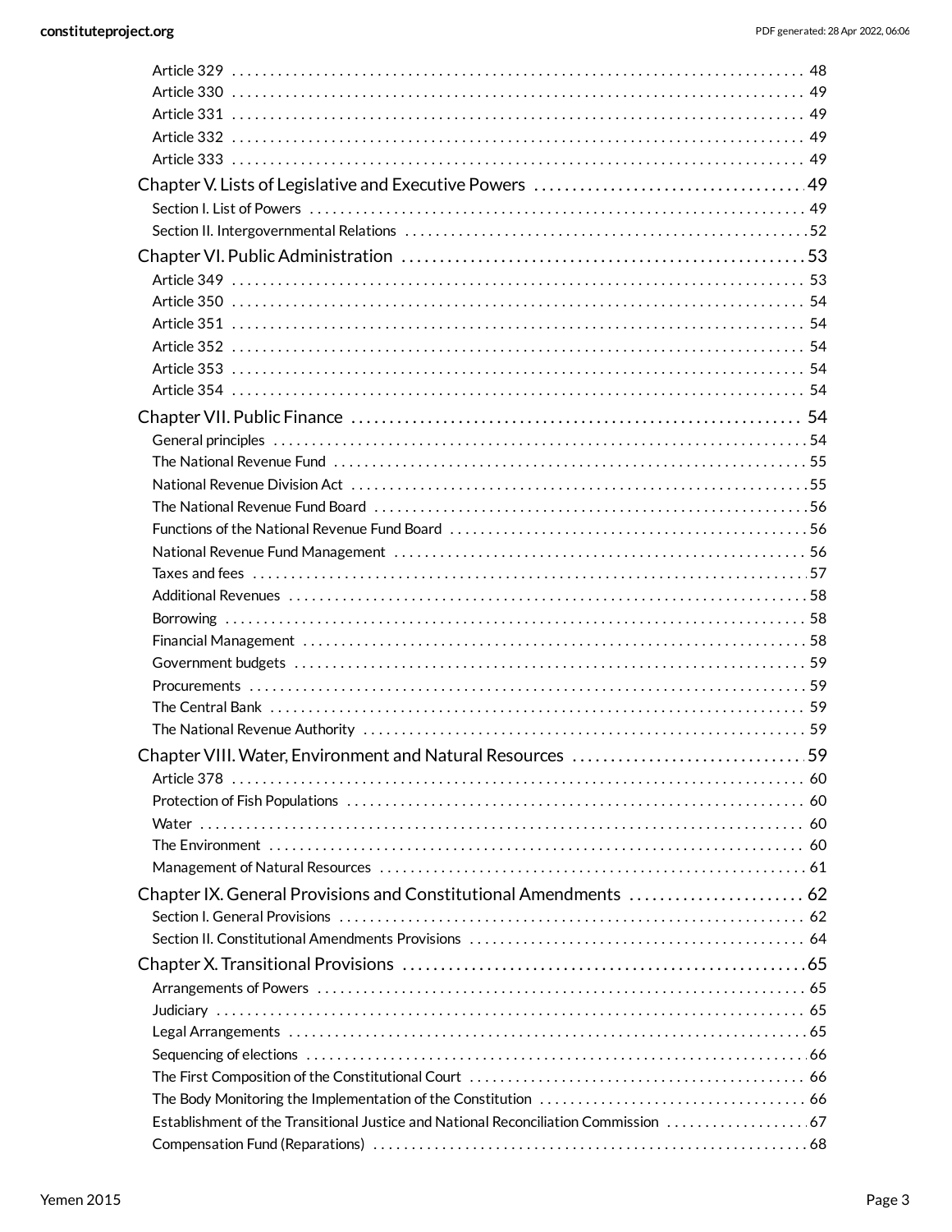- Article 329 . . . 48
- Article 330 . . . 49
- Article 331 . . . 49
- Article 332 . . . 49
- Article 333 . . . 49

Chapter V. Lists of Legislative and Executive Powers . . . 49

- Section I. List of Powers . . . 49
- Section II. Intergovernmental Relations . . . 52

Chapter VI. Public Administration . . . 53

- Article 349 . . . 53
- Article 350 . . . 54
- Article 351 . . . 54
- Article 352 . . . 54
- Article 353 . . . 54
- Article 354 . . . 54

Chapter VII. Public Finance . . . 54

- General principles . . . 54
- The National Revenue Fund . . . 55
- National Revenue Division Act . . . 55
- The National Revenue Fund Board . . . 56
- Functions of the National Revenue Fund Board . . . 56
- National Revenue Fund Management . . . 56
- Taxes and fees . . . 57
- Additional Revenues . . . 58
- Borrowing . . . 58
- Financial Management . . . 58
- Government budgets . . . 59
- Procurements . . . 59
- The Central Bank . . . 59
- The National Revenue Authority . . . 59

Chapter VIII. Water, Environment and Natural Resources . . . 59

- Article 378 . . . 60
- Protection of Fish Populations . . . 60
- Water . . . 60
- The Environment . . . 60
- Management of Natural Resources . . . 61

Chapter IX. General Provisions and Constitutional Amendments . . . 62

- Section I. General Provisions . . . 62
- Section II. Constitutional Amendments Provisions . . . 64

Chapter X. Transitional Provisions . . . 65

- Arrangements of Powers . . . 65
- Judiciary . . . 65
- Legal Arrangements . . . 65
- Sequencing of elections . . . 66
- The First Composition of the Constitutional Court . . . 66
- The Body Monitoring the Implementation of the Constitution . . . 66
- Establishment of the Transitional Justice and National Reconciliation Commission . . . 67
- Compensation Fund (Reparations) . . . 68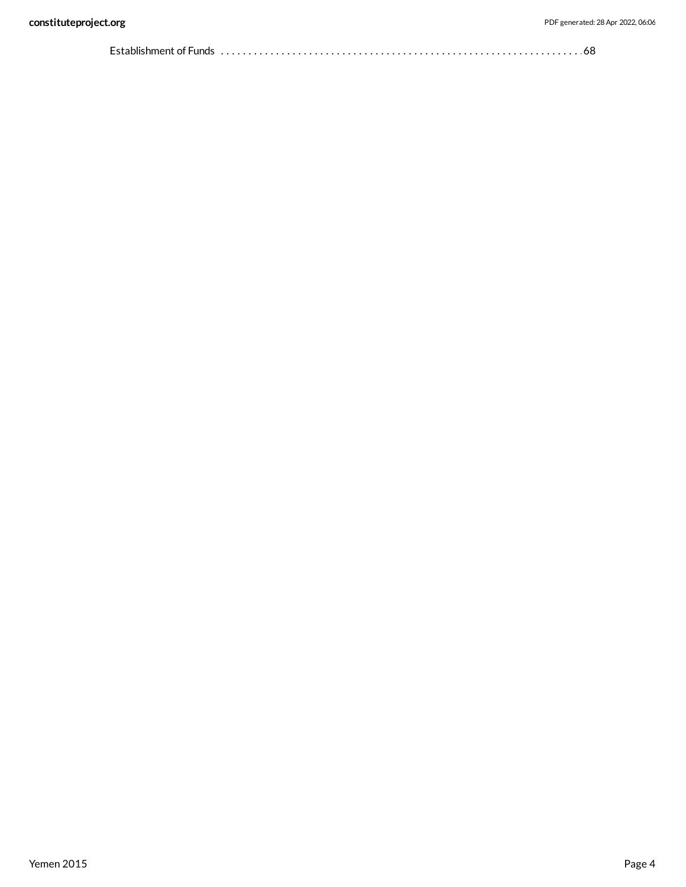Establishment of Funds . . . . . . . . . . . . . . . . . . . . . . . . . . . . . . . . . . . . . . . . . . . . . . . . . . . . . . . . . . . . . . . . . 68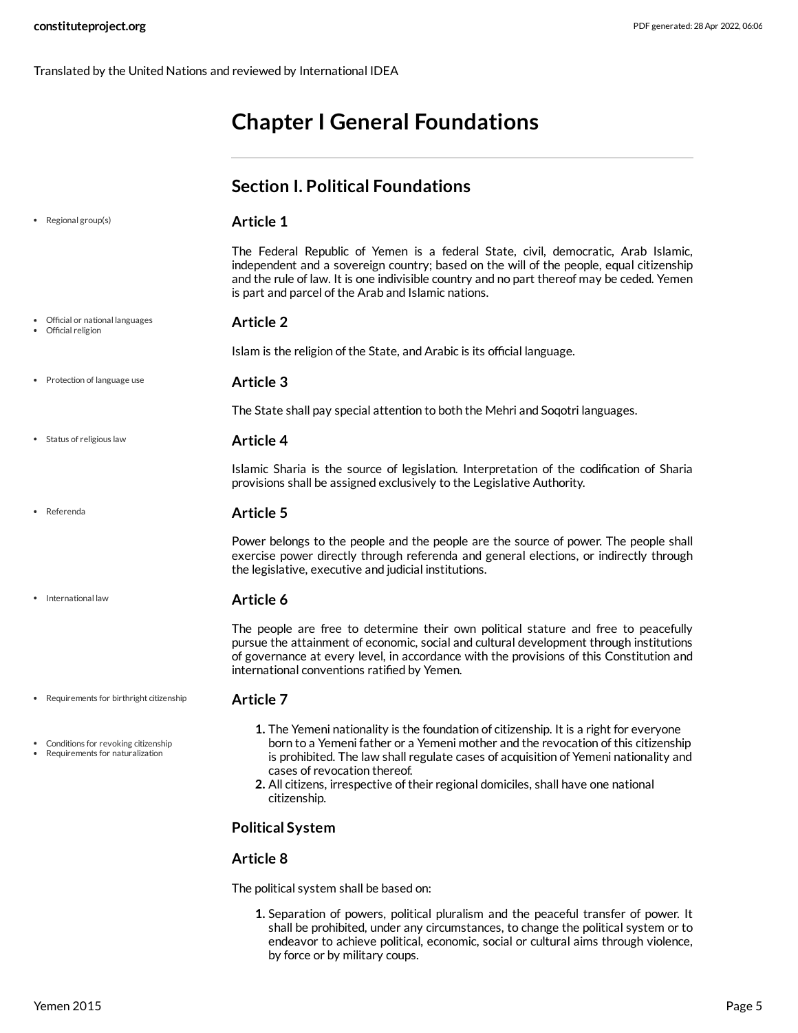Translated by the United Nations and reviewed by International IDEA

# Chapter I General Foundations

## Section I. Political Foundations

- Regional group(s)

### Article 1

The Federal Republic of Yemen is a federal State, civil, democratic, Arab Islamic, independent and a sovereign country; based on the will of the people, equal citizenship and the rule of law. It is one indivisible country and no part thereof may be ceded. Yemen is part and parcel of the Arab and Islamic nations.

- Official or national languages
- Official religion

### Article 2

Islam is the religion of the State, and Arabic is its official language.

- Protection of language use

### Article 3

The State shall pay special attention to both the Mehri and Soqotri languages.

- Status of religious law

### Article 4

Islamic Sharia is the source of legislation. Interpretation of the codification of Sharia provisions shall be assigned exclusively to the Legislative Authority.

- Referenda

### Article 5

Power belongs to the people and the people are the source of power. The people shall exercise power directly through referenda and general elections, or indirectly through the legislative, executive and judicial institutions.

- International law

### Article 6

The people are free to determine their own political stature and free to peacefully pursue the attainment of economic, social and cultural development through institutions of governance at every level, in accordance with the provisions of this Constitution and international conventions ratified by Yemen.

- Requirements for birthright citizenship
- Conditions for revoking citizenship
- Requirements for naturalization

### Article 7

1. The Yemeni nationality is the foundation of citizenship. It is a right for everyone born to a Yemeni father or a Yemeni mother and the revocation of this citizenship is prohibited. The law shall regulate cases of acquisition of Yemeni nationality and cases of revocation thereof.
2. All citizens, irrespective of their regional domiciles, shall have one national citizenship.

### Political System

### Article 8

The political system shall be based on:

1. Separation of powers, political pluralism and the peaceful transfer of power. It shall be prohibited, under any circumstances, to change the political system or to endeavor to achieve political, economic, social or cultural aims through violence, by force or by military coups.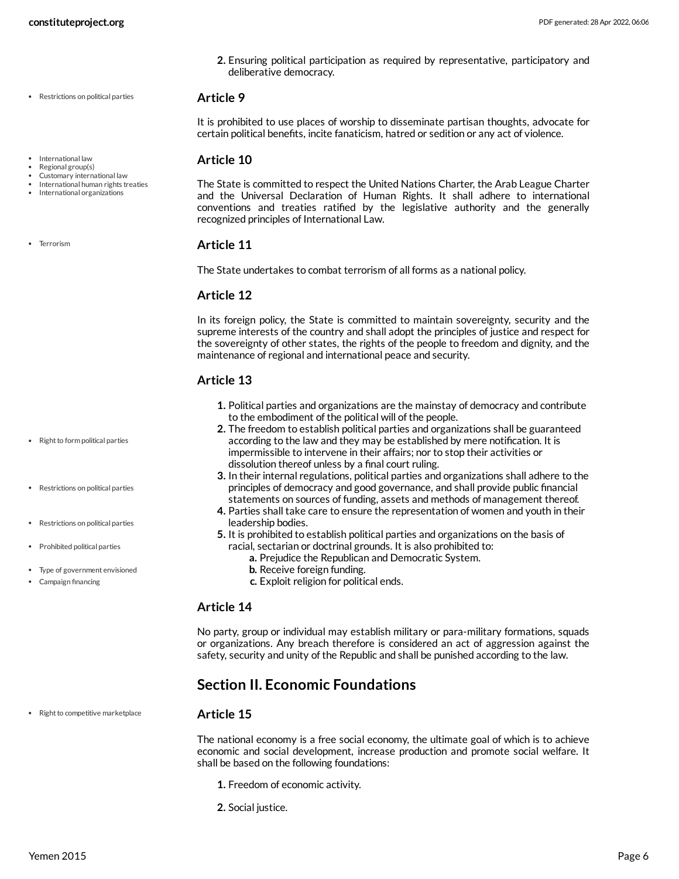2. Ensuring political participation as required by representative, participatory and deliberative democracy.

### Article 9

It is prohibited to use places of worship to disseminate partisan thoughts, advocate for certain political benefits, incite fanaticism, hatred or sedition or any act of violence.

### Article 10

The State is committed to respect the United Nations Charter, the Arab League Charter and the Universal Declaration of Human Rights. It shall adhere to international conventions and treaties ratified by the legislative authority and the generally recognized principles of International Law.

### Article 11

The State undertakes to combat terrorism of all forms as a national policy.

### Article 12

In its foreign policy, the State is committed to maintain sovereignty, security and the supreme interests of the country and shall adopt the principles of justice and respect for the sovereignty of other states, the rights of the people to freedom and dignity, and the maintenance of regional and international peace and security.

### Article 13

1. Political parties and organizations are the mainstay of democracy and contribute to the embodiment of the political will of the people.
2. The freedom to establish political parties and organizations shall be guaranteed according to the law and they may be established by mere notification. It is impermissible to intervene in their affairs; nor to stop their activities or dissolution thereof unless by a final court ruling.
3. In their internal regulations, political parties and organizations shall adhere to the principles of democracy and good governance, and shall provide public financial statements on sources of funding, assets and methods of management thereof.
4. Parties shall take care to ensure the representation of women and youth in their leadership bodies.
5. It is prohibited to establish political parties and organizations on the basis of racial, sectarian or doctrinal grounds. It is also prohibited to:
   a. Prejudice the Republican and Democratic System.
   b. Receive foreign funding.
   c. Exploit religion for political ends.

### Article 14

No party, group or individual may establish military or para-military formations, squads or organizations. Any breach therefore is considered an act of aggression against the safety, security and unity of the Republic and shall be punished according to the law.

## Section II. Economic Foundations

### Article 15

The national economy is a free social economy, the ultimate goal of which is to achieve economic and social development, increase production and promote social welfare. It shall be based on the following foundations:

1. Freedom of economic activity.
2. Social justice.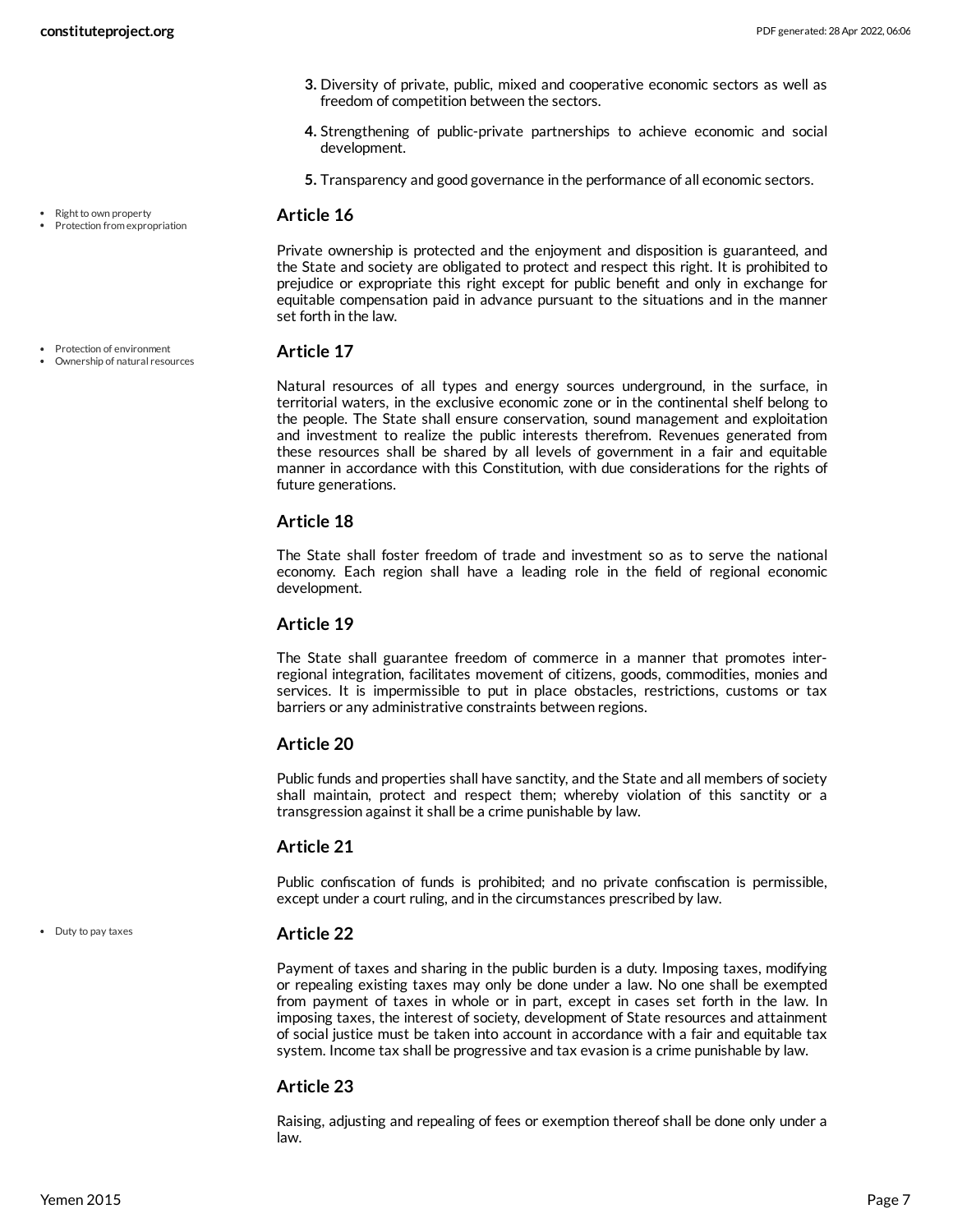3. Diversity of private, public, mixed and cooperative economic sectors as well as freedom of competition between the sectors.
4. Strengthening of public-private partnerships to achieve economic and social development.
5. Transparency and good governance in the performance of all economic sectors.

- Right to own property
- Protection from expropriation

### Article 16

Private ownership is protected and the enjoyment and disposition is guaranteed, and the State and society are obligated to protect and respect this right. It is prohibited to prejudice or expropriate this right except for public benefit and only in exchange for equitable compensation paid in advance pursuant to the situations and in the manner set forth in the law.

- Protection of environment
- Ownership of natural resources

### Article 17

Natural resources of all types and energy sources underground, in the surface, in territorial waters, in the exclusive economic zone or in the continental shelf belong to the people. The State shall ensure conservation, sound management and exploitation and investment to realize the public interests therefrom. Revenues generated from these resources shall be shared by all levels of government in a fair and equitable manner in accordance with this Constitution, with due considerations for the rights of future generations.

### Article 18

The State shall foster freedom of trade and investment so as to serve the national economy. Each region shall have a leading role in the field of regional economic development.

### Article 19

The State shall guarantee freedom of commerce in a manner that promotes inter-regional integration, facilitates movement of citizens, goods, commodities, monies and services. It is impermissible to put in place obstacles, restrictions, customs or tax barriers or any administrative constraints between regions.

### Article 20

Public funds and properties shall have sanctity, and the State and all members of society shall maintain, protect and respect them; whereby violation of this sanctity or a transgression against it shall be a crime punishable by law.

### Article 21

Public confiscation of funds is prohibited; and no private confiscation is permissible, except under a court ruling, and in the circumstances prescribed by law.

- Duty to pay taxes

### Article 22

Payment of taxes and sharing in the public burden is a duty. Imposing taxes, modifying or repealing existing taxes may only be done under a law. No one shall be exempted from payment of taxes in whole or in part, except in cases set forth in the law. In imposing taxes, the interest of society, development of State resources and attainment of social justice must be taken into account in accordance with a fair and equitable tax system. Income tax shall be progressive and tax evasion is a crime punishable by law.

### Article 23

Raising, adjusting and repealing of fees or exemption thereof shall be done only under a law.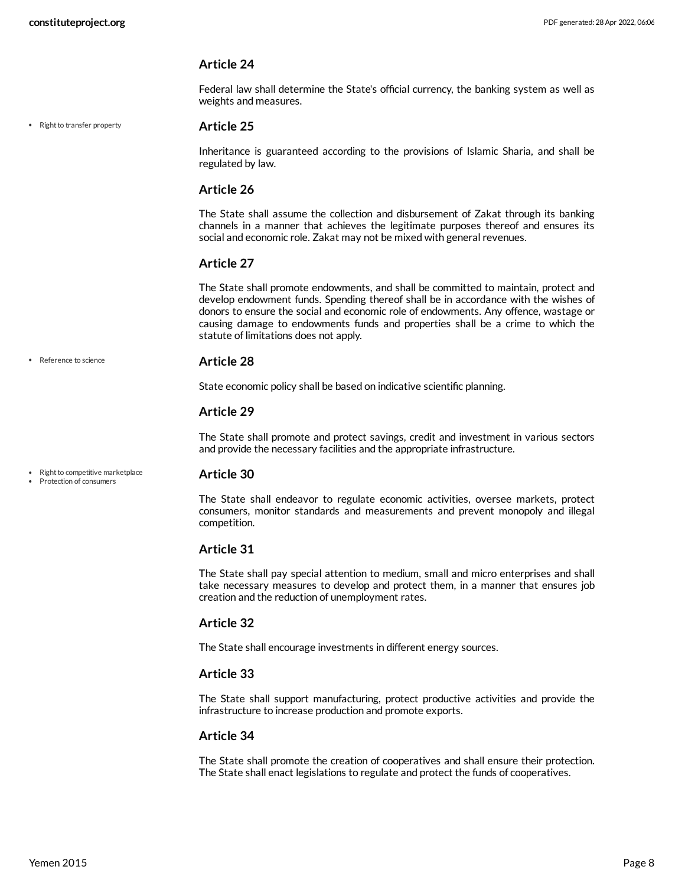### Article 24

Federal law shall determine the State's official currency, the banking system as well as weights and measures.

- Right to transfer property

### Article 25

Inheritance is guaranteed according to the provisions of Islamic Sharia, and shall be regulated by law.

### Article 26

The State shall assume the collection and disbursement of Zakat through its banking channels in a manner that achieves the legitimate purposes thereof and ensures its social and economic role. Zakat may not be mixed with general revenues.

### Article 27

The State shall promote endowments, and shall be committed to maintain, protect and develop endowment funds. Spending thereof shall be in accordance with the wishes of donors to ensure the social and economic role of endowments. Any offence, wastage or causing damage to endowments funds and properties shall be a crime to which the statute of limitations does not apply.

- Reference to science

### Article 28

State economic policy shall be based on indicative scientific planning.

### Article 29

The State shall promote and protect savings, credit and investment in various sectors and provide the necessary facilities and the appropriate infrastructure.

- Right to competitive marketplace
- Protection of consumers

### Article 30

The State shall endeavor to regulate economic activities, oversee markets, protect consumers, monitor standards and measurements and prevent monopoly and illegal competition.

### Article 31

The State shall pay special attention to medium, small and micro enterprises and shall take necessary measures to develop and protect them, in a manner that ensures job creation and the reduction of unemployment rates.

### Article 32

The State shall encourage investments in different energy sources.

### Article 33

The State shall support manufacturing, protect productive activities and provide the infrastructure to increase production and promote exports.

### Article 34

The State shall promote the creation of cooperatives and shall ensure their protection. The State shall enact legislations to regulate and protect the funds of cooperatives.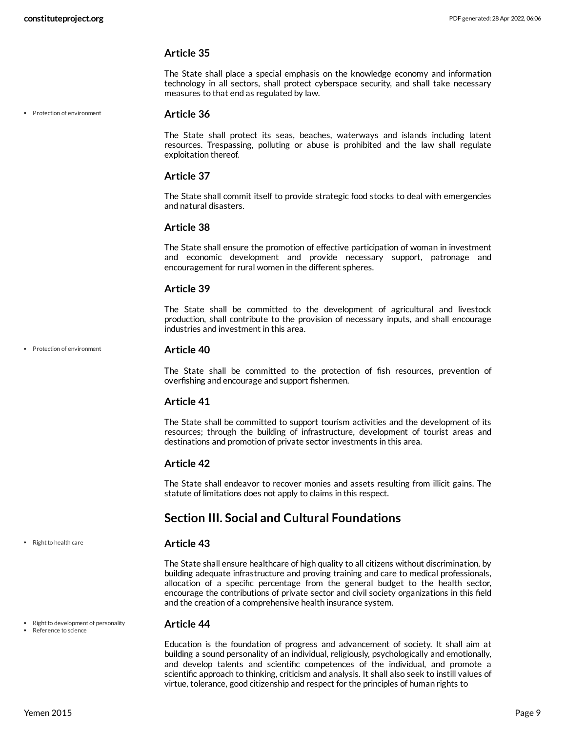### Article 35

The State shall place a special emphasis on the knowledge economy and information technology in all sectors, shall protect cyberspace security, and shall take necessary measures to that end as regulated by law.

- Protection of environment

### Article 36

The State shall protect its seas, beaches, waterways and islands including latent resources. Trespassing, polluting or abuse is prohibited and the law shall regulate exploitation thereof.

### Article 37

The State shall commit itself to provide strategic food stocks to deal with emergencies and natural disasters.

### Article 38

The State shall ensure the promotion of effective participation of woman in investment and economic development and provide necessary support, patronage and encouragement for rural women in the different spheres.

### Article 39

The State shall be committed to the development of agricultural and livestock production, shall contribute to the provision of necessary inputs, and shall encourage industries and investment in this area.

- Protection of environment

### Article 40

The State shall be committed to the protection of fish resources, prevention of overfishing and encourage and support fishermen.

### Article 41

The State shall be committed to support tourism activities and the development of its resources; through the building of infrastructure, development of tourist areas and destinations and promotion of private sector investments in this area.

### Article 42

The State shall endeavor to recover monies and assets resulting from illicit gains. The statute of limitations does not apply to claims in this respect.

## Section III. Social and Cultural Foundations

- Right to health care

### Article 43

The State shall ensure healthcare of high quality to all citizens without discrimination, by building adequate infrastructure and proving training and care to medical professionals, allocation of a specific percentage from the general budget to the health sector, encourage the contributions of private sector and civil society organizations in this field and the creation of a comprehensive health insurance system.

- Right to development of personality
- Reference to science

### Article 44

Education is the foundation of progress and advancement of society. It shall aim at building a sound personality of an individual, religiously, psychologically and emotionally, and develop talents and scientific competences of the individual, and promote a scientific approach to thinking, criticism and analysis. It shall also seek to instill values of virtue, tolerance, good citizenship and respect for the principles of human rights to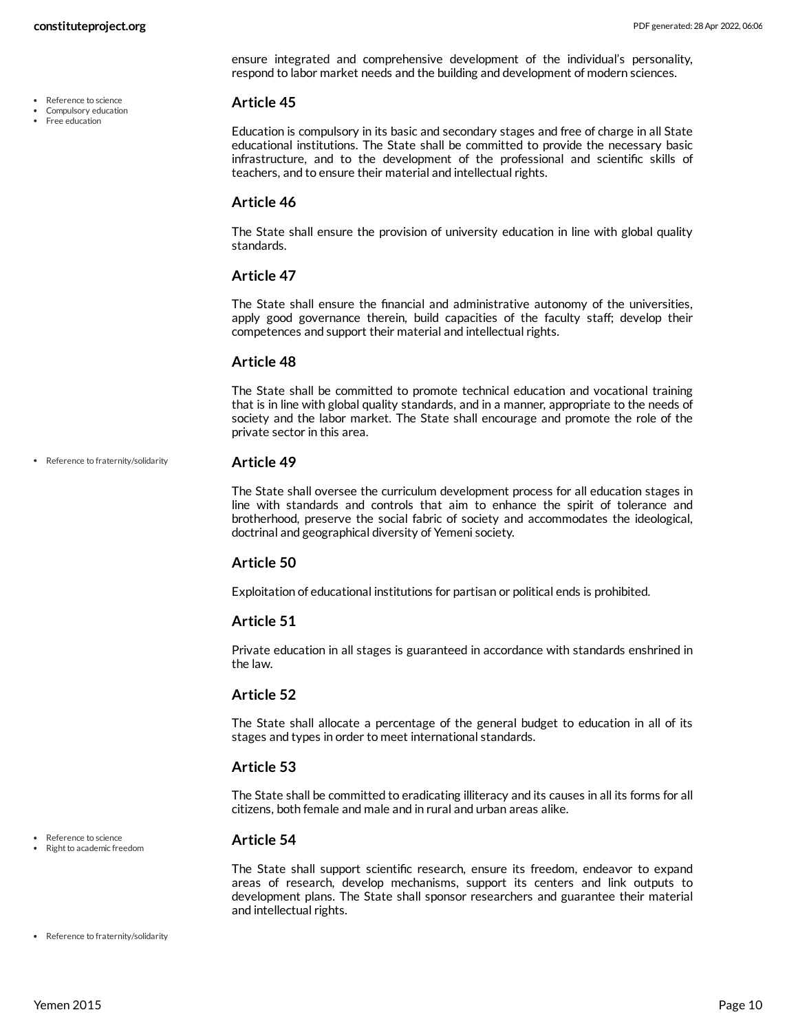ensure integrated and comprehensive development of the individual's personality, respond to labor market needs and the building and development of modern sciences.

- Reference to science
- Compulsory education
- Free education

### Article 45

Education is compulsory in its basic and secondary stages and free of charge in all State educational institutions. The State shall be committed to provide the necessary basic infrastructure, and to the development of the professional and scientific skills of teachers, and to ensure their material and intellectual rights.

### Article 46

The State shall ensure the provision of university education in line with global quality standards.

### Article 47

The State shall ensure the financial and administrative autonomy of the universities, apply good governance therein, build capacities of the faculty staff; develop their competences and support their material and intellectual rights.

### Article 48

The State shall be committed to promote technical education and vocational training that is in line with global quality standards, and in a manner, appropriate to the needs of society and the labor market. The State shall encourage and promote the role of the private sector in this area.

- Reference to fraternity/solidarity

### Article 49

The State shall oversee the curriculum development process for all education stages in line with standards and controls that aim to enhance the spirit of tolerance and brotherhood, preserve the social fabric of society and accommodates the ideological, doctrinal and geographical diversity of Yemeni society.

### Article 50

Exploitation of educational institutions for partisan or political ends is prohibited.

### Article 51

Private education in all stages is guaranteed in accordance with standards enshrined in the law.

### Article 52

The State shall allocate a percentage of the general budget to education in all of its stages and types in order to meet international standards.

### Article 53

The State shall be committed to eradicating illiteracy and its causes in all its forms for all citizens, both female and male and in rural and urban areas alike.

- Reference to science
- Right to academic freedom

### Article 54

The State shall support scientific research, ensure its freedom, endeavor to expand areas of research, develop mechanisms, support its centers and link outputs to development plans. The State shall sponsor researchers and guarantee their material and intellectual rights.

- Reference to fraternity/solidarity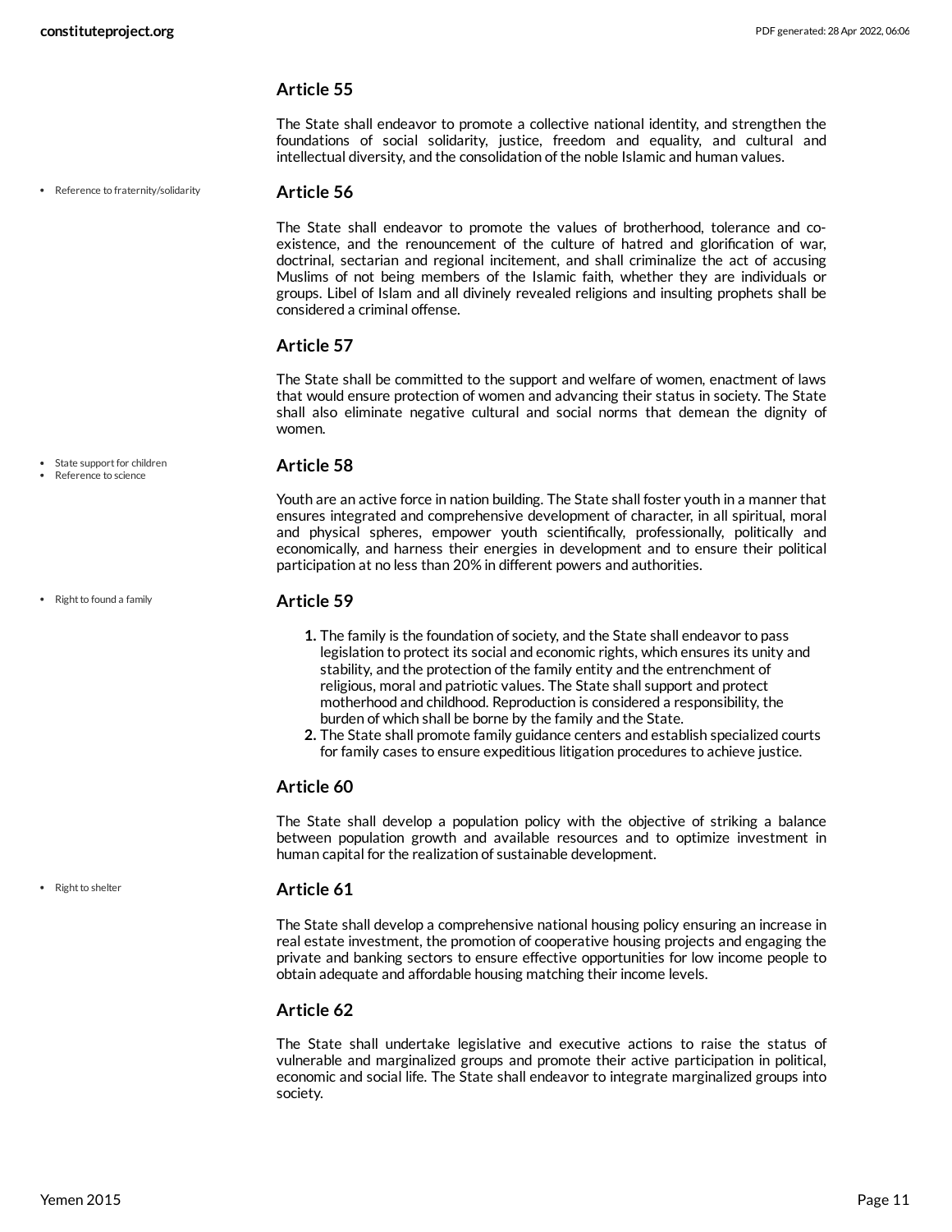### Article 55

The State shall endeavor to promote a collective national identity, and strengthen the foundations of social solidarity, justice, freedom and equality, and cultural and intellectual diversity, and the consolidation of the noble Islamic and human values.

- Reference to fraternity/solidarity

### Article 56

The State shall endeavor to promote the values of brotherhood, tolerance and co-existence, and the renouncement of the culture of hatred and glorification of war, doctrinal, sectarian and regional incitement, and shall criminalize the act of accusing Muslims of not being members of the Islamic faith, whether they are individuals or groups. Libel of Islam and all divinely revealed religions and insulting prophets shall be considered a criminal offense.

### Article 57

The State shall be committed to the support and welfare of women, enactment of laws that would ensure protection of women and advancing their status in society. The State shall also eliminate negative cultural and social norms that demean the dignity of women.

- State support for children
- Reference to science

### Article 58

Youth are an active force in nation building. The State shall foster youth in a manner that ensures integrated and comprehensive development of character, in all spiritual, moral and physical spheres, empower youth scientifically, professionally, politically and economically, and harness their energies in development and to ensure their political participation at no less than 20% in different powers and authorities.

- Right to found a family

### Article 59

1. The family is the foundation of society, and the State shall endeavor to pass legislation to protect its social and economic rights, which ensures its unity and stability, and the protection of the family entity and the entrenchment of religious, moral and patriotic values. The State shall support and protect motherhood and childhood. Reproduction is considered a responsibility, the burden of which shall be borne by the family and the State.
2. The State shall promote family guidance centers and establish specialized courts for family cases to ensure expeditious litigation procedures to achieve justice.

### Article 60

The State shall develop a population policy with the objective of striking a balance between population growth and available resources and to optimize investment in human capital for the realization of sustainable development.

- Right to shelter

### Article 61

The State shall develop a comprehensive national housing policy ensuring an increase in real estate investment, the promotion of cooperative housing projects and engaging the private and banking sectors to ensure effective opportunities for low income people to obtain adequate and affordable housing matching their income levels.

### Article 62

The State shall undertake legislative and executive actions to raise the status of vulnerable and marginalized groups and promote their active participation in political, economic and social life. The State shall endeavor to integrate marginalized groups into society.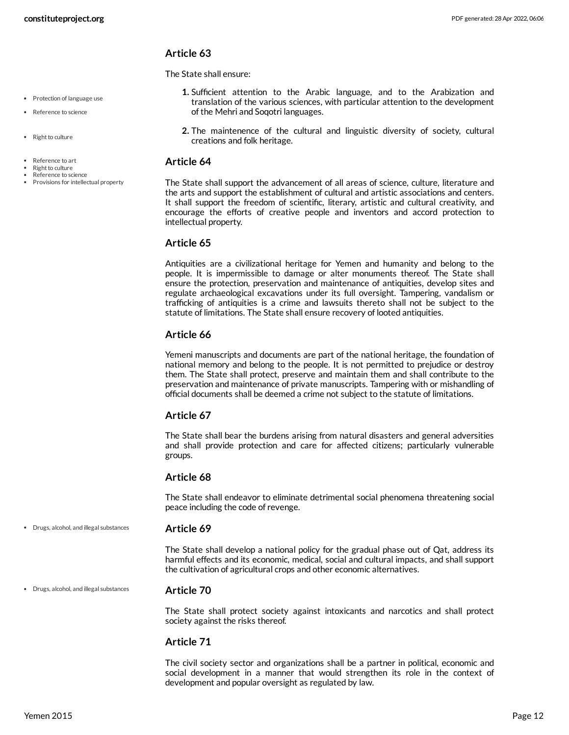## Article 63

The State shall ensure:

1. Sufficient attention to the Arabic language, and to the Arabization and translation of the various sciences, with particular attention to the development of the Mehri and Soqotri languages.
2. The maintenence of the cultural and linguistic diversity of society, cultural creations and folk heritage.

## Article 64

The State shall support the advancement of all areas of science, culture, literature and the arts and support the establishment of cultural and artistic associations and centers. It shall support the freedom of scientific, literary, artistic and cultural creativity, and encourage the efforts of creative people and inventors and accord protection to intellectual property.

## Article 65

Antiquities are a civilizational heritage for Yemen and humanity and belong to the people. It is impermissible to damage or alter monuments thereof. The State shall ensure the protection, preservation and maintenance of antiquities, develop sites and regulate archaeological excavations under its full oversight. Tampering, vandalism or trafficking of antiquities is a crime and lawsuits thereto shall not be subject to the statute of limitations. The State shall ensure recovery of looted antiquities.

## Article 66

Yemeni manuscripts and documents are part of the national heritage, the foundation of national memory and belong to the people. It is not permitted to prejudice or destroy them. The State shall protect, preserve and maintain them and shall contribute to the preservation and maintenance of private manuscripts. Tampering with or mishandling of official documents shall be deemed a crime not subject to the statute of limitations.

## Article 67

The State shall bear the burdens arising from natural disasters and general adversities and shall provide protection and care for affected citizens; particularly vulnerable groups.

## Article 68

The State shall endeavor to eliminate detrimental social phenomena threatening social peace including the code of revenge.

## Article 69

The State shall develop a national policy for the gradual phase out of Qat, address its harmful effects and its economic, medical, social and cultural impacts, and shall support the cultivation of agricultural crops and other economic alternatives.

## Article 70

The State shall protect society against intoxicants and narcotics and shall protect society against the risks thereof.

## Article 71

The civil society sector and organizations shall be a partner in political, economic and social development in a manner that would strengthen its role in the context of development and popular oversight as regulated by law.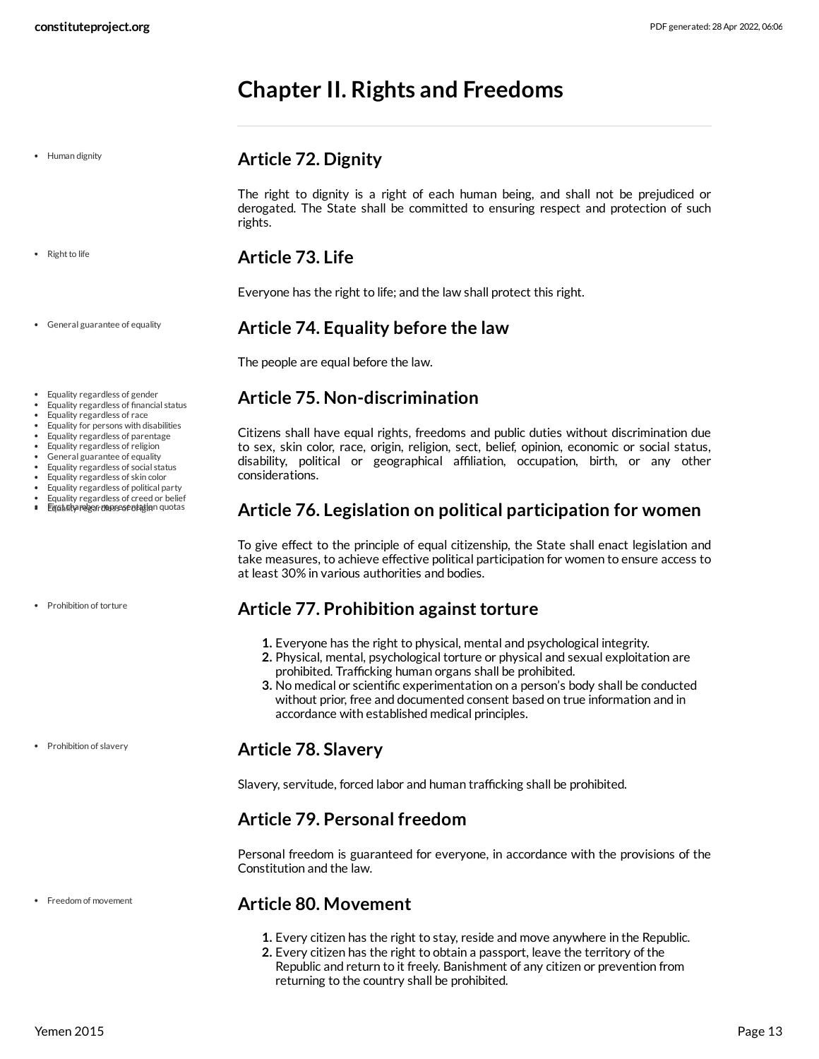## Chapter II. Rights and Freedoms

- Human dignity

### Article 72. Dignity

The right to dignity is a right of each human being, and shall not be prejudiced or derogated. The State shall be committed to ensuring respect and protection of such rights.

- Right to life

### Article 73. Life

Everyone has the right to life; and the law shall protect this right.

- General guarantee of equality

### Article 74. Equality before the law

The people are equal before the law.

- Equality regardless of gender
- Equality regardless of financial status
- Equality regardless of race
- Equality for persons with disabilities
- Equality regardless of parentage
- Equality regardless of religion
- General guarantee of equality
- Equality regardless of social status
- Equality regardless of skin color
- Equality regardless of political party
- Equality regardless of creed or belief
- Equality regardless of origin
- First chamber representation quotas

### Article 75. Non-discrimination

Citizens shall have equal rights, freedoms and public duties without discrimination due to sex, skin color, race, origin, religion, sect, belief, opinion, economic or social status, disability, political or geographical affiliation, occupation, birth, or any other considerations.

### Article 76. Legislation on political participation for women

To give effect to the principle of equal citizenship, the State shall enact legislation and take measures, to achieve effective political participation for women to ensure access to at least 30% in various authorities and bodies.

- Prohibition of torture

### Article 77. Prohibition against torture

1. Everyone has the right to physical, mental and psychological integrity.
2. Physical, mental, psychological torture or physical and sexual exploitation are prohibited. Trafficking human organs shall be prohibited.
3. No medical or scientific experimentation on a person's body shall be conducted without prior, free and documented consent based on true information and in accordance with established medical principles.

- Prohibition of slavery

### Article 78. Slavery

Slavery, servitude, forced labor and human trafficking shall be prohibited.

### Article 79. Personal freedom

Personal freedom is guaranteed for everyone, in accordance with the provisions of the Constitution and the law.

- Freedom of movement

### Article 80. Movement

1. Every citizen has the right to stay, reside and move anywhere in the Republic.
2. Every citizen has the right to obtain a passport, leave the territory of the Republic and return to it freely. Banishment of any citizen or prevention from returning to the country shall be prohibited.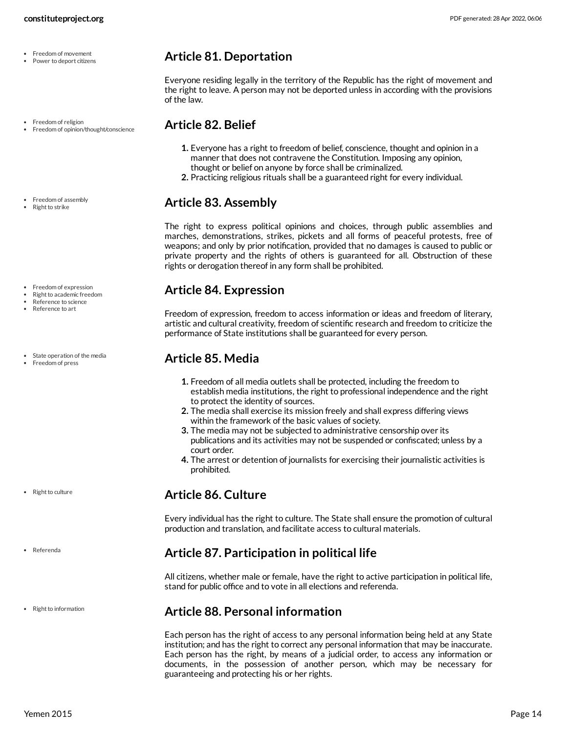- Freedom of movement
- Power to deport citizens

## Article 81. Deportation

Everyone residing legally in the territory of the Republic has the right of movement and the right to leave. A person may not be deported unless in according with the provisions of the law.

- Freedom of religion
- Freedom of opinion/thought/conscience

## Article 82. Belief

1. Everyone has a right to freedom of belief, conscience, thought and opinion in a manner that does not contravene the Constitution. Imposing any opinion, thought or belief on anyone by force shall be criminalized.
2. Practicing religious rituals shall be a guaranteed right for every individual.

- Freedom of assembly
- Right to strike

## Article 83. Assembly

The right to express political opinions and choices, through public assemblies and marches, demonstrations, strikes, pickets and all forms of peaceful protests, free of weapons; and only by prior notification, provided that no damages is caused to public or private property and the rights of others is guaranteed for all. Obstruction of these rights or derogation thereof in any form shall be prohibited.

- Freedom of expression
- Right to academic freedom
- Reference to science
- Reference to art

## Article 84. Expression

Freedom of expression, freedom to access information or ideas and freedom of literary, artistic and cultural creativity, freedom of scientific research and freedom to criticize the performance of State institutions shall be guaranteed for every person.

- State operation of the media
- Freedom of press

## Article 85. Media

1. Freedom of all media outlets shall be protected, including the freedom to establish media institutions, the right to professional independence and the right to protect the identity of sources.
2. The media shall exercise its mission freely and shall express differing views within the framework of the basic values of society.
3. The media may not be subjected to administrative censorship over its publications and its activities may not be suspended or confiscated; unless by a court order.
4. The arrest or detention of journalists for exercising their journalistic activities is prohibited.

- Right to culture

## Article 86. Culture

Every individual has the right to culture. The State shall ensure the promotion of cultural production and translation, and facilitate access to cultural materials.

- Referenda

## Article 87. Participation in political life

All citizens, whether male or female, have the right to active participation in political life, stand for public office and to vote in all elections and referenda.

- Right to information

## Article 88. Personal information

Each person has the right of access to any personal information being held at any State institution; and has the right to correct any personal information that may be inaccurate. Each person has the right, by means of a judicial order, to access any information or documents, in the possession of another person, which may be necessary for guaranteeing and protecting his or her rights.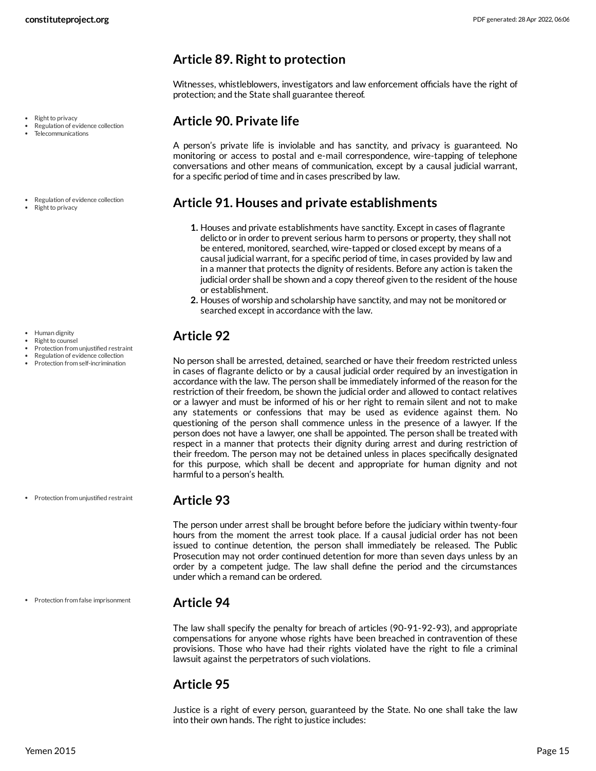## Article 89. Right to protection

Witnesses, whistleblowers, investigators and law enforcement officials have the right of protection; and the State shall guarantee thereof.

- Right to privacy
- Regulation of evidence collection
- Telecommunications

## Article 90. Private life

A person's private life is inviolable and has sanctity, and privacy is guaranteed. No monitoring or access to postal and e-mail correspondence, wire-tapping of telephone conversations and other means of communication, except by a causal judicial warrant, for a specific period of time and in cases prescribed by law.

- Regulation of evidence collection
- Right to privacy

## Article 91. Houses and private establishments

1. Houses and private establishments have sanctity. Except in cases of flagrante delicto or in order to prevent serious harm to persons or property, they shall not be entered, monitored, searched, wire-tapped or closed except by means of a causal judicial warrant, for a specific period of time, in cases provided by law and in a manner that protects the dignity of residents. Before any action is taken the judicial order shall be shown and a copy thereof given to the resident of the house or establishment.
2. Houses of worship and scholarship have sanctity, and may not be monitored or searched except in accordance with the law.

- Human dignity
- Right to counsel
- Protection from unjustified restraint
- Regulation of evidence collection
- Protection from self-incrimination

## Article 92

No person shall be arrested, detained, searched or have their freedom restricted unless in cases of flagrante delicto or by a causal judicial order required by an investigation in accordance with the law. The person shall be immediately informed of the reason for the restriction of their freedom, be shown the judicial order and allowed to contact relatives or a lawyer and must be informed of his or her right to remain silent and not to make any statements or confessions that may be used as evidence against them. No questioning of the person shall commence unless in the presence of a lawyer. If the person does not have a lawyer, one shall be appointed. The person shall be treated with respect in a manner that protects their dignity during arrest and during restriction of their freedom. The person may not be detained unless in places specifically designated for this purpose, which shall be decent and appropriate for human dignity and not harmful to a person's health.

- Protection from unjustified restraint

## Article 93

The person under arrest shall be brought before before the judiciary within twenty-four hours from the moment the arrest took place. If a causal judicial order has not been issued to continue detention, the person shall immediately be released. The Public Prosecution may not order continued detention for more than seven days unless by an order by a competent judge. The law shall define the period and the circumstances under which a remand can be ordered.

- Protection from false imprisonment

## Article 94

The law shall specify the penalty for breach of articles (90-91-92-93), and appropriate compensations for anyone whose rights have been breached in contravention of these provisions. Those who have had their rights violated have the right to file a criminal lawsuit against the perpetrators of such violations.

## Article 95

Justice is a right of every person, guaranteed by the State. No one shall take the law into their own hands. The right to justice includes: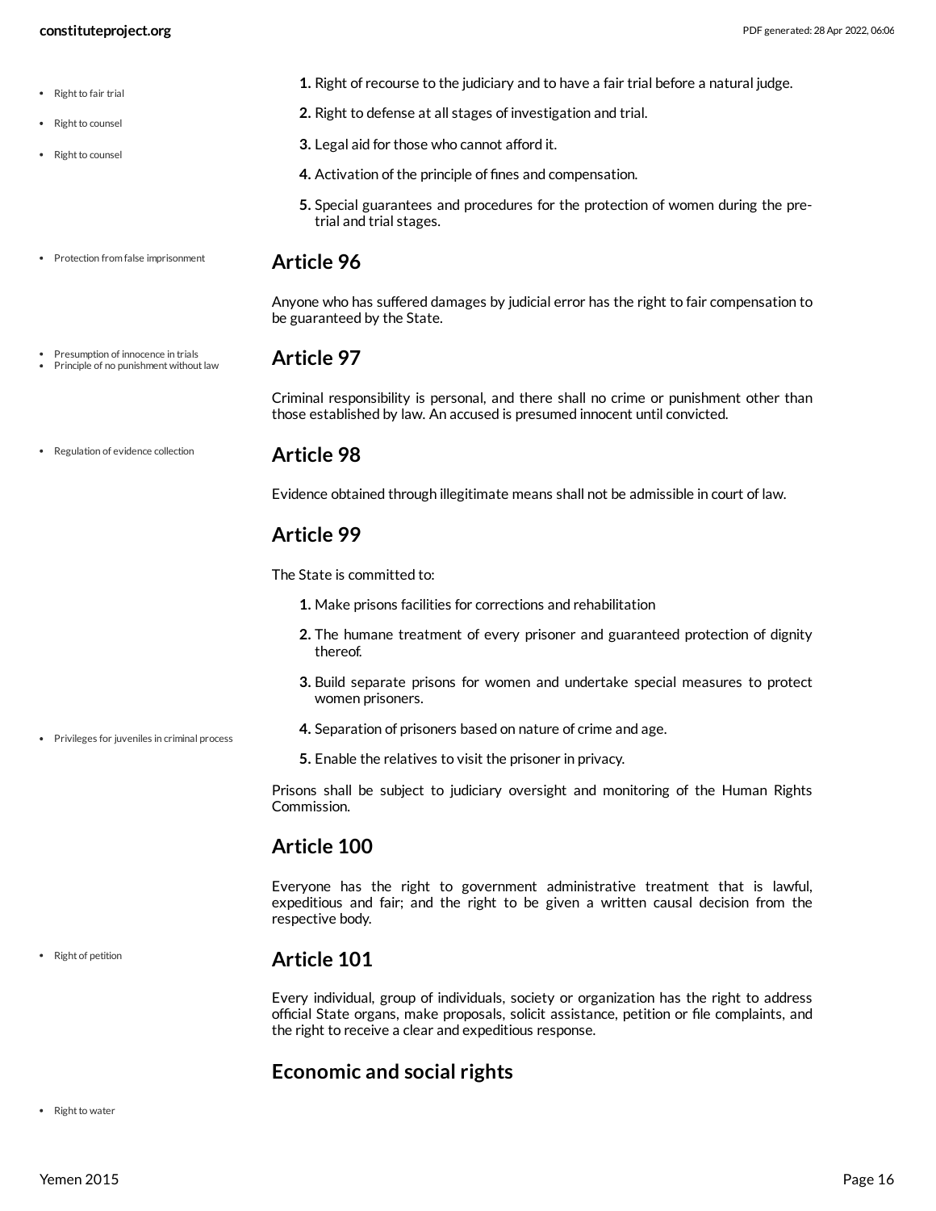1. Right of recourse to the judiciary and to have a fair trial before a natural judge.
2. Right to defense at all stages of investigation and trial.
3. Legal aid for those who cannot afford it.
4. Activation of the principle of fines and compensation.
5. Special guarantees and procedures for the protection of women during the pre-trial and trial stages.

## Article 96

Anyone who has suffered damages by judicial error has the right to fair compensation to be guaranteed by the State.

## Article 97

Criminal responsibility is personal, and there shall no crime or punishment other than those established by law. An accused is presumed innocent until convicted.

## Article 98

Evidence obtained through illegitimate means shall not be admissible in court of law.

## Article 99

The State is committed to:

1. Make prisons facilities for corrections and rehabilitation
2. The humane treatment of every prisoner and guaranteed protection of dignity thereof.
3. Build separate prisons for women and undertake special measures to protect women prisoners.
4. Separation of prisoners based on nature of crime and age.
5. Enable the relatives to visit the prisoner in privacy.

Prisons shall be subject to judiciary oversight and monitoring of the Human Rights Commission.

## Article 100

Everyone has the right to government administrative treatment that is lawful, expeditious and fair; and the right to be given a written causal decision from the respective body.

## Article 101

Every individual, group of individuals, society or organization has the right to address official State organs, make proposals, solicit assistance, petition or file complaints, and the right to receive a clear and expeditious response.

## Economic and social rights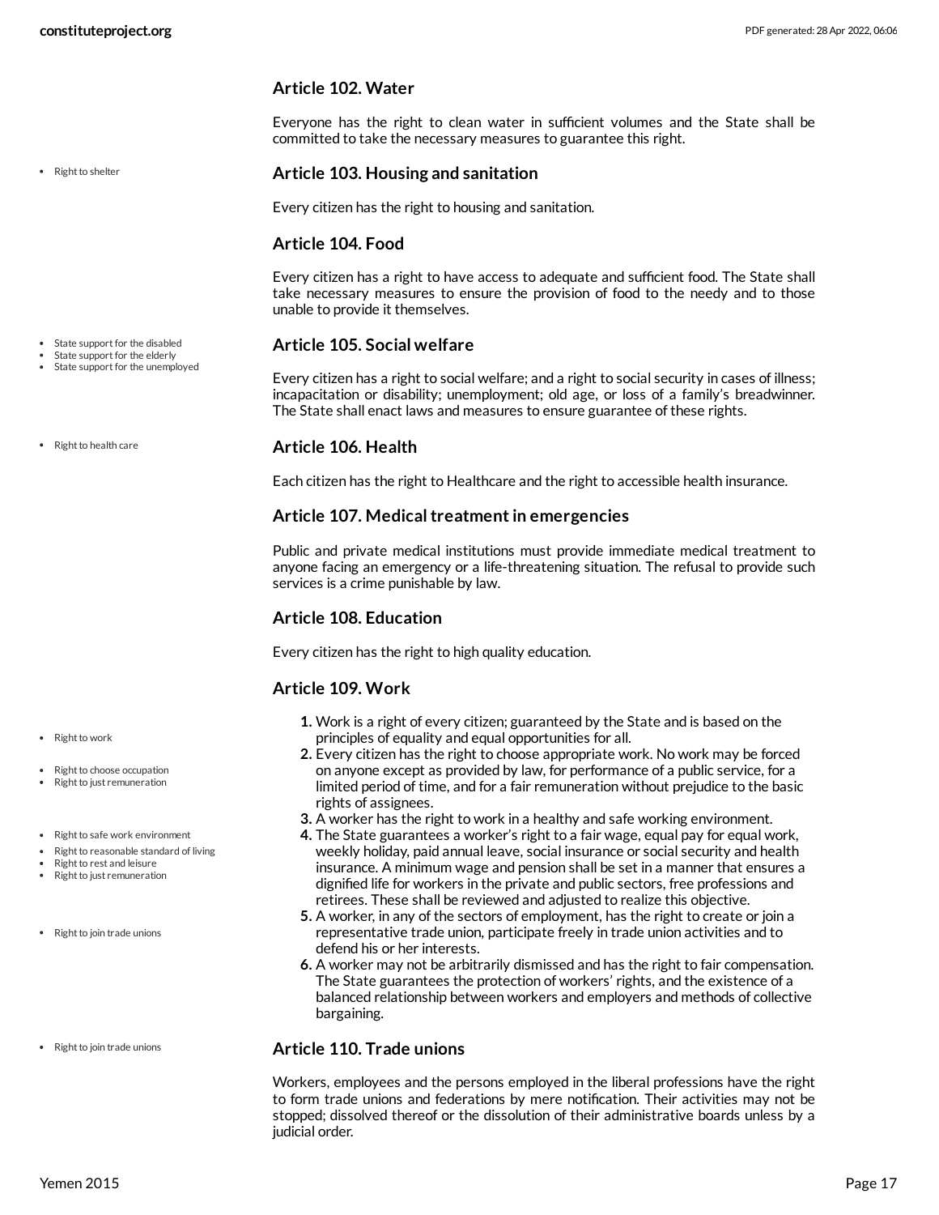### Article 102. Water

Everyone has the right to clean water in sufficient volumes and the State shall be committed to take the necessary measures to guarantee this right.

- Right to shelter

### Article 103. Housing and sanitation

Every citizen has the right to housing and sanitation.

### Article 104. Food

Every citizen has a right to have access to adequate and sufficient food. The State shall take necessary measures to ensure the provision of food to the needy and to those unable to provide it themselves.

- State support for the disabled
- State support for the elderly
- State support for the unemployed

### Article 105. Social welfare

Every citizen has a right to social welfare; and a right to social security in cases of illness; incapacitation or disability; unemployment; old age, or loss of a family's breadwinner. The State shall enact laws and measures to ensure guarantee of these rights.

- Right to health care

### Article 106. Health

Each citizen has the right to Healthcare and the right to accessible health insurance.

### Article 107. Medical treatment in emergencies

Public and private medical institutions must provide immediate medical treatment to anyone facing an emergency or a life-threatening situation. The refusal to provide such services is a crime punishable by law.

### Article 108. Education

Every citizen has the right to high quality education.

### Article 109. Work

- Right to work
- Right to choose occupation
- Right to just remuneration
- Right to safe work environment
- Right to reasonable standard of living
- Right to rest and leisure
- Right to just remuneration
- Right to join trade unions

1. Work is a right of every citizen; guaranteed by the State and is based on the principles of equality and equal opportunities for all.
2. Every citizen has the right to choose appropriate work. No work may be forced on anyone except as provided by law, for performance of a public service, for a limited period of time, and for a fair remuneration without prejudice to the basic rights of assignees.
3. A worker has the right to work in a healthy and safe working environment.
4. The State guarantees a worker's right to a fair wage, equal pay for equal work, weekly holiday, paid annual leave, social insurance or social security and health insurance. A minimum wage and pension shall be set in a manner that ensures a dignified life for workers in the private and public sectors, free professions and retirees. These shall be reviewed and adjusted to realize this objective.
5. A worker, in any of the sectors of employment, has the right to create or join a representative trade union, participate freely in trade union activities and to defend his or her interests.
6. A worker may not be arbitrarily dismissed and has the right to fair compensation. The State guarantees the protection of workers' rights, and the existence of a balanced relationship between workers and employers and methods of collective bargaining.

- Right to join trade unions

### Article 110. Trade unions

Workers, employees and the persons employed in the liberal professions have the right to form trade unions and federations by mere notification. Their activities may not be stopped; dissolved thereof or the dissolution of their administrative boards unless by a judicial order.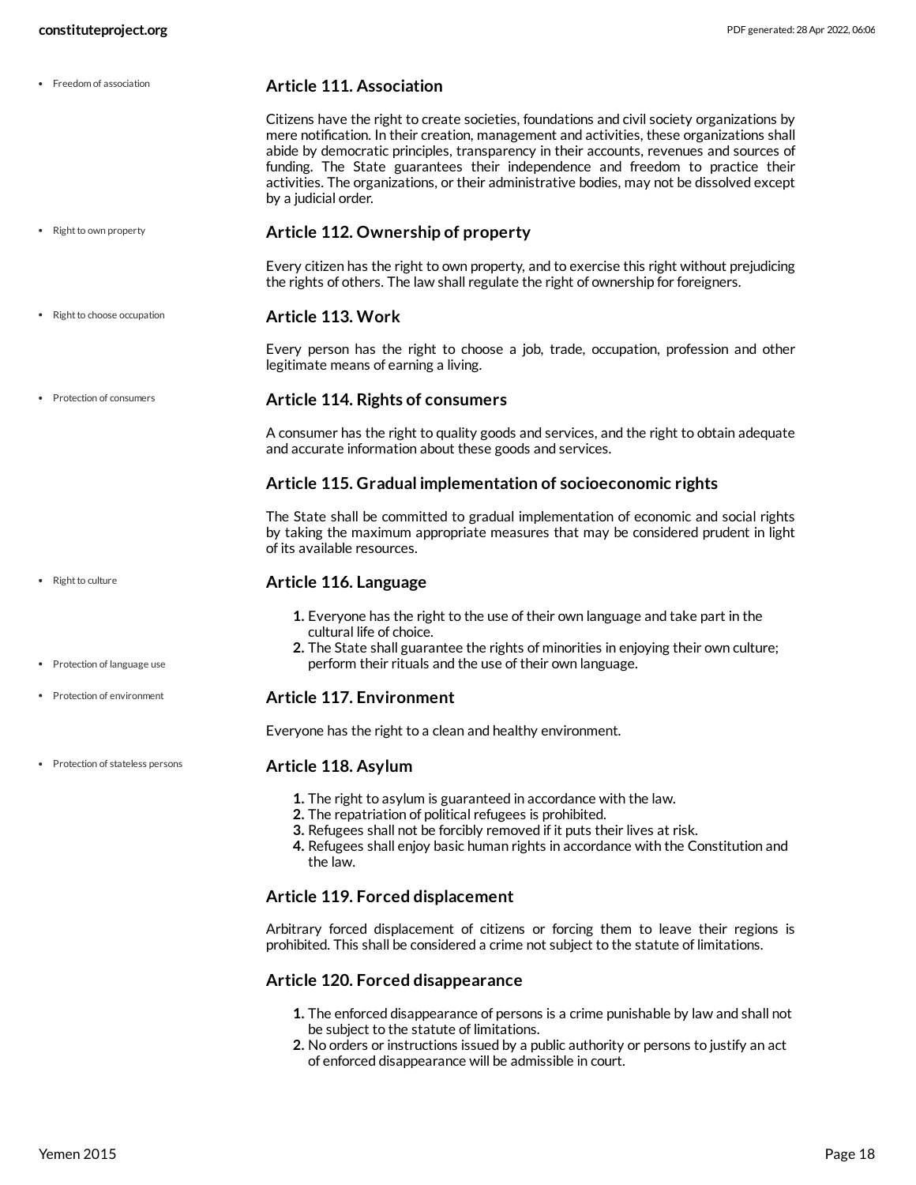- Freedom of association

### Article 111. Association

Citizens have the right to create societies, foundations and civil society organizations by mere notification. In their creation, management and activities, these organizations shall abide by democratic principles, transparency in their accounts, revenues and sources of funding. The State guarantees their independence and freedom to practice their activities. The organizations, or their administrative bodies, may not be dissolved except by a judicial order.

- Right to own property

### Article 112. Ownership of property

Every citizen has the right to own property, and to exercise this right without prejudicing the rights of others. The law shall regulate the right of ownership for foreigners.

- Right to choose occupation

### Article 113. Work

Every person has the right to choose a job, trade, occupation, profession and other legitimate means of earning a living.

- Protection of consumers

### Article 114. Rights of consumers

A consumer has the right to quality goods and services, and the right to obtain adequate and accurate information about these goods and services.

### Article 115. Gradual implementation of socioeconomic rights

The State shall be committed to gradual implementation of economic and social rights by taking the maximum appropriate measures that may be considered prudent in light of its available resources.

- Right to culture

### Article 116. Language

1. Everyone has the right to the use of their own language and take part in the cultural life of choice.
2. The State shall guarantee the rights of minorities in enjoying their own culture; perform their rituals and the use of their own language.

- Protection of language use

- Protection of environment

### Article 117. Environment

Everyone has the right to a clean and healthy environment.

- Protection of stateless persons

### Article 118. Asylum

1. The right to asylum is guaranteed in accordance with the law.
2. The repatriation of political refugees is prohibited.
3. Refugees shall not be forcibly removed if it puts their lives at risk.
4. Refugees shall enjoy basic human rights in accordance with the Constitution and the law.

### Article 119. Forced displacement

Arbitrary forced displacement of citizens or forcing them to leave their regions is prohibited. This shall be considered a crime not subject to the statute of limitations.

### Article 120. Forced disappearance

1. The enforced disappearance of persons is a crime punishable by law and shall not be subject to the statute of limitations.
2. No orders or instructions issued by a public authority or persons to justify an act of enforced disappearance will be admissible in court.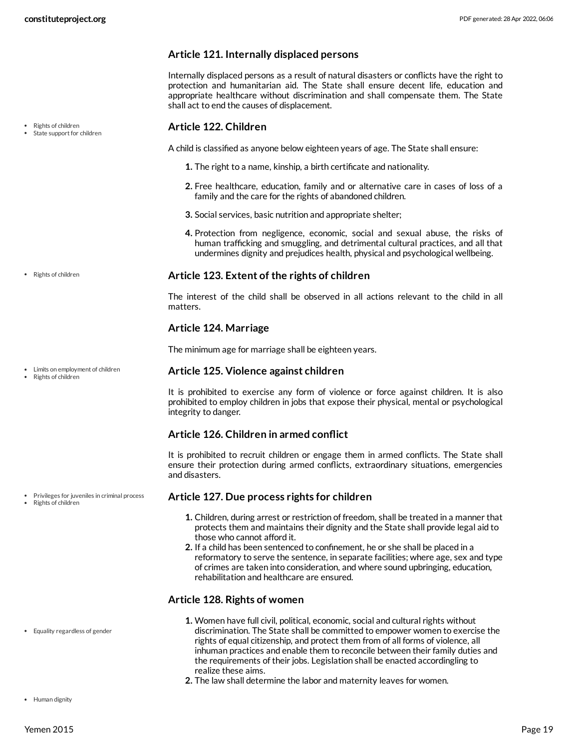### Article 121. Internally displaced persons

Internally displaced persons as a result of natural disasters or conflicts have the right to protection and humanitarian aid. The State shall ensure decent life, education and appropriate healthcare without discrimination and shall compensate them. The State shall act to end the causes of displacement.

- Rights of children
- State support for children

### Article 122. Children

A child is classified as anyone below eighteen years of age. The State shall ensure:

1. The right to a name, kinship, a birth certificate and nationality.
2. Free healthcare, education, family and or alternative care in cases of loss of a family and the care for the rights of abandoned children.
3. Social services, basic nutrition and appropriate shelter;
4. Protection from negligence, economic, social and sexual abuse, the risks of human trafficking and smuggling, and detrimental cultural practices, and all that undermines dignity and prejudices health, physical and psychological wellbeing.

- Rights of children

### Article 123. Extent of the rights of children

The interest of the child shall be observed in all actions relevant to the child in all matters.

### Article 124. Marriage

The minimum age for marriage shall be eighteen years.

- Limits on employment of children
- Rights of children

### Article 125. Violence against children

It is prohibited to exercise any form of violence or force against children. It is also prohibited to employ children in jobs that expose their physical, mental or psychological integrity to danger.

### Article 126. Children in armed conflict

It is prohibited to recruit children or engage them in armed conflicts. The State shall ensure their protection during armed conflicts, extraordinary situations, emergencies and disasters.

- Privileges for juveniles in criminal process
- Rights of children

### Article 127. Due process rights for children

1. Children, during arrest or restriction of freedom, shall be treated in a manner that protects them and maintains their dignity and the State shall provide legal aid to those who cannot afford it.
2. If a child has been sentenced to confinement, he or she shall be placed in a reformatory to serve the sentence, in separate facilities; where age, sex and type of crimes are taken into consideration, and where sound upbringing, education, rehabilitation and healthcare are ensured.

### Article 128. Rights of women

- Equality regardless of gender

1. Women have full civil, political, economic, social and cultural rights without discrimination. The State shall be committed to empower women to exercise the rights of equal citizenship, and protect them from of all forms of violence, all inhuman practices and enable them to reconcile between their family duties and the requirements of their jobs. Legislation shall be enacted accordingling to realize these aims.
2. The law shall determine the labor and maternity leaves for women.

- Human dignity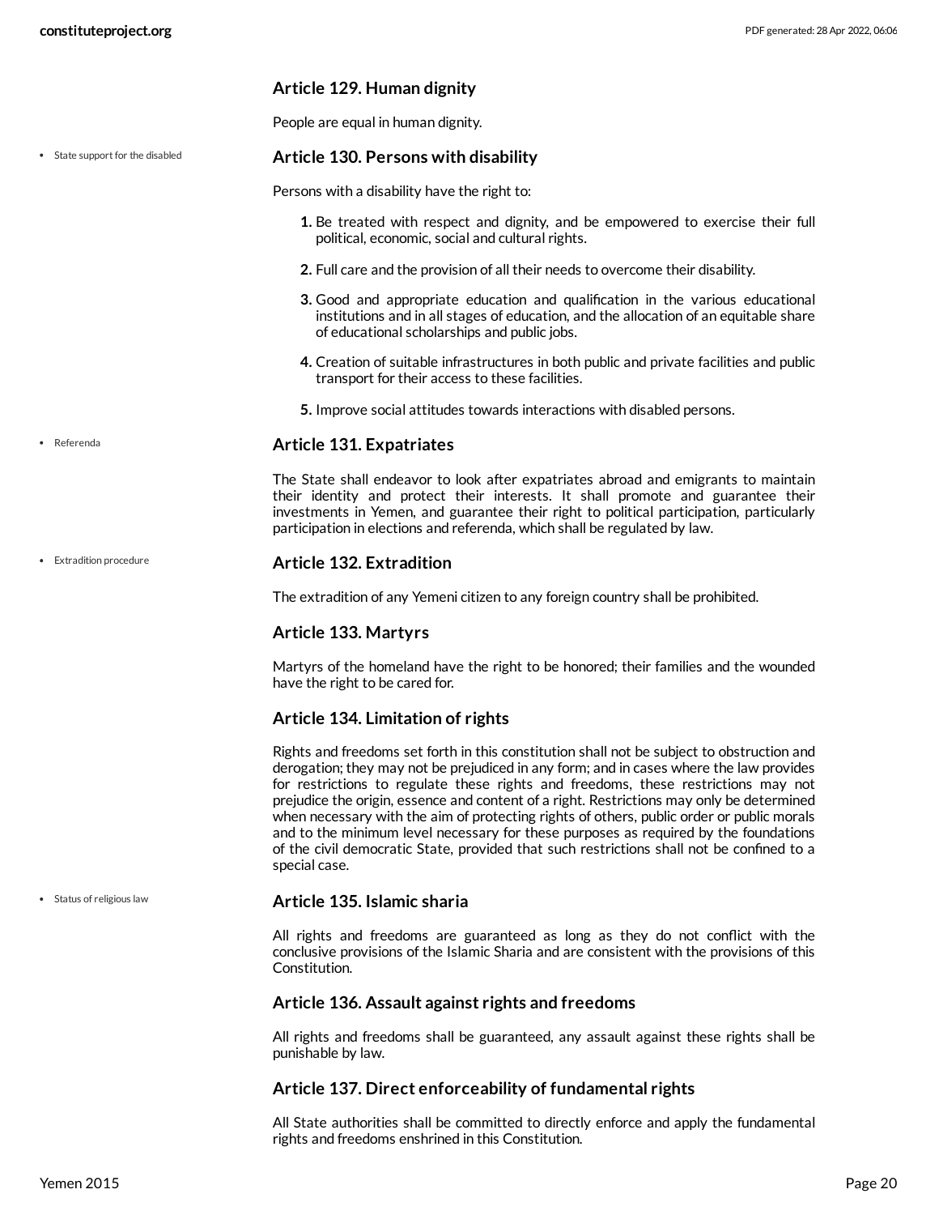### Article 129. Human dignity

People are equal in human dignity.

- State support for the disabled

### Article 130. Persons with disability

Persons with a disability have the right to:

1. Be treated with respect and dignity, and be empowered to exercise their full political, economic, social and cultural rights.
2. Full care and the provision of all their needs to overcome their disability.
3. Good and appropriate education and qualification in the various educational institutions and in all stages of education, and the allocation of an equitable share of educational scholarships and public jobs.
4. Creation of suitable infrastructures in both public and private facilities and public transport for their access to these facilities.
5. Improve social attitudes towards interactions with disabled persons.

- Referenda

### Article 131. Expatriates

The State shall endeavor to look after expatriates abroad and emigrants to maintain their identity and protect their interests. It shall promote and guarantee their investments in Yemen, and guarantee their right to political participation, particularly participation in elections and referenda, which shall be regulated by law.

- Extradition procedure

### Article 132. Extradition

The extradition of any Yemeni citizen to any foreign country shall be prohibited.

### Article 133. Martyrs

Martyrs of the homeland have the right to be honored; their families and the wounded have the right to be cared for.

### Article 134. Limitation of rights

Rights and freedoms set forth in this constitution shall not be subject to obstruction and derogation; they may not be prejudiced in any form; and in cases where the law provides for restrictions to regulate these rights and freedoms, these restrictions may not prejudice the origin, essence and content of a right. Restrictions may only be determined when necessary with the aim of protecting rights of others, public order or public morals and to the minimum level necessary for these purposes as required by the foundations of the civil democratic State, provided that such restrictions shall not be confined to a special case.

- Status of religious law

### Article 135. Islamic sharia

All rights and freedoms are guaranteed as long as they do not conflict with the conclusive provisions of the Islamic Sharia and are consistent with the provisions of this Constitution.

### Article 136. Assault against rights and freedoms

All rights and freedoms shall be guaranteed, any assault against these rights shall be punishable by law.

### Article 137. Direct enforceability of fundamental rights

All State authorities shall be committed to directly enforce and apply the fundamental rights and freedoms enshrined in this Constitution.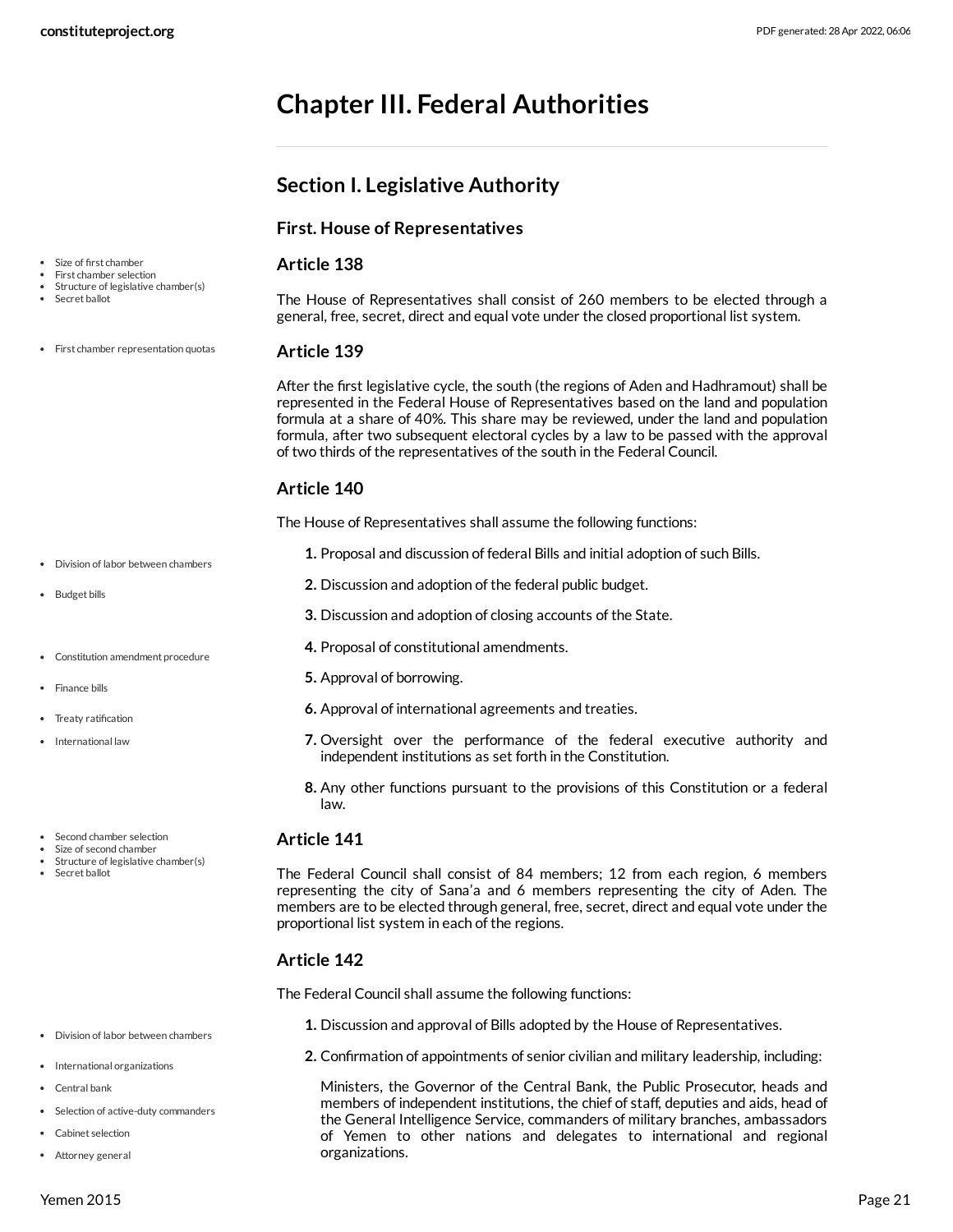# Chapter III. Federal Authorities

## Section I. Legislative Authority

### First. House of Representatives

### Article 138

The House of Representatives shall consist of 260 members to be elected through a general, free, secret, direct and equal vote under the closed proportional list system.

### Article 139

After the first legislative cycle, the south (the regions of Aden and Hadhramout) shall be represented in the Federal House of Representatives based on the land and population formula at a share of 40%. This share may be reviewed, under the land and population formula, after two subsequent electoral cycles by a law to be passed with the approval of two thirds of the representatives of the south in the Federal Council.

### Article 140

The House of Representatives shall assume the following functions:

1. Proposal and discussion of federal Bills and initial adoption of such Bills.
2. Discussion and adoption of the federal public budget.
3. Discussion and adoption of closing accounts of the State.
4. Proposal of constitutional amendments.
5. Approval of borrowing.
6. Approval of international agreements and treaties.
7. Oversight over the performance of the federal executive authority and independent institutions as set forth in the Constitution.
8. Any other functions pursuant to the provisions of this Constitution or a federal law.

### Article 141

The Federal Council shall consist of 84 members; 12 from each region, 6 members representing the city of Sana'a and 6 members representing the city of Aden. The members are to be elected through general, free, secret, direct and equal vote under the proportional list system in each of the regions.

### Article 142

The Federal Council shall assume the following functions:

1. Discussion and approval of Bills adopted by the House of Representatives.
2. Confirmation of appointments of senior civilian and military leadership, including:

   Ministers, the Governor of the Central Bank, the Public Prosecutor, heads and members of independent institutions, the chief of staff, deputies and aids, head of the General Intelligence Service, commanders of military branches, ambassadors of Yemen to other nations and delegates to international and regional organizations.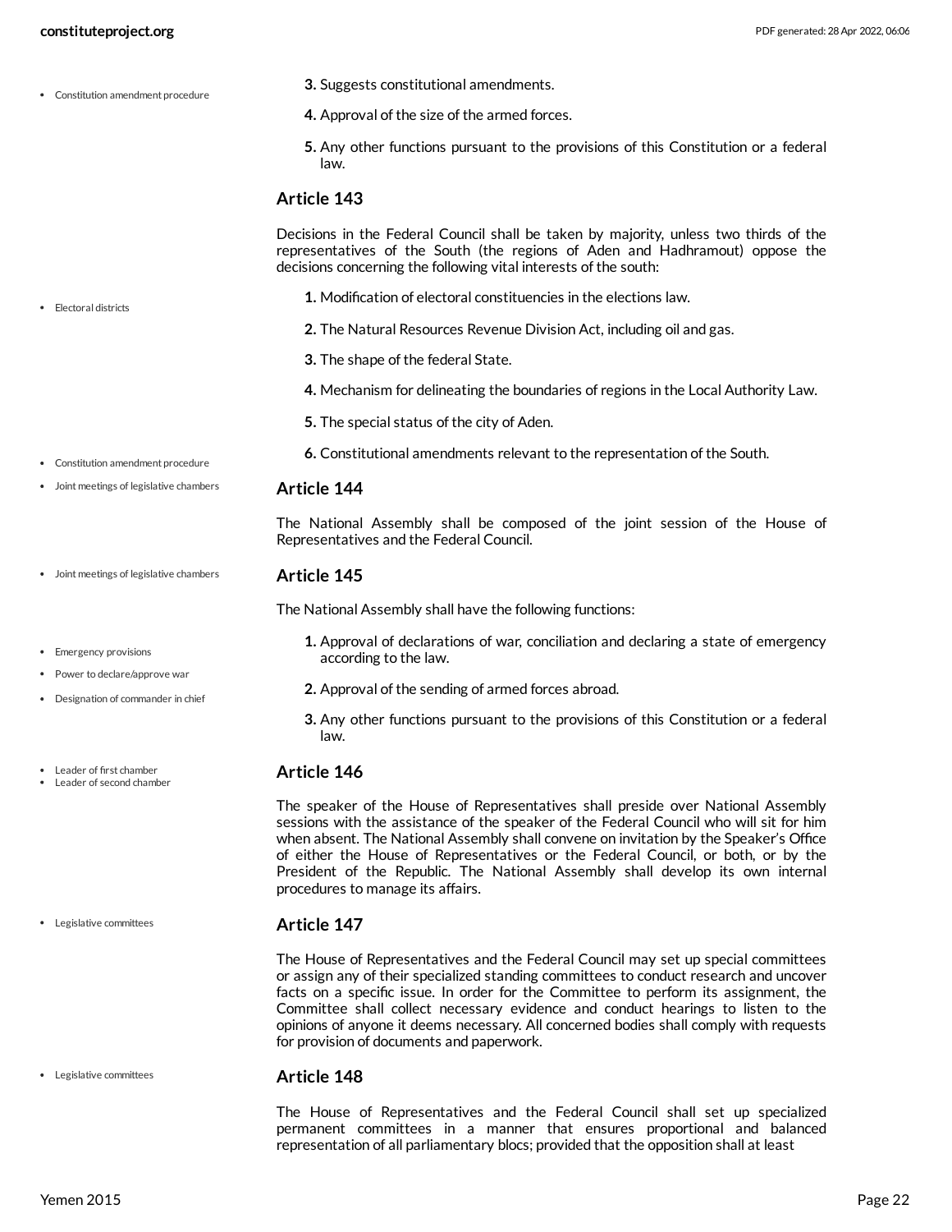3. Suggests constitutional amendments.
4. Approval of the size of the armed forces.
5. Any other functions pursuant to the provisions of this Constitution or a federal law.

### Article 143

Decisions in the Federal Council shall be taken by majority, unless two thirds of the representatives of the South (the regions of Aden and Hadhramout) oppose the decisions concerning the following vital interests of the south:

1. Modification of electoral constituencies in the elections law.
2. The Natural Resources Revenue Division Act, including oil and gas.
3. The shape of the federal State.
4. Mechanism for delineating the boundaries of regions in the Local Authority Law.
5. The special status of the city of Aden.
6. Constitutional amendments relevant to the representation of the South.

### Article 144

The National Assembly shall be composed of the joint session of the House of Representatives and the Federal Council.

### Article 145

The National Assembly shall have the following functions:

1. Approval of declarations of war, conciliation and declaring a state of emergency according to the law.
2. Approval of the sending of armed forces abroad.
3. Any other functions pursuant to the provisions of this Constitution or a federal law.

### Article 146

The speaker of the House of Representatives shall preside over National Assembly sessions with the assistance of the speaker of the Federal Council who will sit for him when absent. The National Assembly shall convene on invitation by the Speaker's Office of either the House of Representatives or the Federal Council, or both, or by the President of the Republic. The National Assembly shall develop its own internal procedures to manage its affairs.

### Article 147

The House of Representatives and the Federal Council may set up special committees or assign any of their specialized standing committees to conduct research and uncover facts on a specific issue. In order for the Committee to perform its assignment, the Committee shall collect necessary evidence and conduct hearings to listen to the opinions of anyone it deems necessary. All concerned bodies shall comply with requests for provision of documents and paperwork.

### Article 148

The House of Representatives and the Federal Council shall set up specialized permanent committees in a manner that ensures proportional and balanced representation of all parliamentary blocs; provided that the opposition shall at least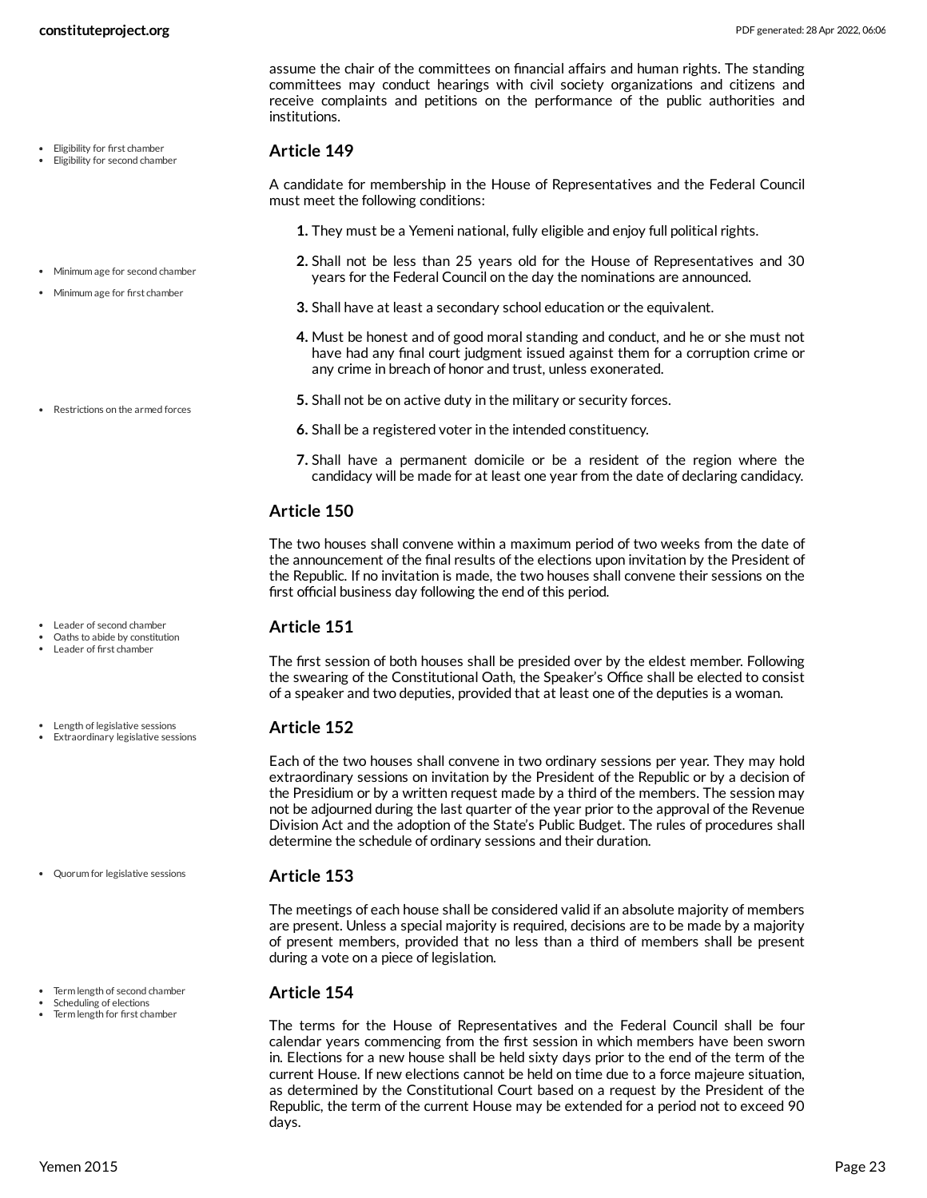assume the chair of the committees on financial affairs and human rights. The standing committees may conduct hearings with civil society organizations and citizens and receive complaints and petitions on the performance of the public authorities and institutions.

- Eligibility for first chamber
- Eligibility for second chamber

### Article 149

A candidate for membership in the House of Representatives and the Federal Council must meet the following conditions:

1. They must be a Yemeni national, fully eligible and enjoy full political rights.
2. Shall not be less than 25 years old for the House of Representatives and 30 years for the Federal Council on the day the nominations are announced.
3. Shall have at least a secondary school education or the equivalent.
4. Must be honest and of good moral standing and conduct, and he or she must not have had any final court judgment issued against them for a corruption crime or any crime in breach of honor and trust, unless exonerated.
5. Shall not be on active duty in the military or security forces.
6. Shall be a registered voter in the intended constituency.
7. Shall have a permanent domicile or be a resident of the region where the candidacy will be made for at least one year from the date of declaring candidacy.

- Minimum age for second chamber
- Minimum age for first chamber
- Restrictions on the armed forces

### Article 150

The two houses shall convene within a maximum period of two weeks from the date of the announcement of the final results of the elections upon invitation by the President of the Republic. If no invitation is made, the two houses shall convene their sessions on the first official business day following the end of this period.

- Leader of second chamber
- Oaths to abide by constitution
- Leader of first chamber

### Article 151

The first session of both houses shall be presided over by the eldest member. Following the swearing of the Constitutional Oath, the Speaker's Office shall be elected to consist of a speaker and two deputies, provided that at least one of the deputies is a woman.

- Length of legislative sessions
- Extraordinary legislative sessions

### Article 152

Each of the two houses shall convene in two ordinary sessions per year. They may hold extraordinary sessions on invitation by the President of the Republic or by a decision of the Presidium or by a written request made by a third of the members. The session may not be adjourned during the last quarter of the year prior to the approval of the Revenue Division Act and the adoption of the State's Public Budget. The rules of procedures shall determine the schedule of ordinary sessions and their duration.

- Quorum for legislative sessions

### Article 153

The meetings of each house shall be considered valid if an absolute majority of members are present. Unless a special majority is required, decisions are to be made by a majority of present members, provided that no less than a third of members shall be present during a vote on a piece of legislation.

- Term length of second chamber
- Scheduling of elections
- Term length for first chamber

### Article 154

The terms for the House of Representatives and the Federal Council shall be four calendar years commencing from the first session in which members have been sworn in. Elections for a new house shall be held sixty days prior to the end of the term of the current House. If new elections cannot be held on time due to a force majeure situation, as determined by the Constitutional Court based on a request by the President of the Republic, the term of the current House may be extended for a period not to exceed 90 days.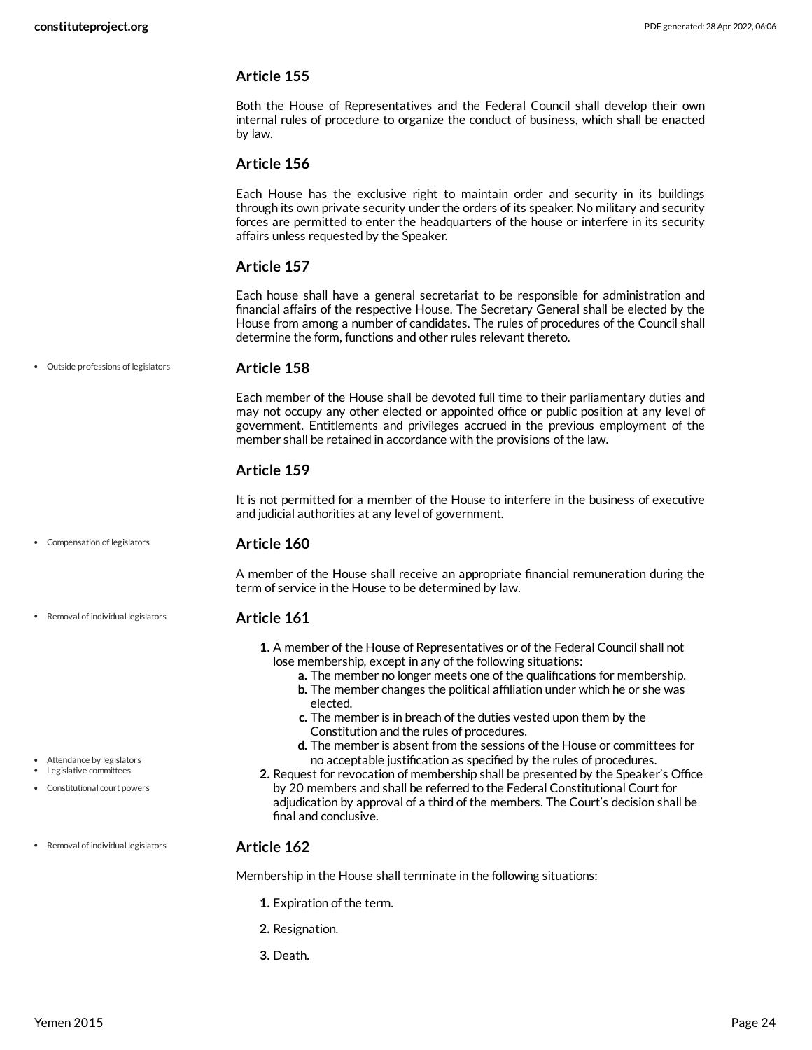### Article 155

Both the House of Representatives and the Federal Council shall develop their own internal rules of procedure to organize the conduct of business, which shall be enacted by law.

### Article 156

Each House has the exclusive right to maintain order and security in its buildings through its own private security under the orders of its speaker. No military and security forces are permitted to enter the headquarters of the house or interfere in its security affairs unless requested by the Speaker.

### Article 157

Each house shall have a general secretariat to be responsible for administration and financial affairs of the respective House. The Secretary General shall be elected by the House from among a number of candidates. The rules of procedures of the Council shall determine the form, functions and other rules relevant thereto.

- Outside professions of legislators

### Article 158

Each member of the House shall be devoted full time to their parliamentary duties and may not occupy any other elected or appointed office or public position at any level of government. Entitlements and privileges accrued in the previous employment of the member shall be retained in accordance with the provisions of the law.

### Article 159

It is not permitted for a member of the House to interfere in the business of executive and judicial authorities at any level of government.

- Compensation of legislators

### Article 160

A member of the House shall receive an appropriate financial remuneration during the term of service in the House to be determined by law.

- Removal of individual legislators

### Article 161

1. A member of the House of Representatives or of the Federal Council shall not lose membership, except in any of the following situations:
   a. The member no longer meets one of the qualifications for membership.
   b. The member changes the political affiliation under which he or she was elected.
   c. The member is in breach of the duties vested upon them by the Constitution and the rules of procedures.
   d. The member is absent from the sessions of the House or committees for no acceptable justification as specified by the rules of procedures.
2. Request for revocation of membership shall be presented by the Speaker's Office by 20 members and shall be referred to the Federal Constitutional Court for adjudication by approval of a third of the members. The Court's decision shall be final and conclusive.

- Attendance by legislators
- Legislative committees
- Constitutional court powers
- Removal of individual legislators

### Article 162

Membership in the House shall terminate in the following situations:

1. Expiration of the term.
2. Resignation.
3. Death.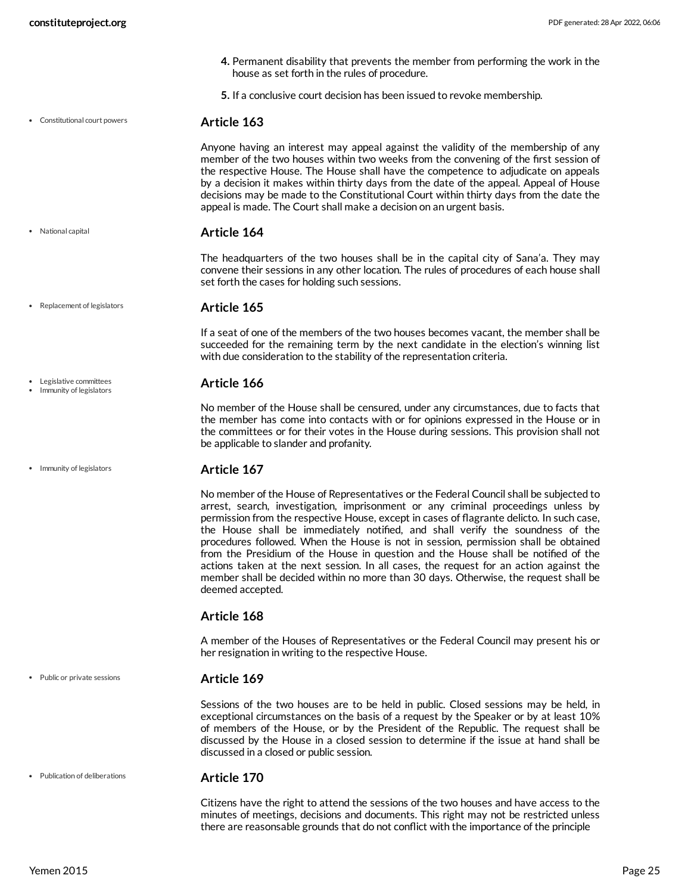4. Permanent disability that prevents the member from performing the work in the house as set forth in the rules of procedure.
5. If a conclusive court decision has been issued to revoke membership.

- Constitutional court powers

### Article 163

Anyone having an interest may appeal against the validity of the membership of any member of the two houses within two weeks from the convening of the first session of the respective House. The House shall have the competence to adjudicate on appeals by a decision it makes within thirty days from the date of the appeal. Appeal of House decisions may be made to the Constitutional Court within thirty days from the date the appeal is made. The Court shall make a decision on an urgent basis.

- National capital

### Article 164

The headquarters of the two houses shall be in the capital city of Sana'a. They may convene their sessions in any other location. The rules of procedures of each house shall set forth the cases for holding such sessions.

- Replacement of legislators

### Article 165

If a seat of one of the members of the two houses becomes vacant, the member shall be succeeded for the remaining term by the next candidate in the election's winning list with due consideration to the stability of the representation criteria.

- Legislative committees
- Immunity of legislators

### Article 166

No member of the House shall be censured, under any circumstances, due to facts that the member has come into contacts with or for opinions expressed in the House or in the committees or for their votes in the House during sessions. This provision shall not be applicable to slander and profanity.

- Immunity of legislators

### Article 167

No member of the House of Representatives or the Federal Council shall be subjected to arrest, search, investigation, imprisonment or any criminal proceedings unless by permission from the respective House, except in cases of flagrante delicto. In such case, the House shall be immediately notified, and shall verify the soundness of the procedures followed. When the House is not in session, permission shall be obtained from the Presidium of the House in question and the House shall be notified of the actions taken at the next session. In all cases, the request for an action against the member shall be decided within no more than 30 days. Otherwise, the request shall be deemed accepted.

### Article 168

A member of the Houses of Representatives or the Federal Council may present his or her resignation in writing to the respective House.

- Public or private sessions

### Article 169

Sessions of the two houses are to be held in public. Closed sessions may be held, in exceptional circumstances on the basis of a request by the Speaker or by at least 10% of members of the House, or by the President of the Republic. The request shall be discussed by the House in a closed session to determine if the issue at hand shall be discussed in a closed or public session.

- Publication of deliberations

### Article 170

Citizens have the right to attend the sessions of the two houses and have access to the minutes of meetings, decisions and documents. This right may not be restricted unless there are reasonsable grounds that do not conflict with the importance of the principle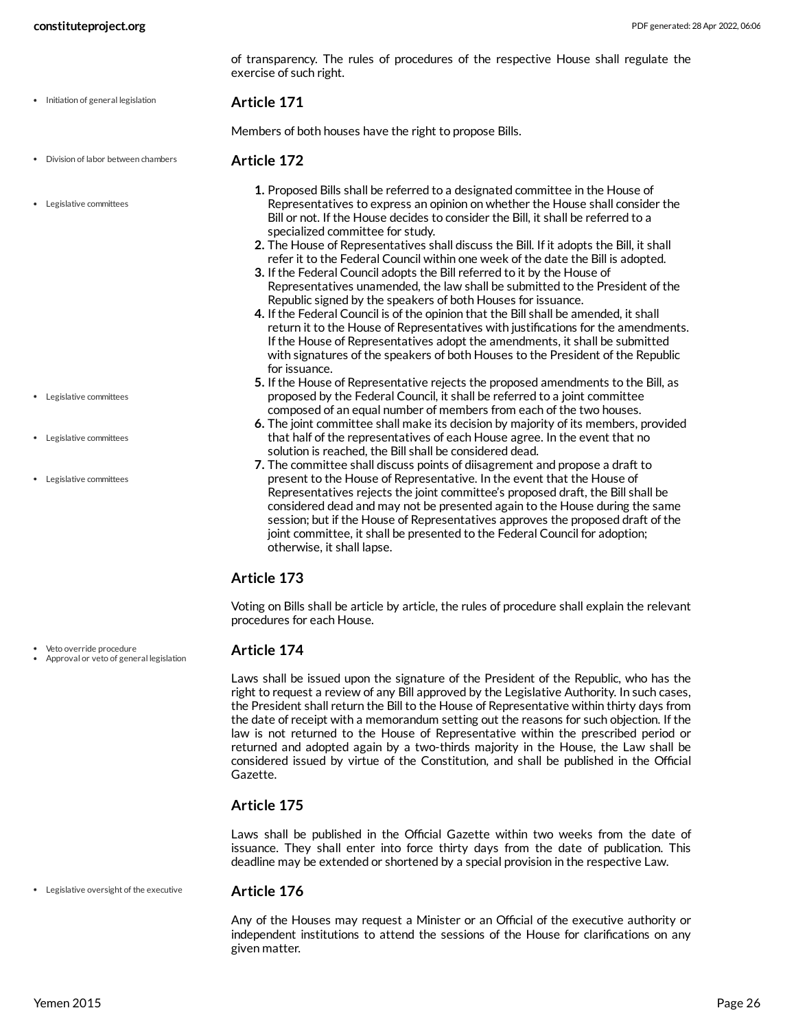of transparency. The rules of procedures of the respective House shall regulate the exercise of such right.

- Initiation of general legislation

### Article 171

Members of both houses have the right to propose Bills.

- Division of labor between chambers
- Legislative committees

### Article 172

1. Proposed Bills shall be referred to a designated committee in the House of Representatives to express an opinion on whether the House shall consider the Bill or not. If the House decides to consider the Bill, it shall be referred to a specialized committee for study.
2. The House of Representatives shall discuss the Bill. If it adopts the Bill, it shall refer it to the Federal Council within one week of the date the Bill is adopted.
3. If the Federal Council adopts the Bill referred to it by the House of Representatives unamended, the law shall be submitted to the President of the Republic signed by the speakers of both Houses for issuance.
4. If the Federal Council is of the opinion that the Bill shall be amended, it shall return it to the House of Representatives with justifications for the amendments. If the House of Representatives adopt the amendments, it shall be submitted with signatures of the speakers of both Houses to the President of the Republic for issuance.
5. If the House of Representative rejects the proposed amendments to the Bill, as proposed by the Federal Council, it shall be referred to a joint committee composed of an equal number of members from each of the two houses.
6. The joint committee shall make its decision by majority of its members, provided that half of the representatives of each House agree. In the event that no solution is reached, the Bill shall be considered dead.
7. The committee shall discuss points of diisagrement and propose a draft to present to the House of Representative. In the event that the House of Representatives rejects the joint committee's proposed draft, the Bill shall be considered dead and may not be presented again to the House during the same session; but if the House of Representatives approves the proposed draft of the joint committee, it shall be presented to the Federal Council for adoption; otherwise, it shall lapse.

- Legislative committees
- Legislative committees
- Legislative committees

### Article 173

Voting on Bills shall be article by article, the rules of procedure shall explain the relevant procedures for each House.

- Veto override procedure
- Approval or veto of general legislation

### Article 174

Laws shall be issued upon the signature of the President of the Republic, who has the right to request a review of any Bill approved by the Legislative Authority. In such cases, the President shall return the Bill to the House of Representative within thirty days from the date of receipt with a memorandum setting out the reasons for such objection. If the law is not returned to the House of Representative within the prescribed period or returned and adopted again by a two-thirds majority in the House, the Law shall be considered issued by virtue of the Constitution, and shall be published in the Official Gazette.

### Article 175

Laws shall be published in the Official Gazette within two weeks from the date of issuance. They shall enter into force thirty days from the date of publication. This deadline may be extended or shortened by a special provision in the respective Law.

- Legislative oversight of the executive

### Article 176

Any of the Houses may request a Minister or an Official of the executive authority or independent institutions to attend the sessions of the House for clarifications on any given matter.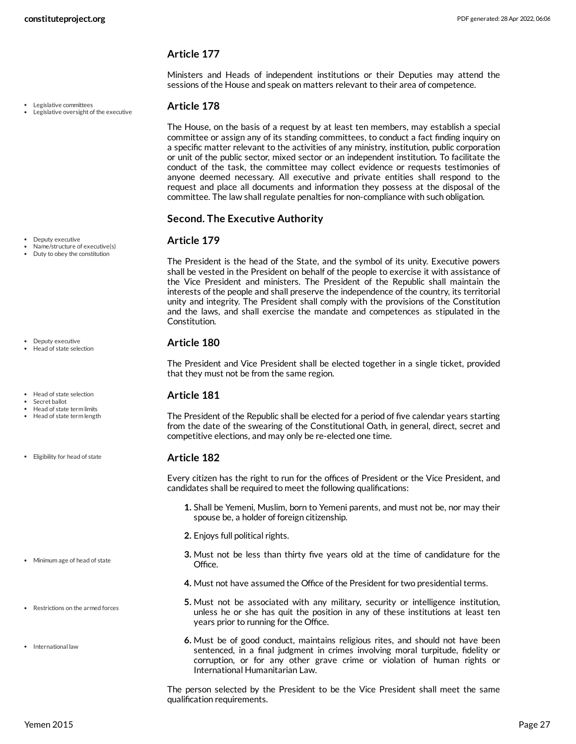### Article 177

Ministers and Heads of independent institutions or their Deputies may attend the sessions of the House and speak on matters relevant to their area of competence.

- Legislative committees
- Legislative oversight of the executive

### Article 178

The House, on the basis of a request by at least ten members, may establish a special committee or assign any of its standing committees, to conduct a fact finding inquiry on a specific matter relevant to the activities of any ministry, institution, public corporation or unit of the public sector, mixed sector or an independent institution. To facilitate the conduct of the task, the committee may collect evidence or requests testimonies of anyone deemed necessary. All executive and private entities shall respond to the request and place all documents and information they possess at the disposal of the committee. The law shall regulate penalties for non-compliance with such obligation.

## Second. The Executive Authority

- Deputy executive
- Name/structure of executive(s)
- Duty to obey the constitution

### Article 179

The President is the head of the State, and the symbol of its unity. Executive powers shall be vested in the President on behalf of the people to exercise it with assistance of the Vice President and ministers. The President of the Republic shall maintain the interests of the people and shall preserve the independence of the country, its territorial unity and integrity. The President shall comply with the provisions of the Constitution and the laws, and shall exercise the mandate and competences as stipulated in the Constitution.

- Deputy executive
- Head of state selection

### Article 180

The President and Vice President shall be elected together in a single ticket, provided that they must not be from the same region.

- Head of state selection
- Secret ballot
- Head of state term limits
- Head of state term length

### Article 181

The President of the Republic shall be elected for a period of five calendar years starting from the date of the swearing of the Constitutional Oath, in general, direct, secret and competitive elections, and may only be re-elected one time.

- Eligibility for head of state

### Article 182

Every citizen has the right to run for the offices of President or the Vice President, and candidates shall be required to meet the following qualifications:

1. Shall be Yemeni, Muslim, born to Yemeni parents, and must not be, nor may their spouse be, a holder of foreign citizenship.
2. Enjoys full political rights.
3. Must not be less than thirty five years old at the time of candidature for the Office. (Minimum age of head of state)
4. Must not have assumed the Office of the President for two presidential terms.
5. Must not be associated with any military, security or intelligence institution, unless he or she has quit the position in any of these institutions at least ten years prior to running for the Office. (Restrictions on the armed forces)
6. Must be of good conduct, maintains religious rites, and should not have been sentenced, in a final judgment in crimes involving moral turpitude, fidelity or corruption, or for any other grave crime or violation of human rights or International Humanitarian Law. (International law)

The person selected by the President to be the Vice President shall meet the same qualification requirements.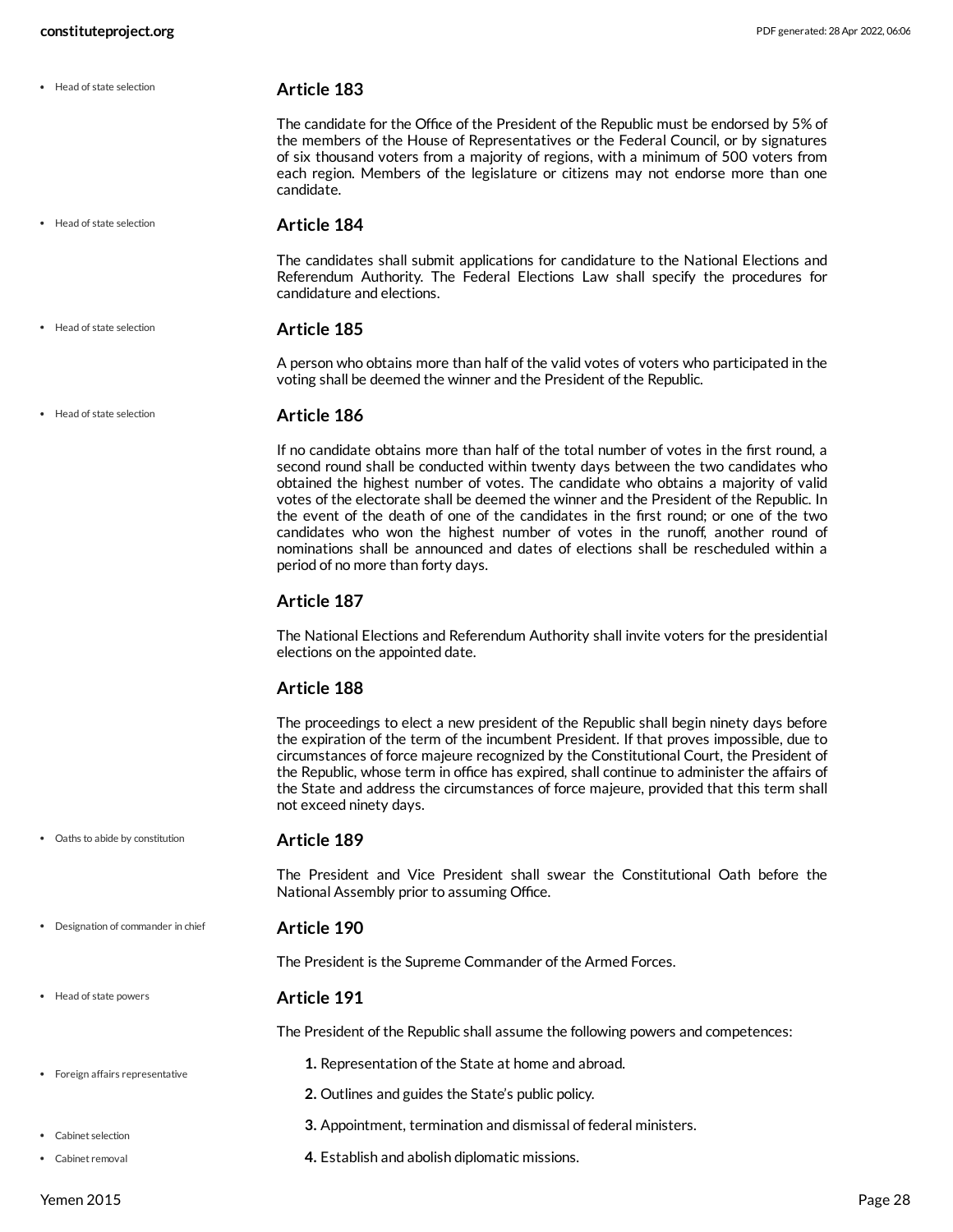### Article 183

The candidate for the Office of the President of the Republic must be endorsed by 5% of the members of the House of Representatives or the Federal Council, or by signatures of six thousand voters from a majority of regions, with a minimum of 500 voters from each region. Members of the legislature or citizens may not endorse more than one candidate.

### Article 184

The candidates shall submit applications for candidature to the National Elections and Referendum Authority. The Federal Elections Law shall specify the procedures for candidature and elections.

### Article 185

A person who obtains more than half of the valid votes of voters who participated in the voting shall be deemed the winner and the President of the Republic.

### Article 186

If no candidate obtains more than half of the total number of votes in the first round, a second round shall be conducted within twenty days between the two candidates who obtained the highest number of votes. The candidate who obtains a majority of valid votes of the electorate shall be deemed the winner and the President of the Republic. In the event of the death of one of the candidates in the first round; or one of the two candidates who won the highest number of votes in the runoff, another round of nominations shall be announced and dates of elections shall be rescheduled within a period of no more than forty days.

### Article 187

The National Elections and Referendum Authority shall invite voters for the presidential elections on the appointed date.

### Article 188

The proceedings to elect a new president of the Republic shall begin ninety days before the expiration of the term of the incumbent President. If that proves impossible, due to circumstances of force majeure recognized by the Constitutional Court, the President of the Republic, whose term in office has expired, shall continue to administer the affairs of the State and address the circumstances of force majeure, provided that this term shall not exceed ninety days.

### Article 189

The President and Vice President shall swear the Constitutional Oath before the National Assembly prior to assuming Office.

### Article 190

The President is the Supreme Commander of the Armed Forces.

### Article 191

The President of the Republic shall assume the following powers and competences:

1. Representation of the State at home and abroad.
2. Outlines and guides the State's public policy.
3. Appointment, termination and dismissal of federal ministers.
4. Establish and abolish diplomatic missions.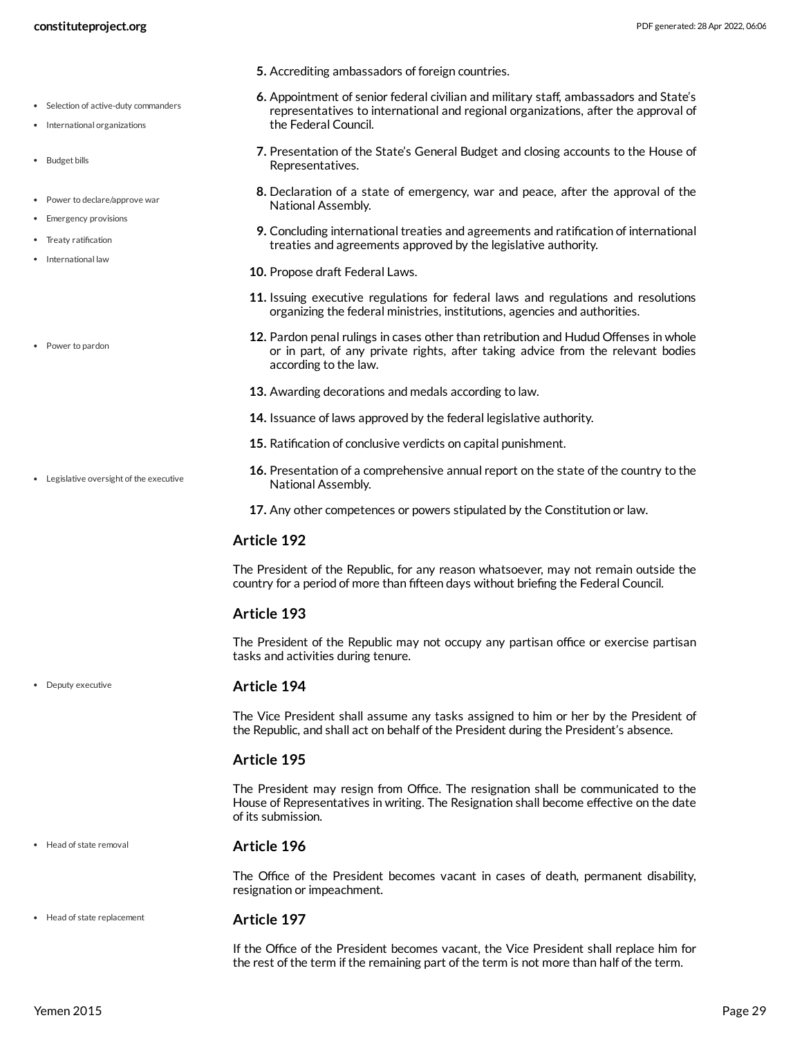5. Accrediting ambassadors of foreign countries.
6. Appointment of senior federal civilian and military staff, ambassadors and State's representatives to international and regional organizations, after the approval of the Federal Council.
7. Presentation of the State's General Budget and closing accounts to the House of Representatives.
8. Declaration of a state of emergency, war and peace, after the approval of the National Assembly.
9. Concluding international treaties and agreements and ratification of international treaties and agreements approved by the legislative authority.
10. Propose draft Federal Laws.
11. Issuing executive regulations for federal laws and regulations and resolutions organizing the federal ministries, institutions, agencies and authorities.
12. Pardon penal rulings in cases other than retribution and Hudud Offenses in whole or in part, of any private rights, after taking advice from the relevant bodies according to the law.
13. Awarding decorations and medals according to law.
14. Issuance of laws approved by the federal legislative authority.
15. Ratification of conclusive verdicts on capital punishment.
16. Presentation of a comprehensive annual report on the state of the country to the National Assembly.
17. Any other competences or powers stipulated by the Constitution or law.

### Article 192

The President of the Republic, for any reason whatsoever, may not remain outside the country for a period of more than fifteen days without briefing the Federal Council.

### Article 193

The President of the Republic may not occupy any partisan office or exercise partisan tasks and activities during tenure.

### Article 194

The Vice President shall assume any tasks assigned to him or her by the President of the Republic, and shall act on behalf of the President during the President's absence.

### Article 195

The President may resign from Office. The resignation shall be communicated to the House of Representatives in writing. The Resignation shall become effective on the date of its submission.

### Article 196

The Office of the President becomes vacant in cases of death, permanent disability, resignation or impeachment.

### Article 197

If the Office of the President becomes vacant, the Vice President shall replace him for the rest of the term if the remaining part of the term is not more than half of the term.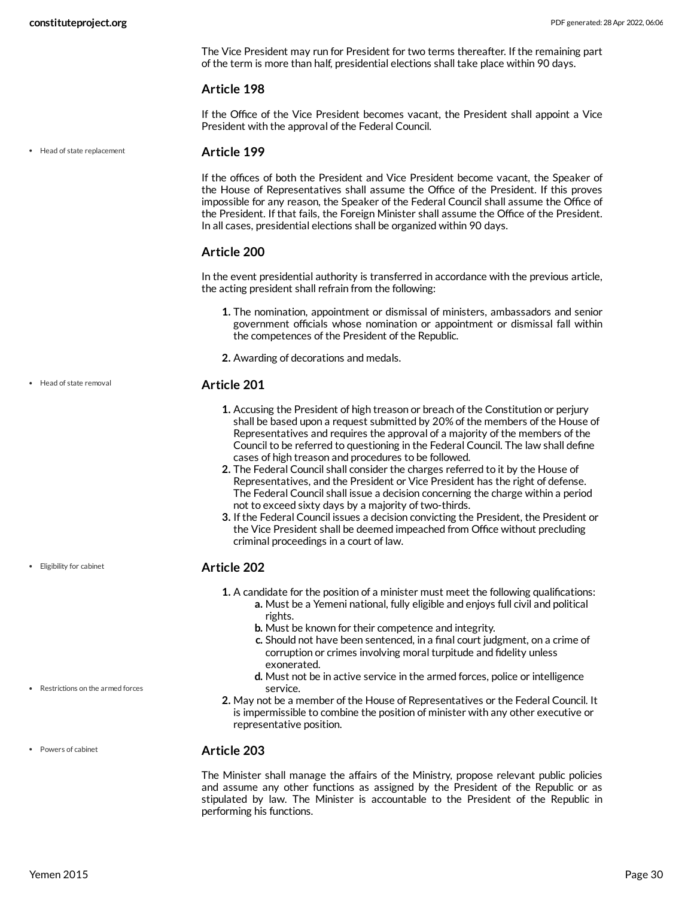The Vice President may run for President for two terms thereafter. If the remaining part of the term is more than half, presidential elections shall take place within 90 days.

### Article 198

If the Office of the Vice President becomes vacant, the President shall appoint a Vice President with the approval of the Federal Council.

- Head of state replacement

### Article 199

If the offices of both the President and Vice President become vacant, the Speaker of the House of Representatives shall assume the Office of the President. If this proves impossible for any reason, the Speaker of the Federal Council shall assume the Office of the President. If that fails, the Foreign Minister shall assume the Office of the President. In all cases, presidential elections shall be organized within 90 days.

### Article 200

In the event presidential authority is transferred in accordance with the previous article, the acting president shall refrain from the following:

1. The nomination, appointment or dismissal of ministers, ambassadors and senior government officials whose nomination or appointment or dismissal fall within the competences of the President of the Republic.
2. Awarding of decorations and medals.

- Head of state removal

### Article 201

1. Accusing the President of high treason or breach of the Constitution or perjury shall be based upon a request submitted by 20% of the members of the House of Representatives and requires the approval of a majority of the members of the Council to be referred to questioning in the Federal Council. The law shall define cases of high treason and procedures to be followed.
2. The Federal Council shall consider the charges referred to it by the House of Representatives, and the President or Vice President has the right of defense. The Federal Council shall issue a decision concerning the charge within a period not to exceed sixty days by a majority of two-thirds.
3. If the Federal Council issues a decision convicting the President, the President or the Vice President shall be deemed impeached from Office without precluding criminal proceedings in a court of law.

- Eligibility for cabinet

### Article 202

- Restrictions on the armed forces

1. A candidate for the position of a minister must meet the following qualifications:
   a. Must be a Yemeni national, fully eligible and enjoys full civil and political rights.
   b. Must be known for their competence and integrity.
   c. Should not have been sentenced, in a final court judgment, on a crime of corruption or crimes involving moral turpitude and fidelity unless exonerated.
   d. Must not be in active service in the armed forces, police or intelligence service.
2. May not be a member of the House of Representatives or the Federal Council. It is impermissible to combine the position of minister with any other executive or representative position.

- Powers of cabinet

### Article 203

The Minister shall manage the affairs of the Ministry, propose relevant public policies and assume any other functions as assigned by the President of the Republic or as stipulated by law. The Minister is accountable to the President of the Republic in performing his functions.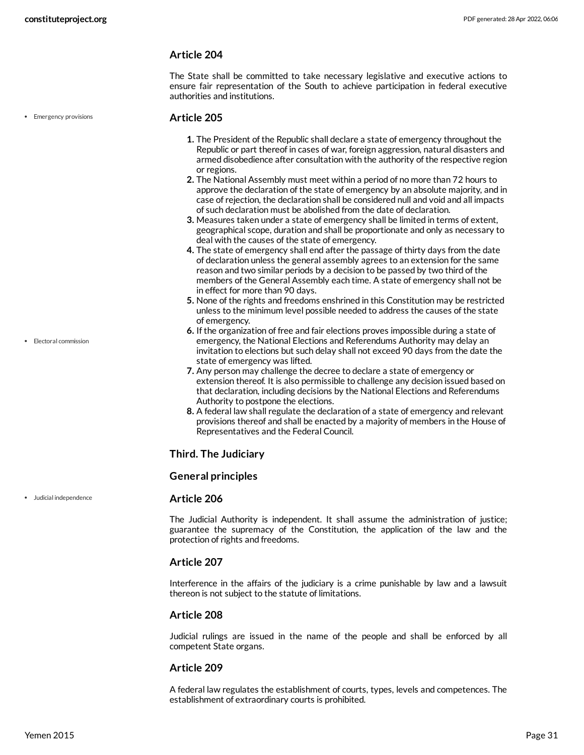### Article 204

The State shall be committed to take necessary legislative and executive actions to ensure fair representation of the South to achieve participation in federal executive authorities and institutions.

- Emergency provisions

### Article 205

1. The President of the Republic shall declare a state of emergency throughout the Republic or part thereof in cases of war, foreign aggression, natural disasters and armed disobedience after consultation with the authority of the respective region or regions.
2. The National Assembly must meet within a period of no more than 72 hours to approve the declaration of the state of emergency by an absolute majority, and in case of rejection, the declaration shall be considered null and void and all impacts of such declaration must be abolished from the date of declaration.
3. Measures taken under a state of emergency shall be limited in terms of extent, geographical scope, duration and shall be proportionate and only as necessary to deal with the causes of the state of emergency.
4. The state of emergency shall end after the passage of thirty days from the date of declaration unless the general assembly agrees to an extension for the same reason and two similar periods by a decision to be passed by two third of the members of the General Assembly each time. A state of emergency shall not be in effect for more than 90 days.
5. None of the rights and freedoms enshrined in this Constitution may be restricted unless to the minimum level possible needed to address the causes of the state of emergency.
6. If the organization of free and fair elections proves impossible during a state of emergency, the National Elections and Referendums Authority may delay an invitation to elections but such delay shall not exceed 90 days from the date the state of emergency was lifted.
7. Any person may challenge the decree to declare a state of emergency or extension thereof. It is also permissible to challenge any decision issued based on that declaration, including decisions by the National Elections and Referendums Authority to postpone the elections.
8. A federal law shall regulate the declaration of a state of emergency and relevant provisions thereof and shall be enacted by a majority of members in the House of Representatives and the Federal Council.

- Electoral commission

## Third. The Judiciary

### General principles

- Judicial independence

### Article 206

The Judicial Authority is independent. It shall assume the administration of justice; guarantee the supremacy of the Constitution, the application of the law and the protection of rights and freedoms.

### Article 207

Interference in the affairs of the judiciary is a crime punishable by law and a lawsuit thereon is not subject to the statute of limitations.

### Article 208

Judicial rulings are issued in the name of the people and shall be enforced by all competent State organs.

### Article 209

A federal law regulates the establishment of courts, types, levels and competences. The establishment of extraordinary courts is prohibited.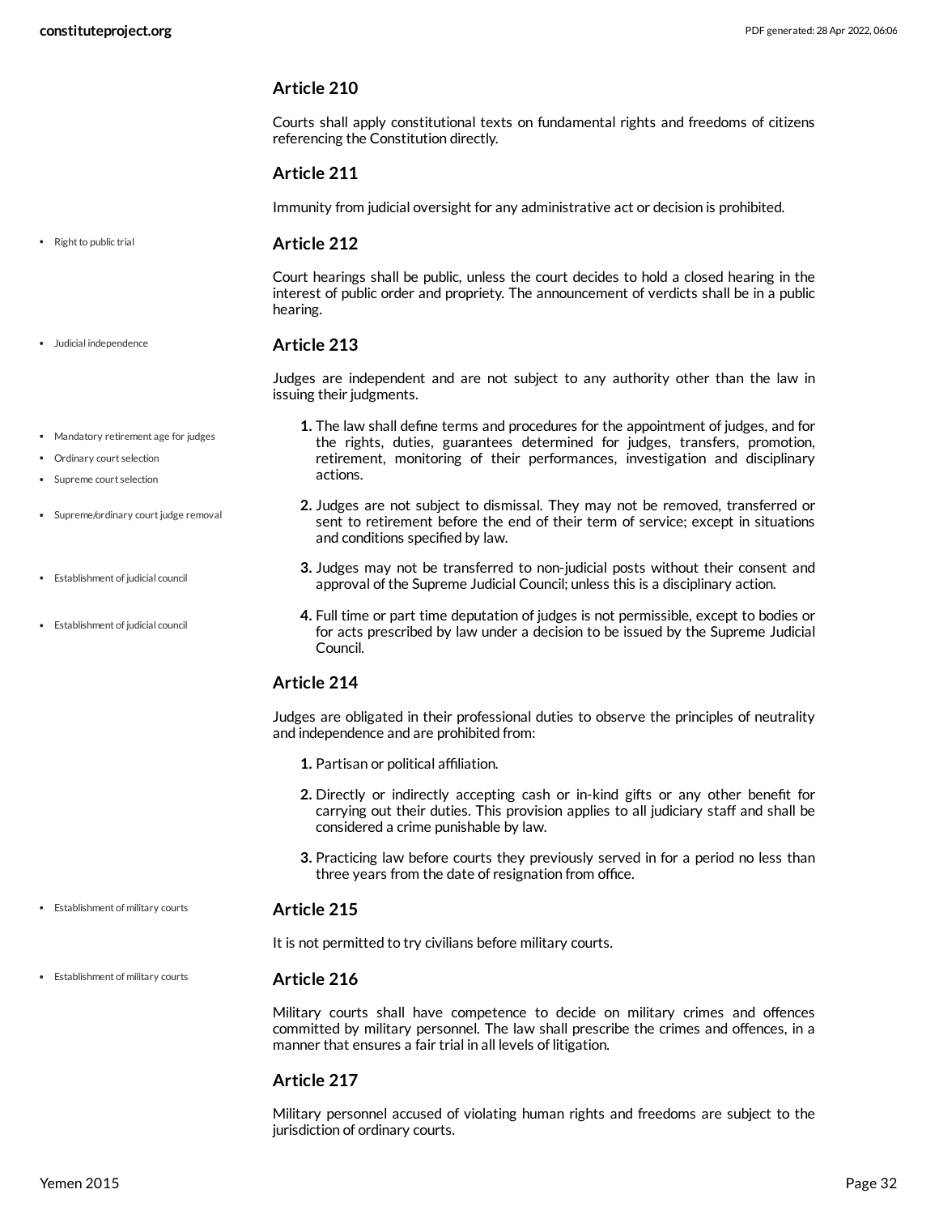### Article 210

Courts shall apply constitutional texts on fundamental rights and freedoms of citizens referencing the Constitution directly.

### Article 211

Immunity from judicial oversight for any administrative act or decision is prohibited.

- Right to public trial

### Article 212

Court hearings shall be public, unless the court decides to hold a closed hearing in the interest of public order and propriety. The announcement of verdicts shall be in a public hearing.

- Judicial independence

### Article 213

Judges are independent and are not subject to any authority other than the law in issuing their judgments.

- Mandatory retirement age for judges
- Ordinary court selection
- Supreme court selection
- Supreme/ordinary court judge removal
- Establishment of judicial council
- Establishment of judicial council

1. The law shall define terms and procedures for the appointment of judges, and for the rights, duties, guarantees determined for judges, transfers, promotion, retirement, monitoring of their performances, investigation and disciplinary actions.
2. Judges are not subject to dismissal. They may not be removed, transferred or sent to retirement before the end of their term of service; except in situations and conditions specified by law.
3. Judges may not be transferred to non-judicial posts without their consent and approval of the Supreme Judicial Council; unless this is a disciplinary action.
4. Full time or part time deputation of judges is not permissible, except to bodies or for acts prescribed by law under a decision to be issued by the Supreme Judicial Council.

### Article 214

Judges are obligated in their professional duties to observe the principles of neutrality and independence and are prohibited from:

1. Partisan or political affiliation.
2. Directly or indirectly accepting cash or in-kind gifts or any other benefit for carrying out their duties. This provision applies to all judiciary staff and shall be considered a crime punishable by law.
3. Practicing law before courts they previously served in for a period no less than three years from the date of resignation from office.

- Establishment of military courts

### Article 215

It is not permitted to try civilians before military courts.

- Establishment of military courts

### Article 216

Military courts shall have competence to decide on military crimes and offences committed by military personnel. The law shall prescribe the crimes and offences, in a manner that ensures a fair trial in all levels of litigation.

### Article 217

Military personnel accused of violating human rights and freedoms are subject to the jurisdiction of ordinary courts.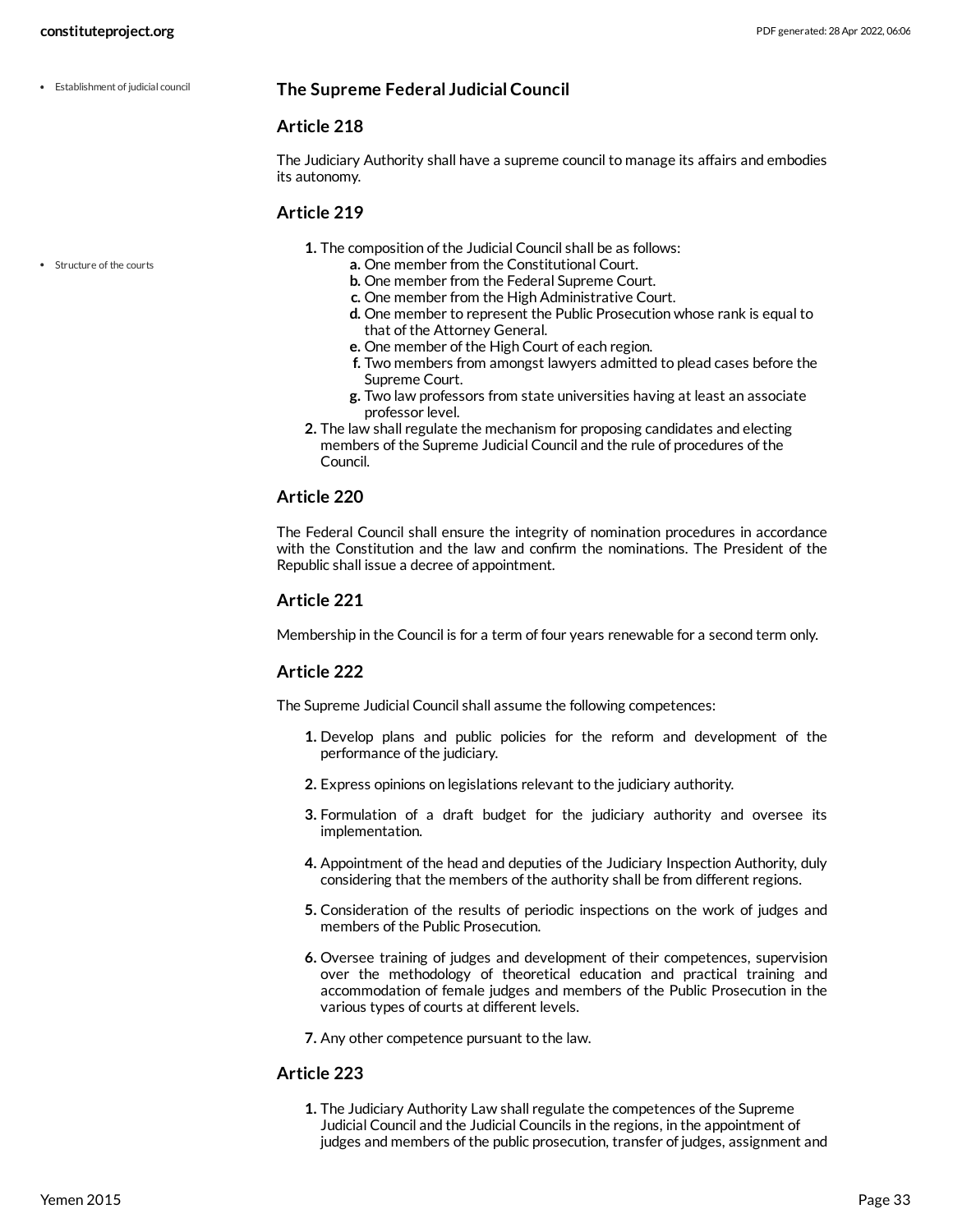- Establishment of judicial council

### The Supreme Federal Judicial Council

#### Article 218

The Judiciary Authority shall have a supreme council to manage its affairs and embodies its autonomy.

#### Article 219

- Structure of the courts

1. The composition of the Judicial Council shall be as follows:
   a. One member from the Constitutional Court.
   b. One member from the Federal Supreme Court.
   c. One member from the High Administrative Court.
   d. One member to represent the Public Prosecution whose rank is equal to that of the Attorney General.
   e. One member of the High Court of each region.
   f. Two members from amongst lawyers admitted to plead cases before the Supreme Court.
   g. Two law professors from state universities having at least an associate professor level.
2. The law shall regulate the mechanism for proposing candidates and electing members of the Supreme Judicial Council and the rule of procedures of the Council.

#### Article 220

The Federal Council shall ensure the integrity of nomination procedures in accordance with the Constitution and the law and confirm the nominations. The President of the Republic shall issue a decree of appointment.

#### Article 221

Membership in the Council is for a term of four years renewable for a second term only.

#### Article 222

The Supreme Judicial Council shall assume the following competences:

1. Develop plans and public policies for the reform and development of the performance of the judiciary.
2. Express opinions on legislations relevant to the judiciary authority.
3. Formulation of a draft budget for the judiciary authority and oversee its implementation.
4. Appointment of the head and deputies of the Judiciary Inspection Authority, duly considering that the members of the authority shall be from different regions.
5. Consideration of the results of periodic inspections on the work of judges and members of the Public Prosecution.
6. Oversee training of judges and development of their competences, supervision over the methodology of theoretical education and practical training and accommodation of female judges and members of the Public Prosecution in the various types of courts at different levels.
7. Any other competence pursuant to the law.

#### Article 223

1. The Judiciary Authority Law shall regulate the competences of the Supreme Judicial Council and the Judicial Councils in the regions, in the appointment of judges and members of the public prosecution, transfer of judges, assignment and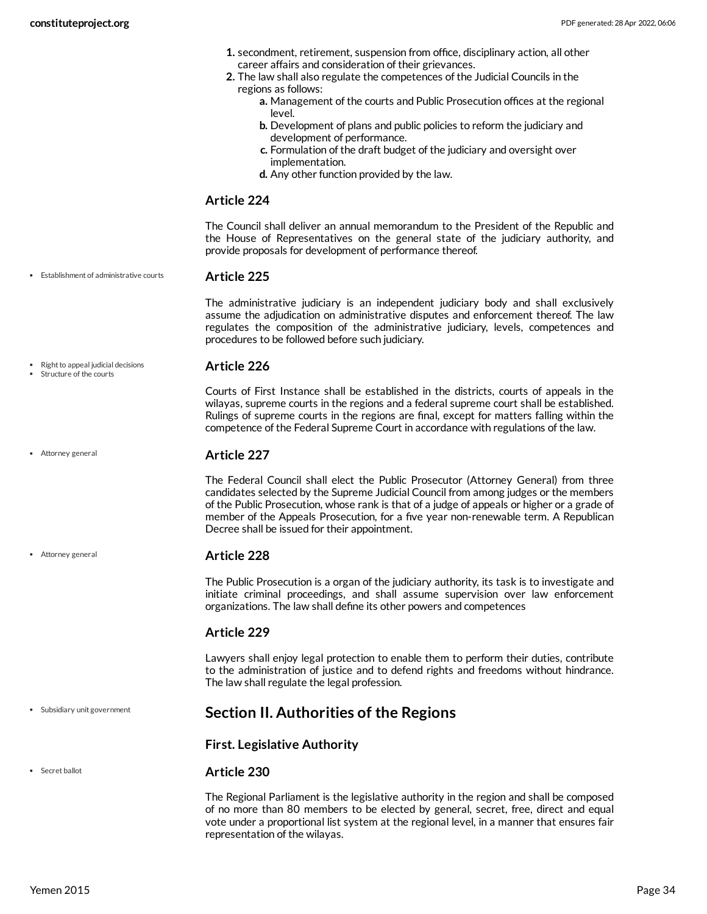1. secondment, retirement, suspension from office, disciplinary action, all other career affairs and consideration of their grievances.
2. The law shall also regulate the competences of the Judicial Councils in the regions as follows:
    a. Management of the courts and Public Prosecution offices at the regional level.
    b. Development of plans and public policies to reform the judiciary and development of performance.
    c. Formulation of the draft budget of the judiciary and oversight over implementation.
    d. Any other function provided by the law.

### Article 224

The Council shall deliver an annual memorandum to the President of the Republic and the House of Representatives on the general state of the judiciary authority, and provide proposals for development of performance thereof.

- Establishment of administrative courts

### Article 225

The administrative judiciary is an independent judiciary body and shall exclusively assume the adjudication on administrative disputes and enforcement thereof. The law regulates the composition of the administrative judiciary, levels, competences and procedures to be followed before such judiciary.

- Right to appeal judicial decisions
- Structure of the courts

### Article 226

Courts of First Instance shall be established in the districts, courts of appeals in the wilayas, supreme courts in the regions and a federal supreme court shall be established. Rulings of supreme courts in the regions are final, except for matters falling within the competence of the Federal Supreme Court in accordance with regulations of the law.

- Attorney general

### Article 227

The Federal Council shall elect the Public Prosecutor (Attorney General) from three candidates selected by the Supreme Judicial Council from among judges or the members of the Public Prosecution, whose rank is that of a judge of appeals or higher or a grade of member of the Appeals Prosecution, for a five year non-renewable term. A Republican Decree shall be issued for their appointment.

- Attorney general

### Article 228

The Public Prosecution is a organ of the judiciary authority, its task is to investigate and initiate criminal proceedings, and shall assume supervision over law enforcement organizations. The law shall define its other powers and competences

### Article 229

Lawyers shall enjoy legal protection to enable them to perform their duties, contribute to the administration of justice and to defend rights and freedoms without hindrance. The law shall regulate the legal profession.

- Subsidiary unit government

## Section II. Authorities of the Regions

### First. Legislative Authority

- Secret ballot

### Article 230

The Regional Parliament is the legislative authority in the region and shall be composed of no more than 80 members to be elected by general, secret, free, direct and equal vote under a proportional list system at the regional level, in a manner that ensures fair representation of the wilayas.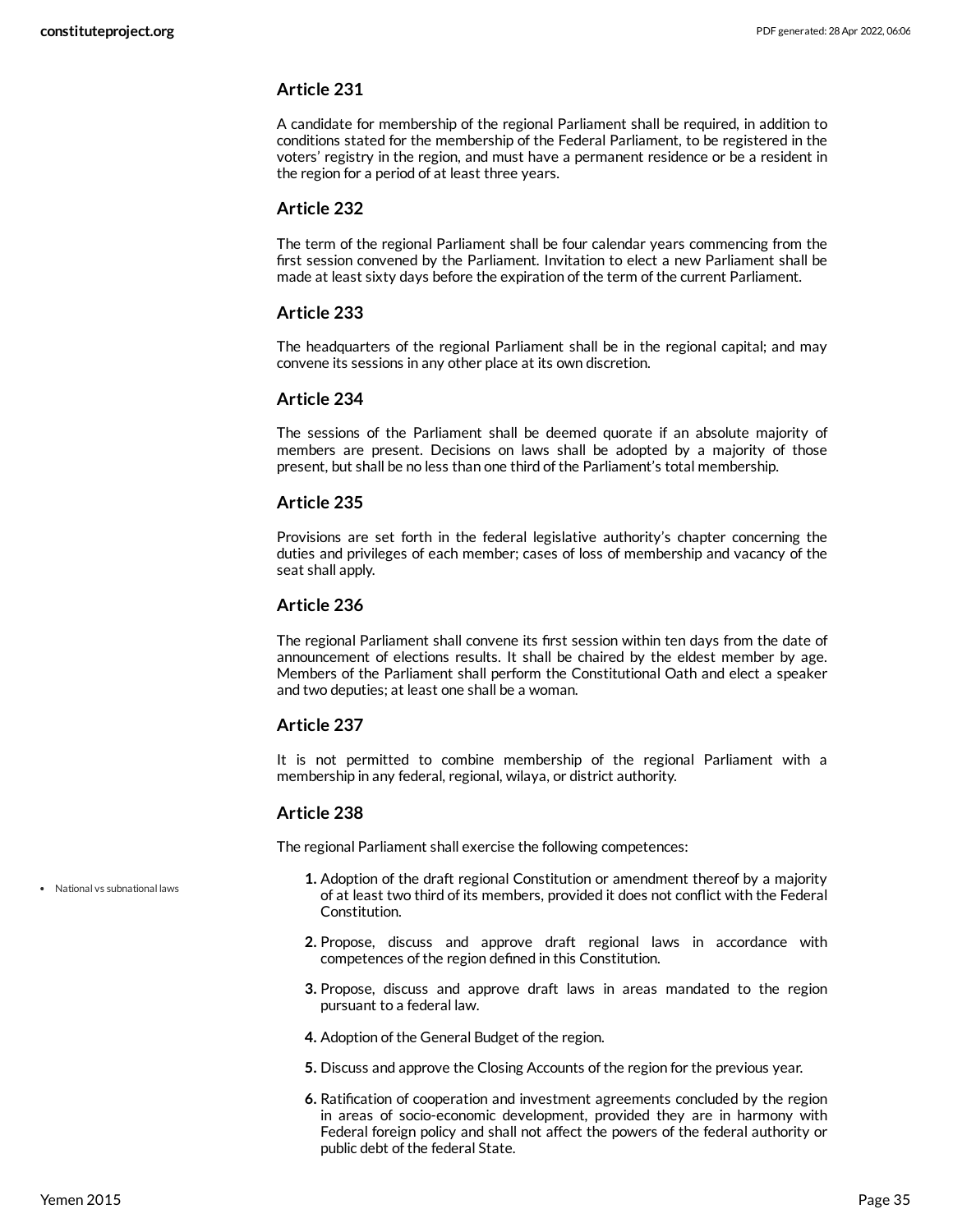### Article 231

A candidate for membership of the regional Parliament shall be required, in addition to conditions stated for the membership of the Federal Parliament, to be registered in the voters' registry in the region, and must have a permanent residence or be a resident in the region for a period of at least three years.

### Article 232

The term of the regional Parliament shall be four calendar years commencing from the first session convened by the Parliament. Invitation to elect a new Parliament shall be made at least sixty days before the expiration of the term of the current Parliament.

### Article 233

The headquarters of the regional Parliament shall be in the regional capital; and may convene its sessions in any other place at its own discretion.

### Article 234

The sessions of the Parliament shall be deemed quorate if an absolute majority of members are present. Decisions on laws shall be adopted by a majority of those present, but shall be no less than one third of the Parliament's total membership.

### Article 235

Provisions are set forth in the federal legislative authority's chapter concerning the duties and privileges of each member; cases of loss of membership and vacancy of the seat shall apply.

### Article 236

The regional Parliament shall convene its first session within ten days from the date of announcement of elections results. It shall be chaired by the eldest member by age. Members of the Parliament shall perform the Constitutional Oath and elect a speaker and two deputies; at least one shall be a woman.

### Article 237

It is not permitted to combine membership of the regional Parliament with a membership in any federal, regional, wilaya, or district authority.

### Article 238

The regional Parliament shall exercise the following competences:

- National vs subnational laws

1. Adoption of the draft regional Constitution or amendment thereof by a majority of at least two third of its members, provided it does not conflict with the Federal Constitution.
2. Propose, discuss and approve draft regional laws in accordance with competences of the region defined in this Constitution.
3. Propose, discuss and approve draft laws in areas mandated to the region pursuant to a federal law.
4. Adoption of the General Budget of the region.
5. Discuss and approve the Closing Accounts of the region for the previous year.
6. Ratification of cooperation and investment agreements concluded by the region in areas of socio-economic development, provided they are in harmony with Federal foreign policy and shall not affect the powers of the federal authority or public debt of the federal State.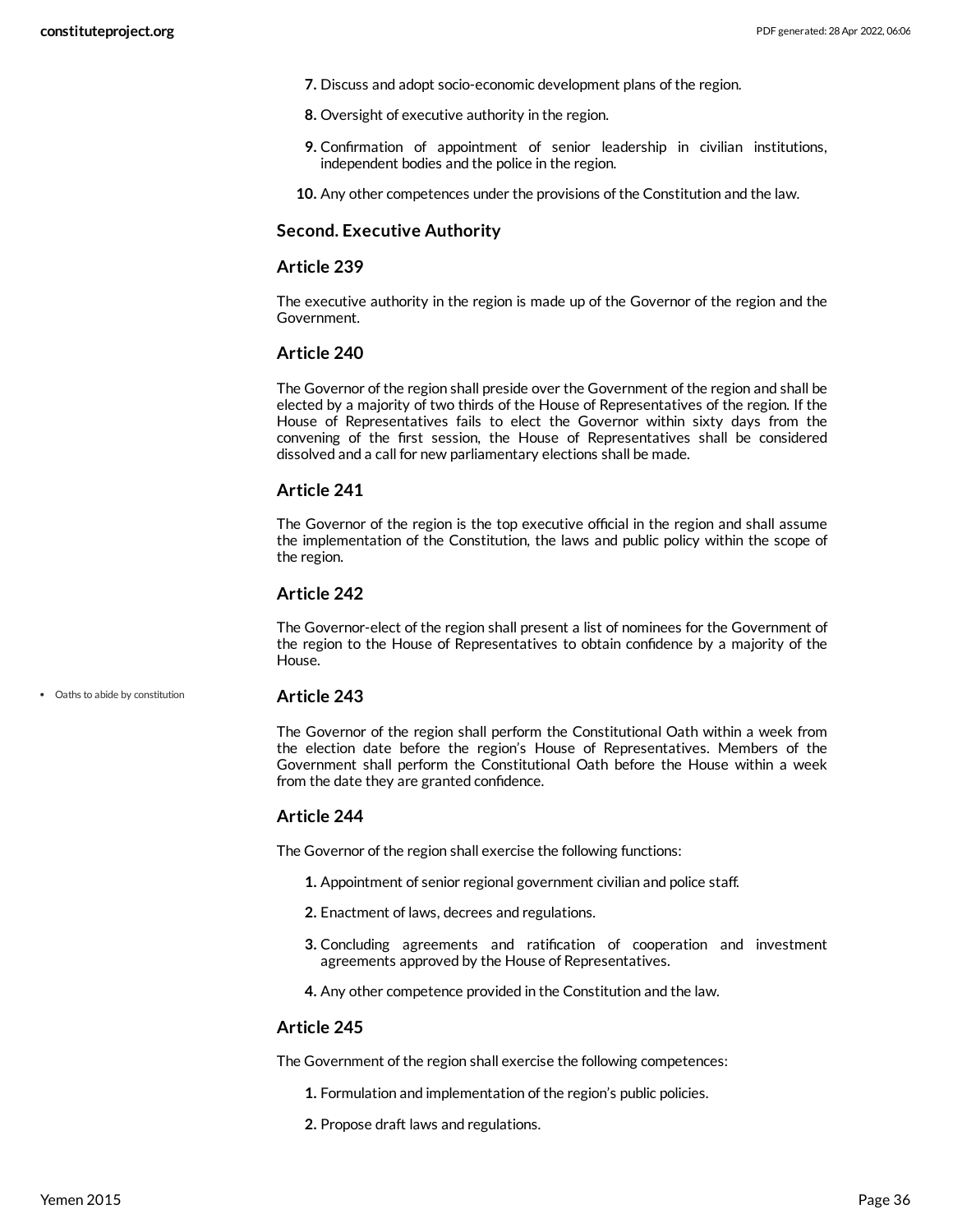7. Discuss and adopt socio-economic development plans of the region.
8. Oversight of executive authority in the region.
9. Confirmation of appointment of senior leadership in civilian institutions, independent bodies and the police in the region.
10. Any other competences under the provisions of the Constitution and the law.

### Second. Executive Authority

### Article 239

The executive authority in the region is made up of the Governor of the region and the Government.

### Article 240

The Governor of the region shall preside over the Government of the region and shall be elected by a majority of two thirds of the House of Representatives of the region. If the House of Representatives fails to elect the Governor within sixty days from the convening of the first session, the House of Representatives shall be considered dissolved and a call for new parliamentary elections shall be made.

### Article 241

The Governor of the region is the top executive official in the region and shall assume the implementation of the Constitution, the laws and public policy within the scope of the region.

### Article 242

The Governor-elect of the region shall present a list of nominees for the Government of the region to the House of Representatives to obtain confidence by a majority of the House.

- Oaths to abide by constitution

### Article 243

The Governor of the region shall perform the Constitutional Oath within a week from the election date before the region's House of Representatives. Members of the Government shall perform the Constitutional Oath before the House within a week from the date they are granted confidence.

### Article 244

The Governor of the region shall exercise the following functions:

1. Appointment of senior regional government civilian and police staff.
2. Enactment of laws, decrees and regulations.
3. Concluding agreements and ratification of cooperation and investment agreements approved by the House of Representatives.
4. Any other competence provided in the Constitution and the law.

### Article 245

The Government of the region shall exercise the following competences:

1. Formulation and implementation of the region's public policies.
2. Propose draft laws and regulations.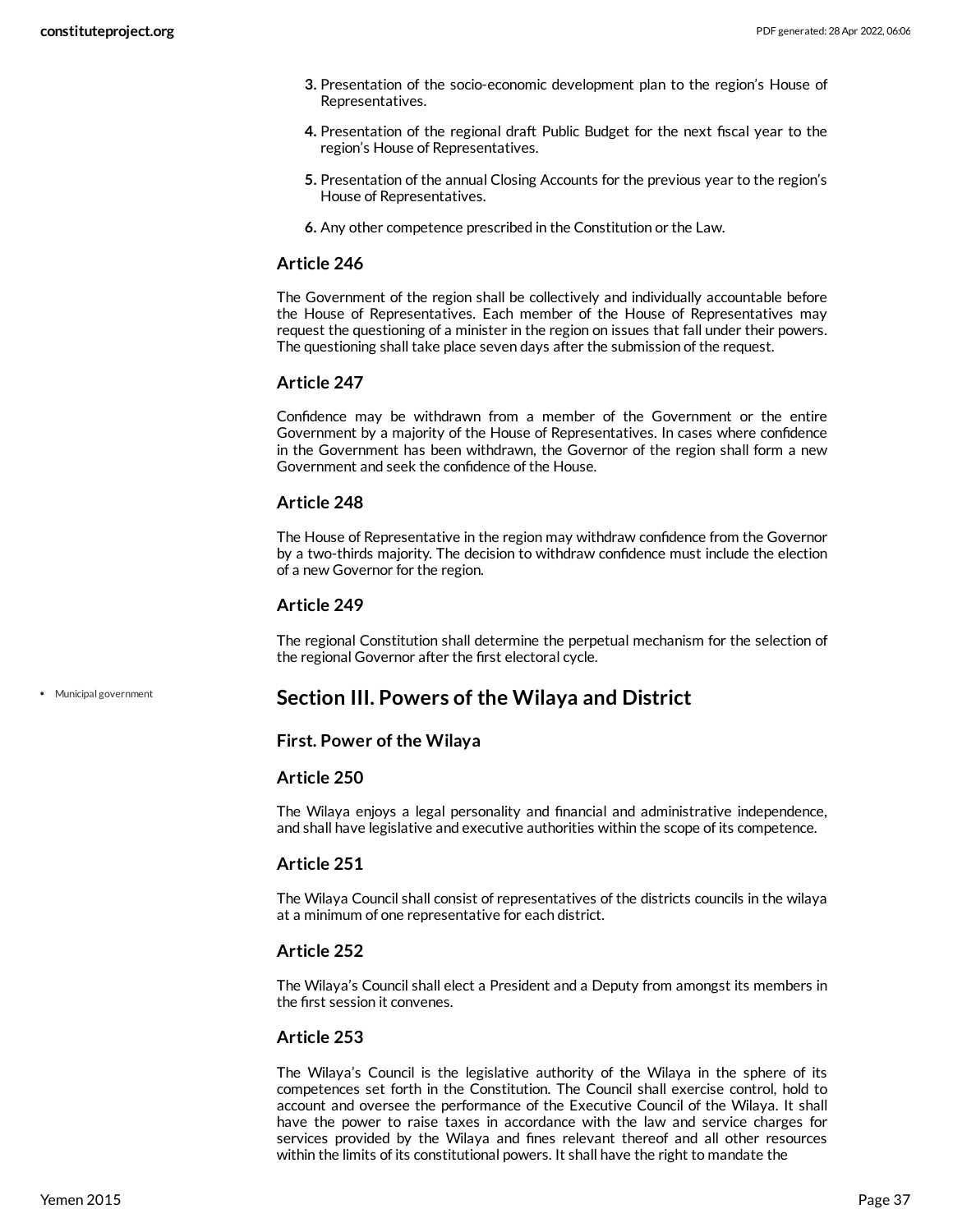3. Presentation of the socio-economic development plan to the region's House of Representatives.
4. Presentation of the regional draft Public Budget for the next fiscal year to the region's House of Representatives.
5. Presentation of the annual Closing Accounts for the previous year to the region's House of Representatives.
6. Any other competence prescribed in the Constitution or the Law.

### Article 246

The Government of the region shall be collectively and individually accountable before the House of Representatives. Each member of the House of Representatives may request the questioning of a minister in the region on issues that fall under their powers. The questioning shall take place seven days after the submission of the request.

### Article 247

Confidence may be withdrawn from a member of the Government or the entire Government by a majority of the House of Representatives. In cases where confidence in the Government has been withdrawn, the Governor of the region shall form a new Government and seek the confidence of the House.

### Article 248

The House of Representative in the region may withdraw confidence from the Governor by a two-thirds majority. The decision to withdraw confidence must include the election of a new Governor for the region.

### Article 249

The regional Constitution shall determine the perpetual mechanism for the selection of the regional Governor after the first electoral cycle.

## Section III. Powers of the Wilaya and District

- Municipal government

### First. Power of the Wilaya

### Article 250

The Wilaya enjoys a legal personality and financial and administrative independence, and shall have legislative and executive authorities within the scope of its competence.

### Article 251

The Wilaya Council shall consist of representatives of the districts councils in the wilaya at a minimum of one representative for each district.

### Article 252

The Wilaya's Council shall elect a President and a Deputy from amongst its members in the first session it convenes.

### Article 253

The Wilaya's Council is the legislative authority of the Wilaya in the sphere of its competences set forth in the Constitution. The Council shall exercise control, hold to account and oversee the performance of the Executive Council of the Wilaya. It shall have the power to raise taxes in accordance with the law and service charges for services provided by the Wilaya and fines relevant thereof and all other resources within the limits of its constitutional powers. It shall have the right to mandate the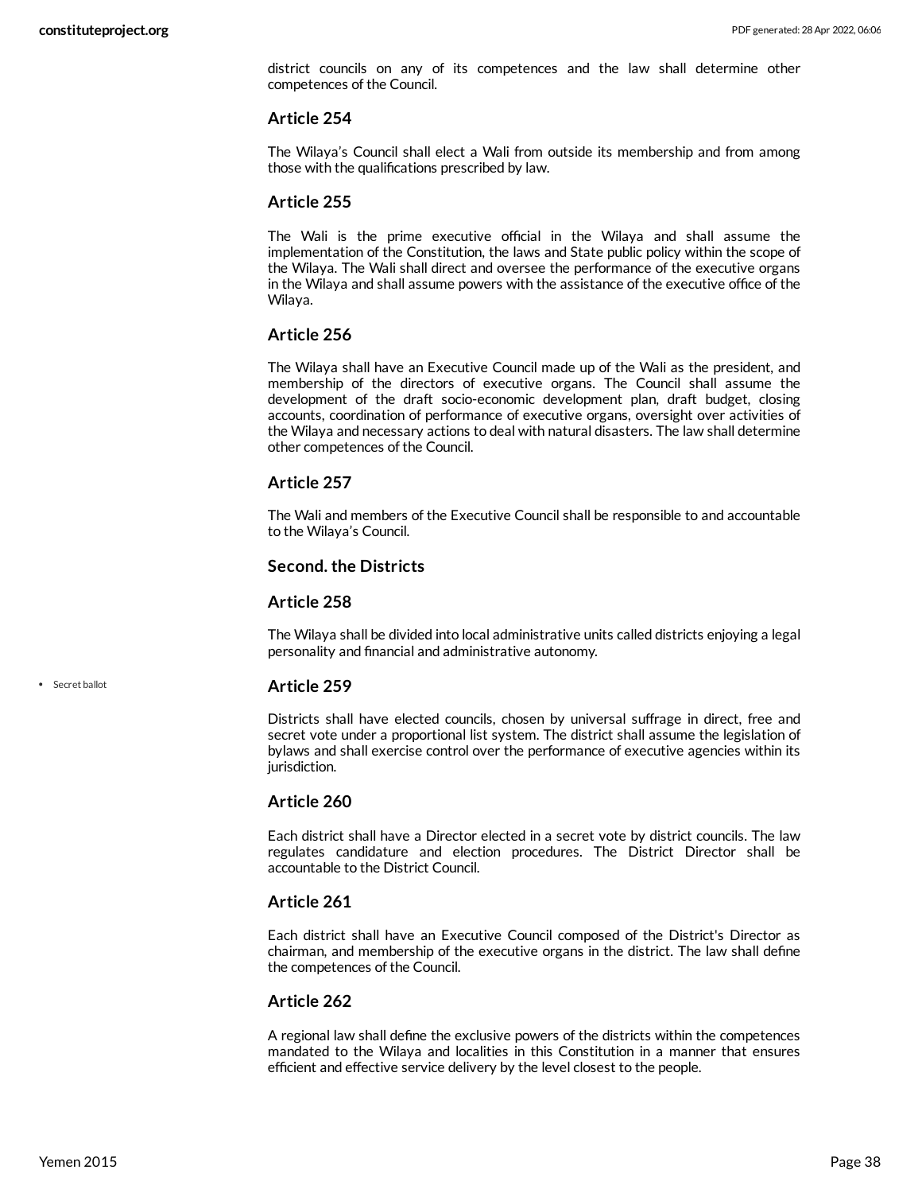district councils on any of its competences and the law shall determine other competences of the Council.

### Article 254

The Wilaya's Council shall elect a Wali from outside its membership and from among those with the qualifications prescribed by law.

### Article 255

The Wali is the prime executive official in the Wilaya and shall assume the implementation of the Constitution, the laws and State public policy within the scope of the Wilaya. The Wali shall direct and oversee the performance of the executive organs in the Wilaya and shall assume powers with the assistance of the executive office of the Wilaya.

### Article 256

The Wilaya shall have an Executive Council made up of the Wali as the president, and membership of the directors of executive organs. The Council shall assume the development of the draft socio-economic development plan, draft budget, closing accounts, coordination of performance of executive organs, oversight over activities of the Wilaya and necessary actions to deal with natural disasters. The law shall determine other competences of the Council.

### Article 257

The Wali and members of the Executive Council shall be responsible to and accountable to the Wilaya's Council.

### Second. the Districts

### Article 258

The Wilaya shall be divided into local administrative units called districts enjoying a legal personality and financial and administrative autonomy.

### Article 259

- Secret ballot

Districts shall have elected councils, chosen by universal suffrage in direct, free and secret vote under a proportional list system. The district shall assume the legislation of bylaws and shall exercise control over the performance of executive agencies within its jurisdiction.

### Article 260

Each district shall have a Director elected in a secret vote by district councils. The law regulates candidature and election procedures. The District Director shall be accountable to the District Council.

### Article 261

Each district shall have an Executive Council composed of the District's Director as chairman, and membership of the executive organs in the district. The law shall define the competences of the Council.

### Article 262

A regional law shall define the exclusive powers of the districts within the competences mandated to the Wilaya and localities in this Constitution in a manner that ensures efficient and effective service delivery by the level closest to the people.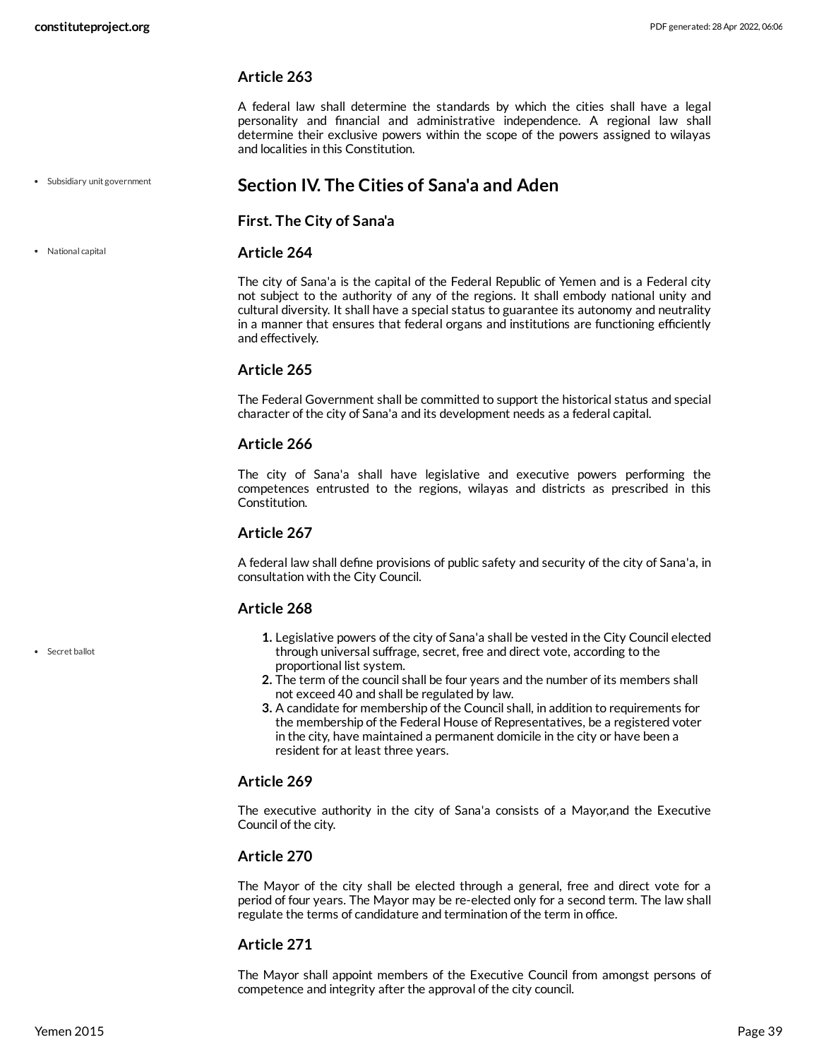### Article 263

A federal law shall determine the standards by which the cities shall have a legal personality and financial and administrative independence. A regional law shall determine their exclusive powers within the scope of the powers assigned to wilayas and localities in this Constitution.

## Section IV. The Cities of Sana'a and Aden

### First. The City of Sana'a

### Article 264

The city of Sana'a is the capital of the Federal Republic of Yemen and is a Federal city not subject to the authority of any of the regions. It shall embody national unity and cultural diversity. It shall have a special status to guarantee its autonomy and neutrality in a manner that ensures that federal organs and institutions are functioning efficiently and effectively.

### Article 265

The Federal Government shall be committed to support the historical status and special character of the city of Sana'a and its development needs as a federal capital.

### Article 266

The city of Sana'a shall have legislative and executive powers performing the competences entrusted to the regions, wilayas and districts as prescribed in this Constitution.

### Article 267

A federal law shall define provisions of public safety and security of the city of Sana'a, in consultation with the City Council.

### Article 268

1. Legislative powers of the city of Sana'a shall be vested in the City Council elected through universal suffrage, secret, free and direct vote, according to the proportional list system.
2. The term of the council shall be four years and the number of its members shall not exceed 40 and shall be regulated by law.
3. A candidate for membership of the Council shall, in addition to requirements for the membership of the Federal House of Representatives, be a registered voter in the city, have maintained a permanent domicile in the city or have been a resident for at least three years.

### Article 269

The executive authority in the city of Sana'a consists of a Mayor,and the Executive Council of the city.

### Article 270

The Mayor of the city shall be elected through a general, free and direct vote for a period of four years. The Mayor may be re-elected only for a second term. The law shall regulate the terms of candidature and termination of the term in office.

### Article 271

The Mayor shall appoint members of the Executive Council from amongst persons of competence and integrity after the approval of the city council.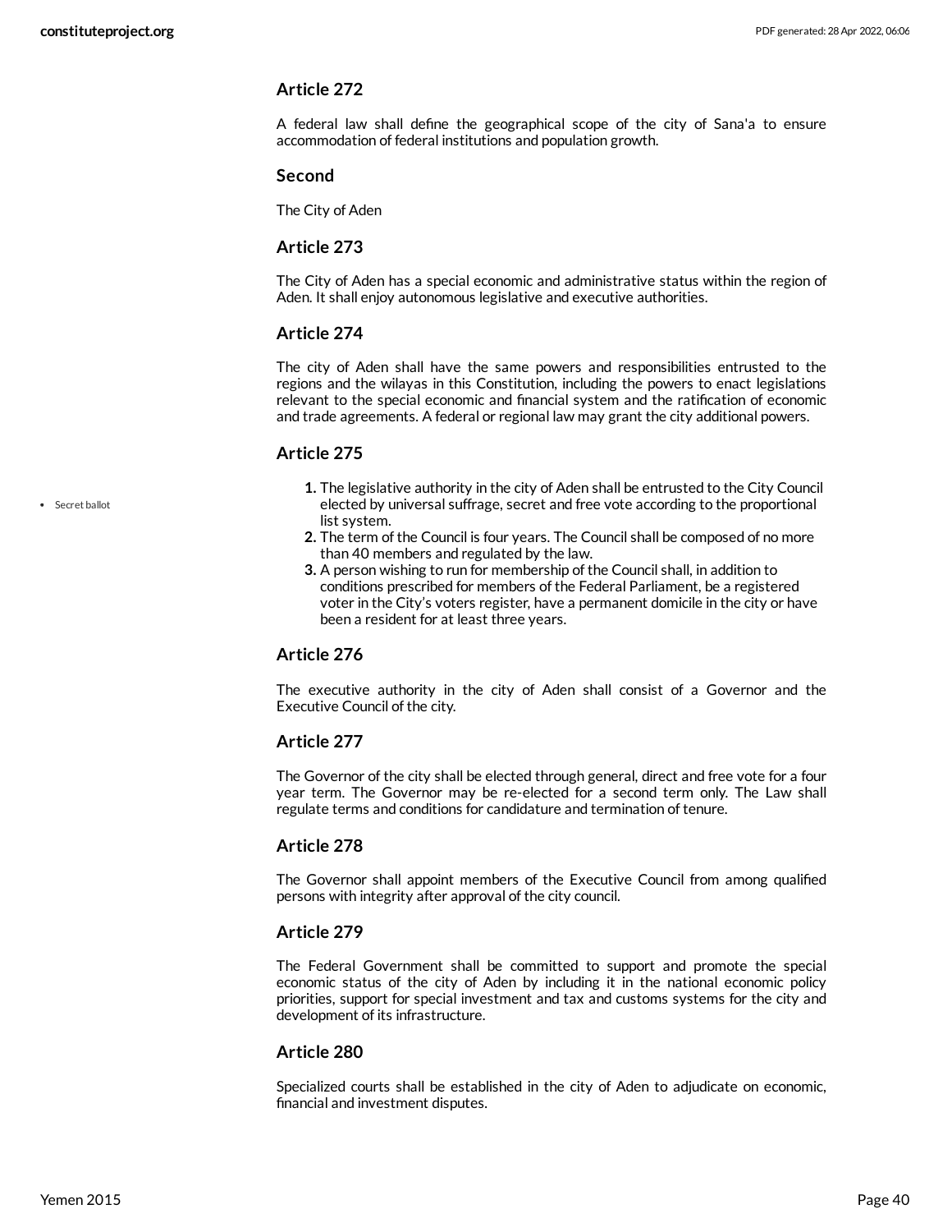### Article 272

A federal law shall define the geographical scope of the city of Sana'a to ensure accommodation of federal institutions and population growth.

### Second

The City of Aden

### Article 273

The City of Aden has a special economic and administrative status within the region of Aden. It shall enjoy autonomous legislative and executive authorities.

### Article 274

The city of Aden shall have the same powers and responsibilities entrusted to the regions and the wilayas in this Constitution, including the powers to enact legislations relevant to the special economic and financial system and the ratification of economic and trade agreements. A federal or regional law may grant the city additional powers.

### Article 275

- Secret ballot

1. The legislative authority in the city of Aden shall be entrusted to the City Council elected by universal suffrage, secret and free vote according to the proportional list system.
2. The term of the Council is four years. The Council shall be composed of no more than 40 members and regulated by the law.
3. A person wishing to run for membership of the Council shall, in addition to conditions prescribed for members of the Federal Parliament, be a registered voter in the City's voters register, have a permanent domicile in the city or have been a resident for at least three years.

### Article 276

The executive authority in the city of Aden shall consist of a Governor and the Executive Council of the city.

### Article 277

The Governor of the city shall be elected through general, direct and free vote for a four year term. The Governor may be re-elected for a second term only. The Law shall regulate terms and conditions for candidature and termination of tenure.

### Article 278

The Governor shall appoint members of the Executive Council from among qualified persons with integrity after approval of the city council.

### Article 279

The Federal Government shall be committed to support and promote the special economic status of the city of Aden by including it in the national economic policy priorities, support for special investment and tax and customs systems for the city and development of its infrastructure.

### Article 280

Specialized courts shall be established in the city of Aden to adjudicate on economic, financial and investment disputes.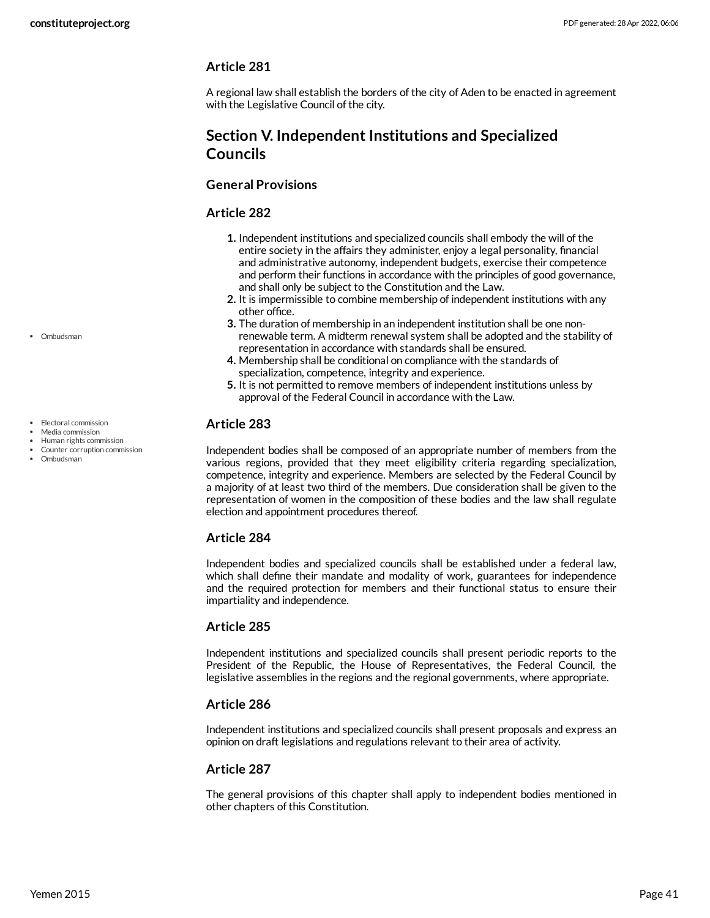### Article 281

A regional law shall establish the borders of the city of Aden to be enacted in agreement with the Legislative Council of the city.

## Section V. Independent Institutions and Specialized Councils

### General Provisions

### Article 282

1. Independent institutions and specialized councils shall embody the will of the entire society in the affairs they administer, enjoy a legal personality, financial and administrative autonomy, independent budgets, exercise their competence and perform their functions in accordance with the principles of good governance, and shall only be subject to the Constitution and the Law.
2. It is impermissible to combine membership of independent institutions with any other office.
3. The duration of membership in an independent institution shall be one non-renewable term. A midterm renewal system shall be adopted and the stability of representation in accordance with standards shall be ensured.
4. Membership shall be conditional on compliance with the standards of specialization, competence, integrity and experience.
5. It is not permitted to remove members of independent institutions unless by approval of the Federal Council in accordance with the Law.

### Article 283

Independent bodies shall be composed of an appropriate number of members from the various regions, provided that they meet eligibility criteria regarding specialization, competence, integrity and experience. Members are selected by the Federal Council by a majority of at least two third of the members. Due consideration shall be given to the representation of women in the composition of these bodies and the law shall regulate election and appointment procedures thereof.

### Article 284

Independent bodies and specialized councils shall be established under a federal law, which shall define their mandate and modality of work, guarantees for independence and the required protection for members and their functional status to ensure their impartiality and independence.

### Article 285

Independent institutions and specialized councils shall present periodic reports to the President of the Republic, the House of Representatives, the Federal Council, the legislative assemblies in the regions and the regional governments, where appropriate.

### Article 286

Independent institutions and specialized councils shall present proposals and express an opinion on draft legislations and regulations relevant to their area of activity.

### Article 287

The general provisions of this chapter shall apply to independent bodies mentioned in other chapters of this Constitution.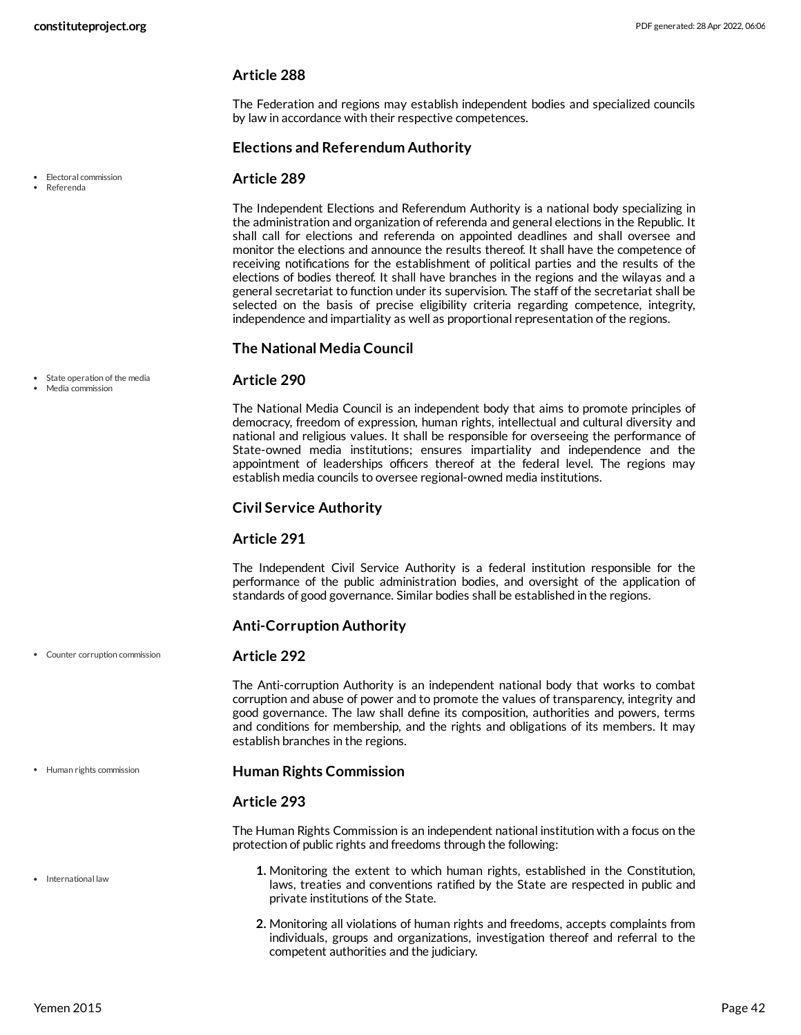### Article 288

The Federation and regions may establish independent bodies and specialized councils by law in accordance with their respective competences.

## Elections and Referendum Authority

- Electoral commission
- Referenda

### Article 289

The Independent Elections and Referendum Authority is a national body specializing in the administration and organization of referenda and general elections in the Republic. It shall call for elections and referenda on appointed deadlines and shall oversee and monitor the elections and announce the results thereof. It shall have the competence of receiving notifications for the establishment of political parties and the results of the elections of bodies thereof. It shall have branches in the regions and the wilayas and a general secretariat to function under its supervision. The staff of the secretariat shall be selected on the basis of precise eligibility criteria regarding competence, integrity, independence and impartiality as well as proportional representation of the regions.

## The National Media Council

- State operation of the media
- Media commission

### Article 290

The National Media Council is an independent body that aims to promote principles of democracy, freedom of expression, human rights, intellectual and cultural diversity and national and religious values. It shall be responsible for overseeing the performance of State-owned media institutions; ensures impartiality and independence and the appointment of leaderships officers thereof at the federal level. The regions may establish media councils to oversee regional-owned media institutions.

## Civil Service Authority

### Article 291

The Independent Civil Service Authority is a federal institution responsible for the performance of the public administration bodies, and oversight of the application of standards of good governance. Similar bodies shall be established in the regions.

## Anti-Corruption Authority

- Counter corruption commission

### Article 292

The Anti-corruption Authority is an independent national body that works to combat corruption and abuse of power and to promote the values of transparency, integrity and good governance. The law shall define its composition, authorities and powers, terms and conditions for membership, and the rights and obligations of its members. It may establish branches in the regions.

- Human rights commission

## Human Rights Commission

### Article 293

The Human Rights Commission is an independent national institution with a focus on the protection of public rights and freedoms through the following:

- International law

1. Monitoring the extent to which human rights, established in the Constitution, laws, treaties and conventions ratified by the State are respected in public and private institutions of the State.
2. Monitoring all violations of human rights and freedoms, accepts complaints from individuals, groups and organizations, investigation thereof and referral to the competent authorities and the judiciary.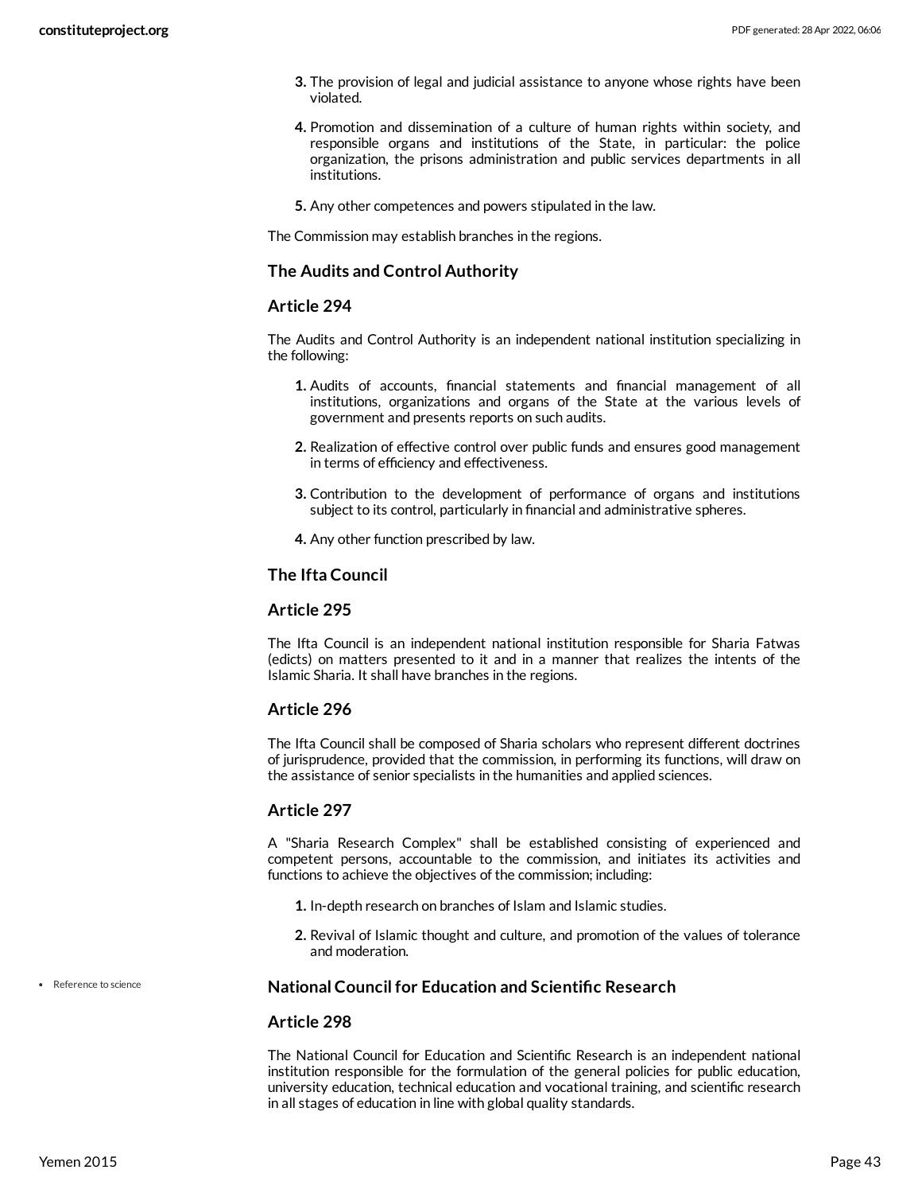3. The provision of legal and judicial assistance to anyone whose rights have been violated.
4. Promotion and dissemination of a culture of human rights within society, and responsible organs and institutions of the State, in particular: the police organization, the prisons administration and public services departments in all institutions.
5. Any other competences and powers stipulated in the law.

The Commission may establish branches in the regions.

### The Audits and Control Authority

### Article 294

The Audits and Control Authority is an independent national institution specializing in the following:

1. Audits of accounts, financial statements and financial management of all institutions, organizations and organs of the State at the various levels of government and presents reports on such audits.
2. Realization of effective control over public funds and ensures good management in terms of efficiency and effectiveness.
3. Contribution to the development of performance of organs and institutions subject to its control, particularly in financial and administrative spheres.
4. Any other function prescribed by law.

### The Ifta Council

### Article 295

The Ifta Council is an independent national institution responsible for Sharia Fatwas (edicts) on matters presented to it and in a manner that realizes the intents of the Islamic Sharia. It shall have branches in the regions.

### Article 296

The Ifta Council shall be composed of Sharia scholars who represent different doctrines of jurisprudence, provided that the commission, in performing its functions, will draw on the assistance of senior specialists in the humanities and applied sciences.

### Article 297

A "Sharia Research Complex" shall be established consisting of experienced and competent persons, accountable to the commission, and initiates its activities and functions to achieve the objectives of the commission; including:

1. In-depth research on branches of Islam and Islamic studies.
2. Revival of Islamic thought and culture, and promotion of the values of tolerance and moderation.

- Reference to science

### National Council for Education and Scientific Research

### Article 298

The National Council for Education and Scientific Research is an independent national institution responsible for the formulation of the general policies for public education, university education, technical education and vocational training, and scientific research in all stages of education in line with global quality standards.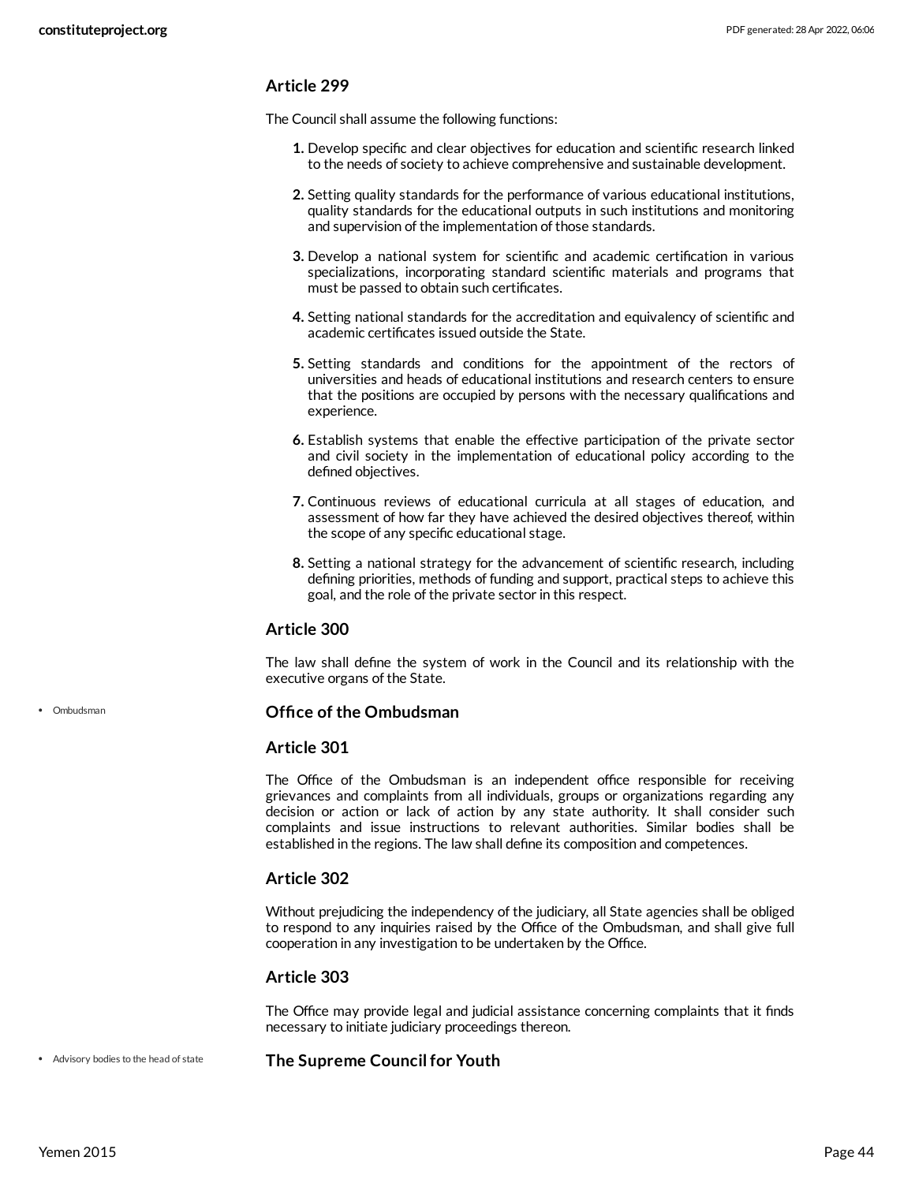### Article 299

The Council shall assume the following functions:

1. Develop specific and clear objectives for education and scientific research linked to the needs of society to achieve comprehensive and sustainable development.
2. Setting quality standards for the performance of various educational institutions, quality standards for the educational outputs in such institutions and monitoring and supervision of the implementation of those standards.
3. Develop a national system for scientific and academic certification in various specializations, incorporating standard scientific materials and programs that must be passed to obtain such certificates.
4. Setting national standards for the accreditation and equivalency of scientific and academic certificates issued outside the State.
5. Setting standards and conditions for the appointment of the rectors of universities and heads of educational institutions and research centers to ensure that the positions are occupied by persons with the necessary qualifications and experience.
6. Establish systems that enable the effective participation of the private sector and civil society in the implementation of educational policy according to the defined objectives.
7. Continuous reviews of educational curricula at all stages of education, and assessment of how far they have achieved the desired objectives thereof, within the scope of any specific educational stage.
8. Setting a national strategy for the advancement of scientific research, including defining priorities, methods of funding and support, practical steps to achieve this goal, and the role of the private sector in this respect.

### Article 300

The law shall define the system of work in the Council and its relationship with the executive organs of the State.

- Ombudsman

### Office of the Ombudsman

### Article 301

The Office of the Ombudsman is an independent office responsible for receiving grievances and complaints from all individuals, groups or organizations regarding any decision or action or lack of action by any state authority. It shall consider such complaints and issue instructions to relevant authorities. Similar bodies shall be established in the regions. The law shall define its composition and competences.

### Article 302

Without prejudicing the independency of the judiciary, all State agencies shall be obliged to respond to any inquiries raised by the Office of the Ombudsman, and shall give full cooperation in any investigation to be undertaken by the Office.

### Article 303

The Office may provide legal and judicial assistance concerning complaints that it finds necessary to initiate judiciary proceedings thereon.

- Advisory bodies to the head of state

### The Supreme Council for Youth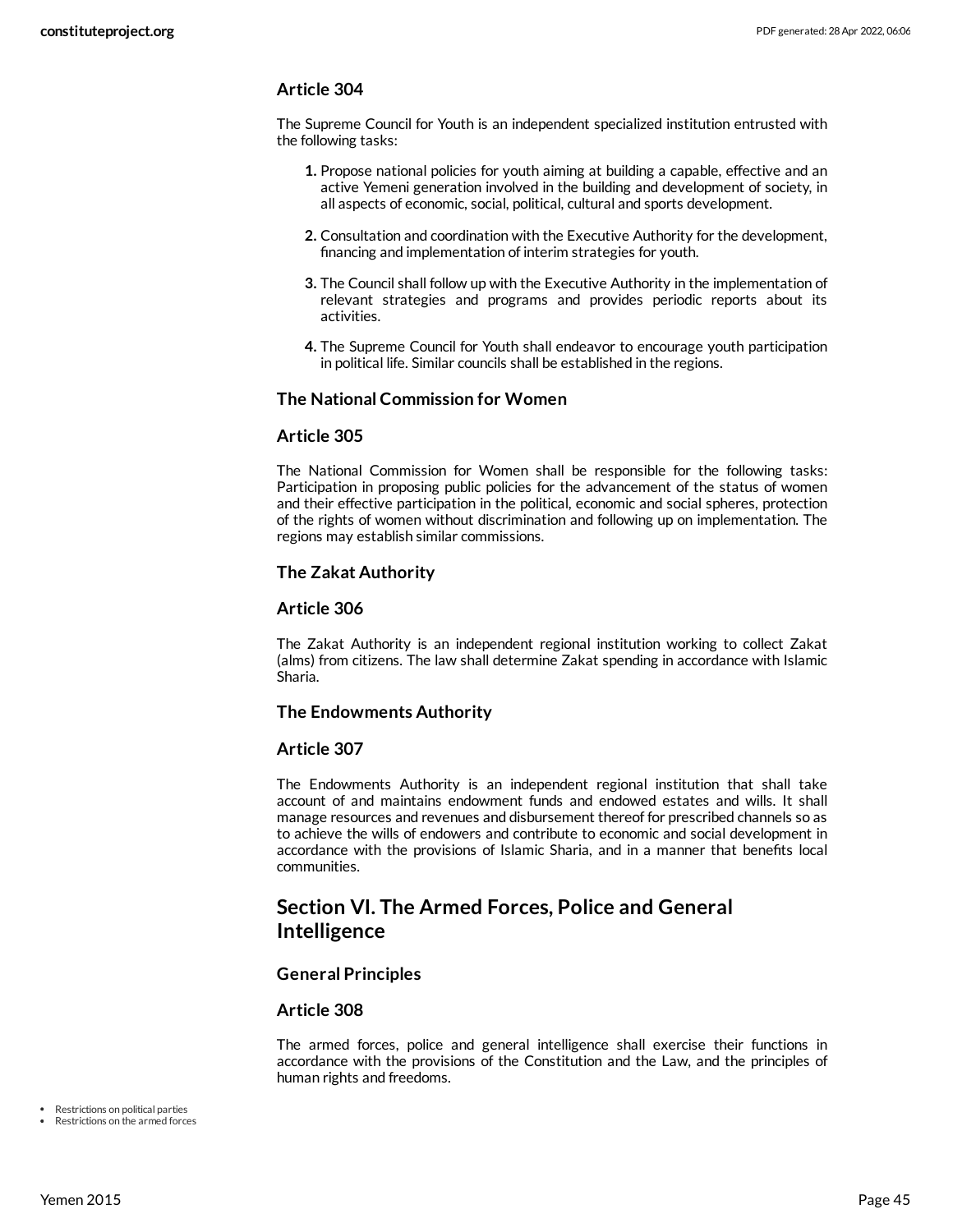### Article 304

The Supreme Council for Youth is an independent specialized institution entrusted with the following tasks:

1. Propose national policies for youth aiming at building a capable, effective and an active Yemeni generation involved in the building and development of society, in all aspects of economic, social, political, cultural and sports development.
2. Consultation and coordination with the Executive Authority for the development, financing and implementation of interim strategies for youth.
3. The Council shall follow up with the Executive Authority in the implementation of relevant strategies and programs and provides periodic reports about its activities.
4. The Supreme Council for Youth shall endeavor to encourage youth participation in political life. Similar councils shall be established in the regions.

### The National Commission for Women

### Article 305

The National Commission for Women shall be responsible for the following tasks: Participation in proposing public policies for the advancement of the status of women and their effective participation in the political, economic and social spheres, protection of the rights of women without discrimination and following up on implementation. The regions may establish similar commissions.

### The Zakat Authority

### Article 306

The Zakat Authority is an independent regional institution working to collect Zakat (alms) from citizens. The law shall determine Zakat spending in accordance with Islamic Sharia.

### The Endowments Authority

### Article 307

The Endowments Authority is an independent regional institution that shall take account of and maintains endowment funds and endowed estates and wills. It shall manage resources and revenues and disbursement thereof for prescribed channels so as to achieve the wills of endowers and contribute to economic and social development in accordance with the provisions of Islamic Sharia, and in a manner that benefits local communities.

## Section VI. The Armed Forces, Police and General Intelligence

### General Principles

### Article 308

The armed forces, police and general intelligence shall exercise their functions in accordance with the provisions of the Constitution and the Law, and the principles of human rights and freedoms.

- Restrictions on political parties
- Restrictions on the armed forces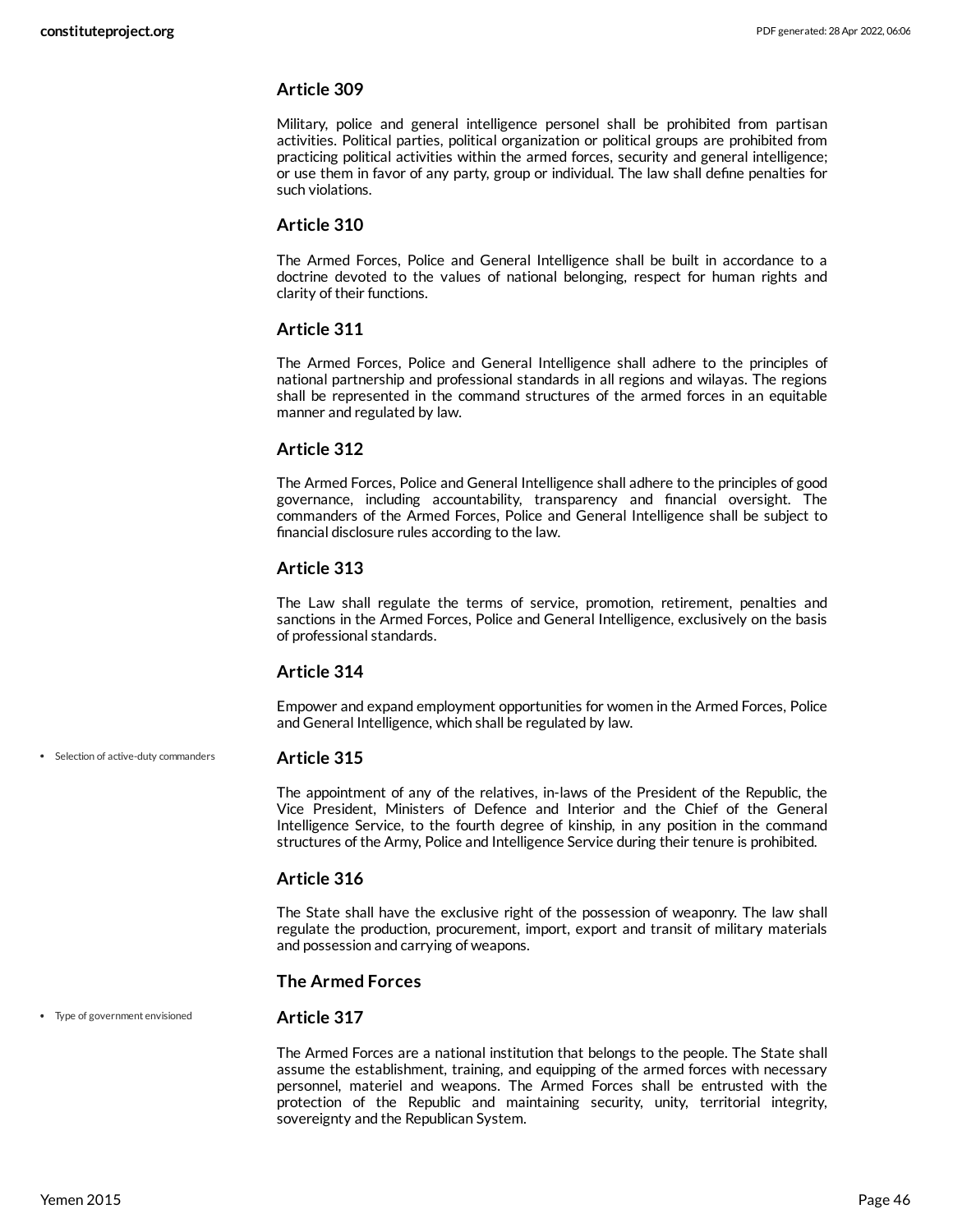### Article 309

Military, police and general intelligence personel shall be prohibited from partisan activities. Political parties, political organization or political groups are prohibited from practicing political activities within the armed forces, security and general intelligence; or use them in favor of any party, group or individual. The law shall define penalties for such violations.

### Article 310

The Armed Forces, Police and General Intelligence shall be built in accordance to a doctrine devoted to the values of national belonging, respect for human rights and clarity of their functions.

### Article 311

The Armed Forces, Police and General Intelligence shall adhere to the principles of national partnership and professional standards in all regions and wilayas. The regions shall be represented in the command structures of the armed forces in an equitable manner and regulated by law.

### Article 312

The Armed Forces, Police and General Intelligence shall adhere to the principles of good governance, including accountability, transparency and financial oversight. The commanders of the Armed Forces, Police and General Intelligence shall be subject to financial disclosure rules according to the law.

### Article 313

The Law shall regulate the terms of service, promotion, retirement, penalties and sanctions in the Armed Forces, Police and General Intelligence, exclusively on the basis of professional standards.

### Article 314

Empower and expand employment opportunities for women in the Armed Forces, Police and General Intelligence, which shall be regulated by law.

- Selection of active-duty commanders

### Article 315

The appointment of any of the relatives, in-laws of the President of the Republic, the Vice President, Ministers of Defence and Interior and the Chief of the General Intelligence Service, to the fourth degree of kinship, in any position in the command structures of the Army, Police and Intelligence Service during their tenure is prohibited.

### Article 316

The State shall have the exclusive right of the possession of weaponry. The law shall regulate the production, procurement, import, export and transit of military materials and possession and carrying of weapons.

## The Armed Forces

- Type of government envisioned

### Article 317

The Armed Forces are a national institution that belongs to the people. The State shall assume the establishment, training, and equipping of the armed forces with necessary personnel, materiel and weapons. The Armed Forces shall be entrusted with the protection of the Republic and maintaining security, unity, territorial integrity, sovereignty and the Republican System.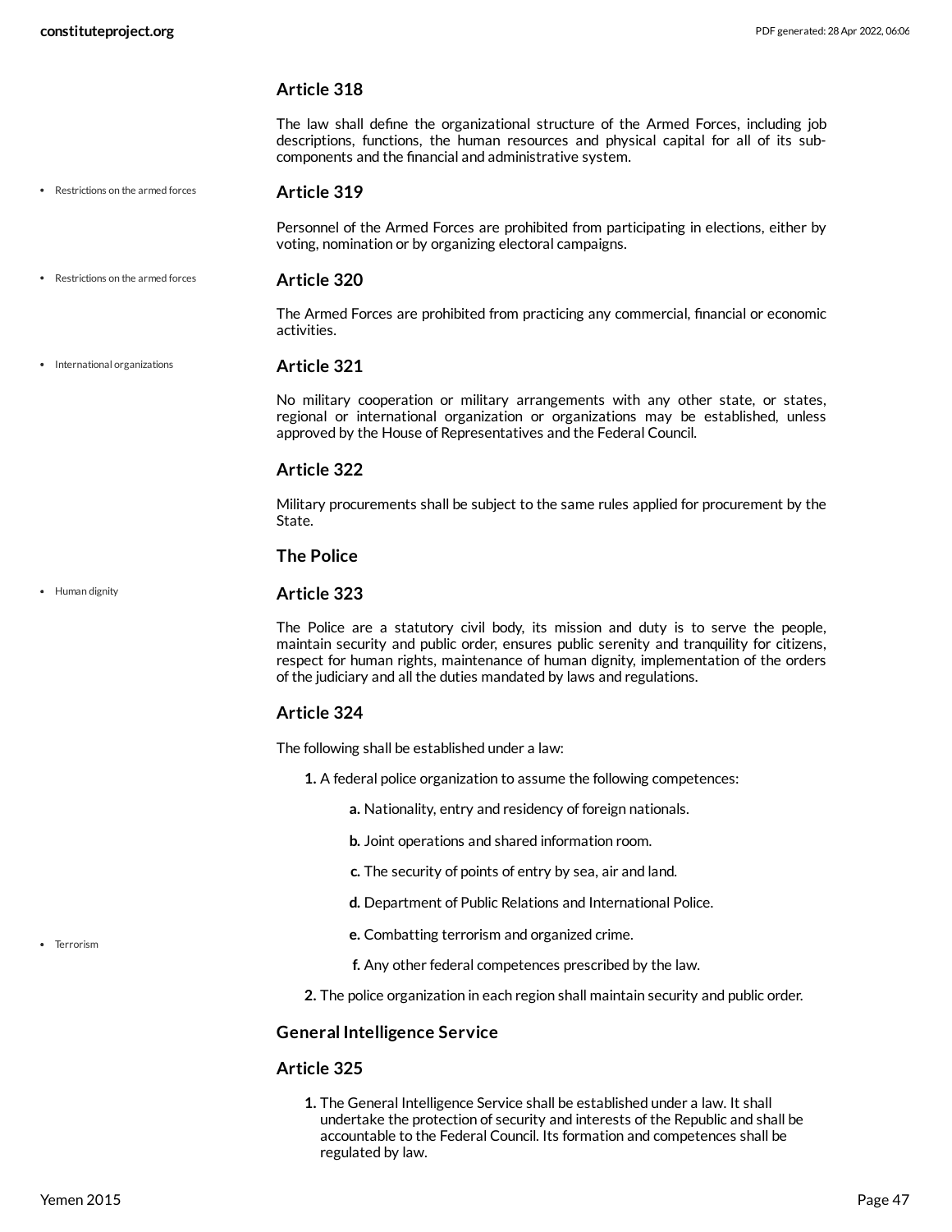### Article 318

The law shall define the organizational structure of the Armed Forces, including job descriptions, functions, the human resources and physical capital for all of its sub-components and the financial and administrative system.

- Restrictions on the armed forces

### Article 319

Personnel of the Armed Forces are prohibited from participating in elections, either by voting, nomination or by organizing electoral campaigns.

- Restrictions on the armed forces

### Article 320

The Armed Forces are prohibited from practicing any commercial, financial or economic activities.

- International organizations

### Article 321

No military cooperation or military arrangements with any other state, or states, regional or international organization or organizations may be established, unless approved by the House of Representatives and the Federal Council.

### Article 322

Military procurements shall be subject to the same rules applied for procurement by the State.

### The Police

- Human dignity

### Article 323

The Police are a statutory civil body, its mission and duty is to serve the people, maintain security and public order, ensures public serenity and tranquility for citizens, respect for human rights, maintenance of human dignity, implementation of the orders of the judiciary and all the duties mandated by laws and regulations.

### Article 324

The following shall be established under a law:

1. A federal police organization to assume the following competences:
   - a. Nationality, entry and residency of foreign nationals.
   - b. Joint operations and shared information room.
   - c. The security of points of entry by sea, air and land.
   - d. Department of Public Relations and International Police.
   - e. Combatting terrorism and organized crime.
   - f. Any other federal competences prescribed by the law.
2. The police organization in each region shall maintain security and public order.

- Terrorism

### General Intelligence Service

### Article 325

1. The General Intelligence Service shall be established under a law. It shall undertake the protection of security and interests of the Republic and shall be accountable to the Federal Council. Its formation and competences shall be regulated by law.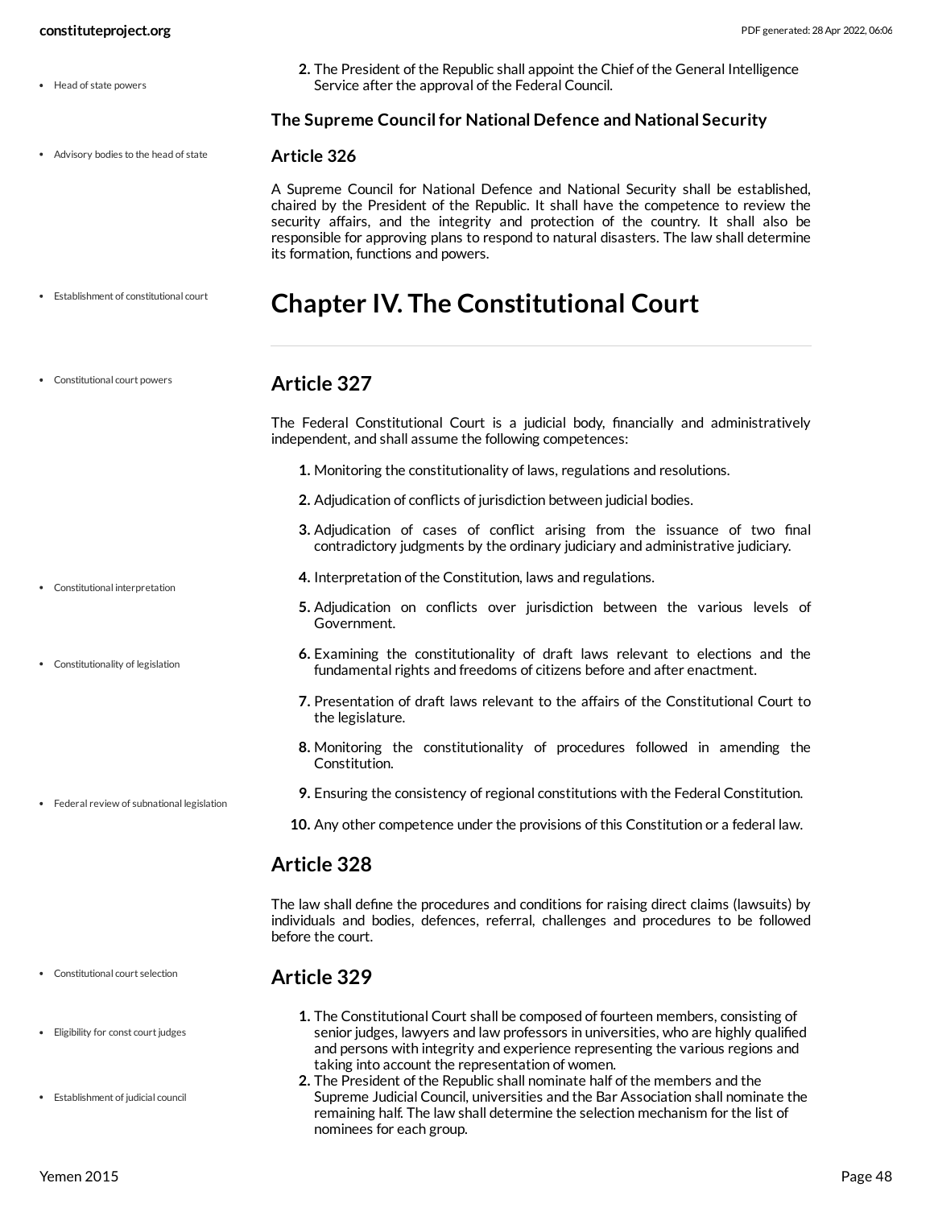2. The President of the Republic shall appoint the Chief of the General Intelligence Service after the approval of the Federal Council.

### The Supreme Council for National Defence and National Security

### Article 326

A Supreme Council for National Defence and National Security shall be established, chaired by the President of the Republic. It shall have the competence to review the security affairs, and the integrity and protection of the country. It shall also be responsible for approving plans to respond to natural disasters. The law shall determine its formation, functions and powers.

# Chapter IV. The Constitutional Court

## Article 327

The Federal Constitutional Court is a judicial body, financially and administratively independent, and shall assume the following competences:

1. Monitoring the constitutionality of laws, regulations and resolutions.
2. Adjudication of conflicts of jurisdiction between judicial bodies.
3. Adjudication of cases of conflict arising from the issuance of two final contradictory judgments by the ordinary judiciary and administrative judiciary.
4. Interpretation of the Constitution, laws and regulations.
5. Adjudication on conflicts over jurisdiction between the various levels of Government.
6. Examining the constitutionality of draft laws relevant to elections and the fundamental rights and freedoms of citizens before and after enactment.
7. Presentation of draft laws relevant to the affairs of the Constitutional Court to the legislature.
8. Monitoring the constitutionality of procedures followed in amending the Constitution.
9. Ensuring the consistency of regional constitutions with the Federal Constitution.
10. Any other competence under the provisions of this Constitution or a federal law.

## Article 328

The law shall define the procedures and conditions for raising direct claims (lawsuits) by individuals and bodies, defences, referral, challenges and procedures to be followed before the court.

## Article 329

1. The Constitutional Court shall be composed of fourteen members, consisting of senior judges, lawyers and law professors in universities, who are highly qualified and persons with integrity and experience representing the various regions and taking into account the representation of women.
2. The President of the Republic shall nominate half of the members and the Supreme Judicial Council, universities and the Bar Association shall nominate the remaining half. The law shall determine the selection mechanism for the list of nominees for each group.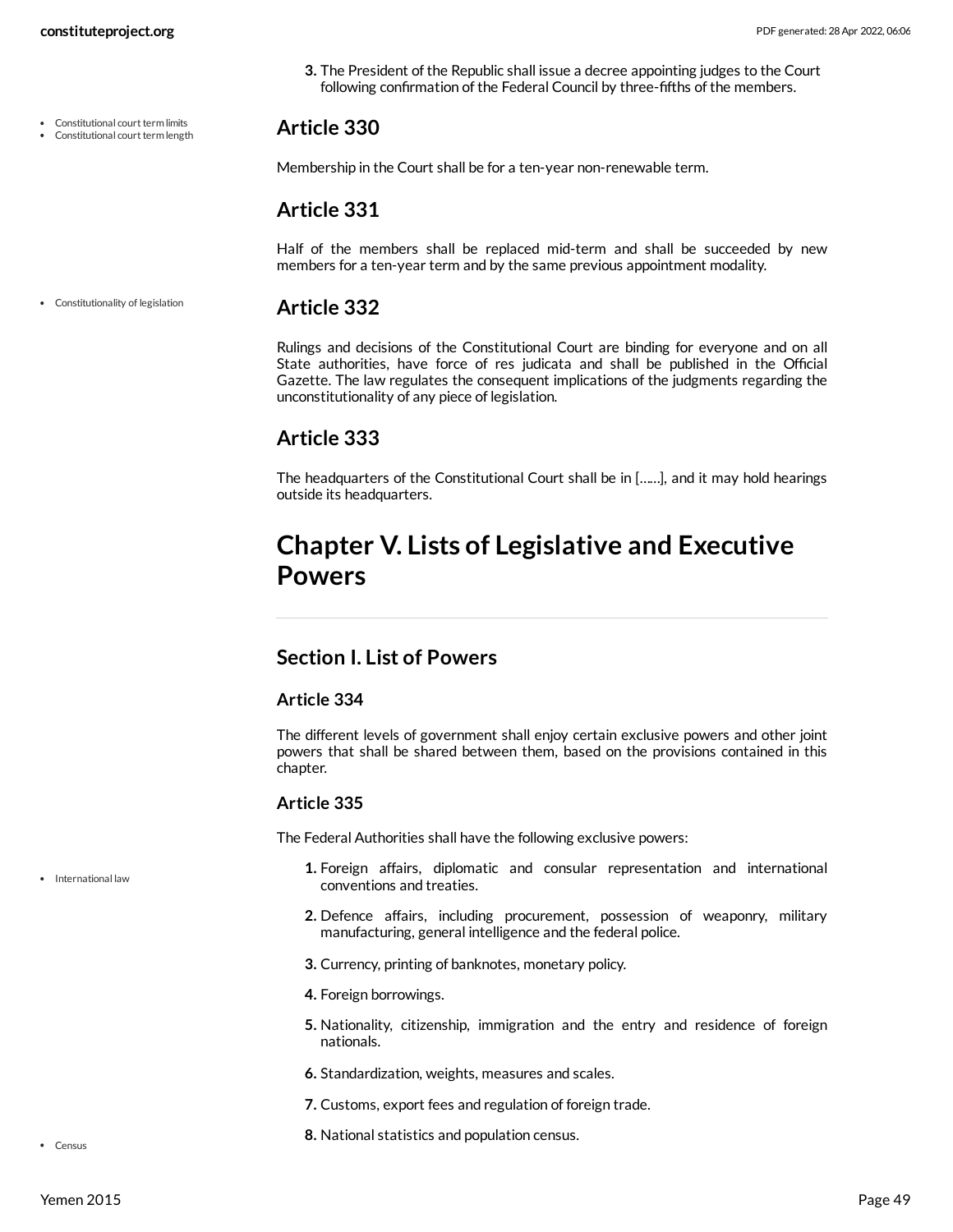3. The President of the Republic shall issue a decree appointing judges to the Court following confirmation of the Federal Council by three-fifths of the members.

## Article 330

Membership in the Court shall be for a ten-year non-renewable term.

## Article 331

Half of the members shall be replaced mid-term and shall be succeeded by new members for a ten-year term and by the same previous appointment modality.

## Article 332

Rulings and decisions of the Constitutional Court are binding for everyone and on all State authorities, have force of res judicata and shall be published in the Official Gazette. The law regulates the consequent implications of the judgments regarding the unconstitutionality of any piece of legislation.

## Article 333

The headquarters of the Constitutional Court shall be in [……], and it may hold hearings outside its headquarters.

# Chapter V. Lists of Legislative and Executive Powers

## Section I. List of Powers

### Article 334

The different levels of government shall enjoy certain exclusive powers and other joint powers that shall be shared between them, based on the provisions contained in this chapter.

### Article 335

The Federal Authorities shall have the following exclusive powers:

1. Foreign affairs, diplomatic and consular representation and international conventions and treaties.
2. Defence affairs, including procurement, possession of weaponry, military manufacturing, general intelligence and the federal police.
3. Currency, printing of banknotes, monetary policy.
4. Foreign borrowings.
5. Nationality, citizenship, immigration and the entry and residence of foreign nationals.
6. Standardization, weights, measures and scales.
7. Customs, export fees and regulation of foreign trade.
8. National statistics and population census.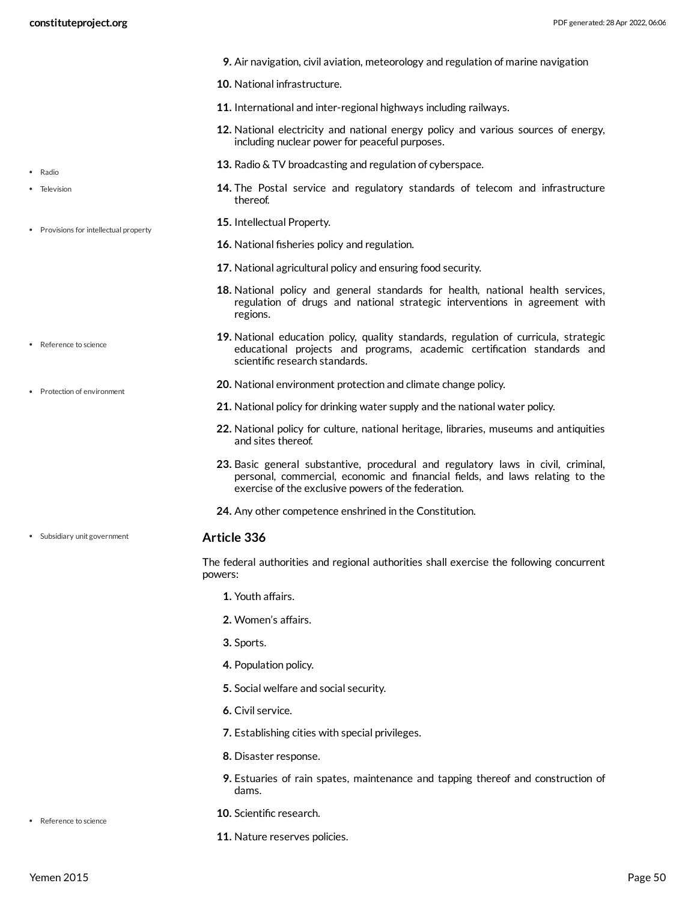9. Air navigation, civil aviation, meteorology and regulation of marine navigation
10. National infrastructure.
11. International and inter-regional highways including railways.
12. National electricity and national energy policy and various sources of energy, including nuclear power for peaceful purposes.
13. Radio & TV broadcasting and regulation of cyberspace.
14. The Postal service and regulatory standards of telecom and infrastructure thereof.
15. Intellectual Property.
16. National fisheries policy and regulation.
17. National agricultural policy and ensuring food security.
18. National policy and general standards for health, national health services, regulation of drugs and national strategic interventions in agreement with regions.
19. National education policy, quality standards, regulation of curricula, strategic educational projects and programs, academic certification standards and scientific research standards.
20. National environment protection and climate change policy.
21. National policy for drinking water supply and the national water policy.
22. National policy for culture, national heritage, libraries, museums and antiquities and sites thereof.
23. Basic general substantive, procedural and regulatory laws in civil, criminal, personal, commercial, economic and financial fields, and laws relating to the exercise of the exclusive powers of the federation.
24. Any other competence enshrined in the Constitution.

### Article 336

The federal authorities and regional authorities shall exercise the following concurrent powers:

1. Youth affairs.
2. Women's affairs.
3. Sports.
4. Population policy.
5. Social welfare and social security.
6. Civil service.
7. Establishing cities with special privileges.
8. Disaster response.
9. Estuaries of rain spates, maintenance and tapping thereof and construction of dams.
10. Scientific research.
11. Nature reserves policies.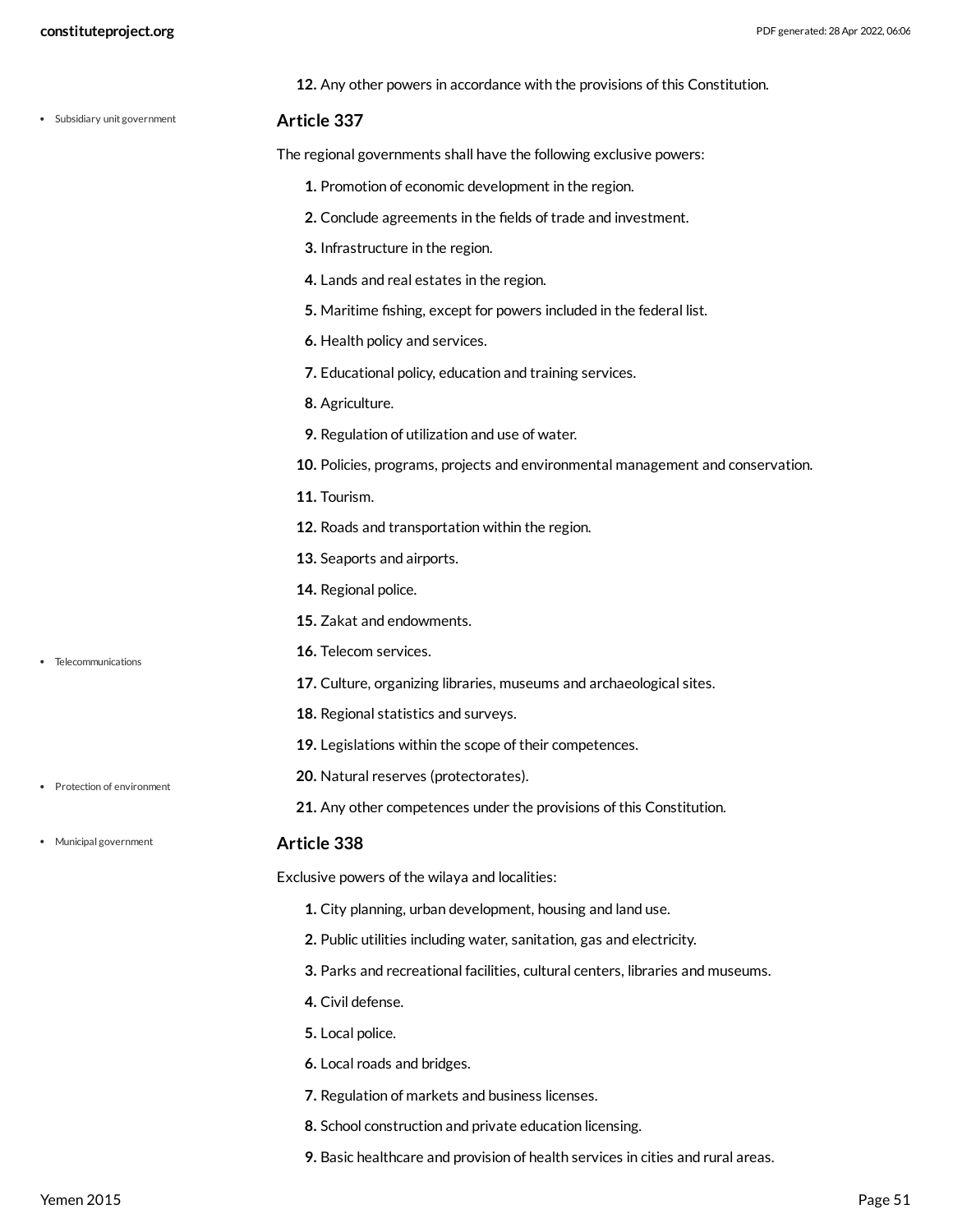12. Any other powers in accordance with the provisions of this Constitution.

- Subsidiary unit government

### Article 337

The regional governments shall have the following exclusive powers:

1. Promotion of economic development in the region.
2. Conclude agreements in the fields of trade and investment.
3. Infrastructure in the region.
4. Lands and real estates in the region.
5. Maritime fishing, except for powers included in the federal list.
6. Health policy and services.
7. Educational policy, education and training services.
8. Agriculture.
9. Regulation of utilization and use of water.
10. Policies, programs, projects and environmental management and conservation.
11. Tourism.
12. Roads and transportation within the region.
13. Seaports and airports.
14. Regional police.
15. Zakat and endowments.
16. Telecom services.
17. Culture, organizing libraries, museums and archaeological sites.
18. Regional statistics and surveys.
19. Legislations within the scope of their competences.
20. Natural reserves (protectorates).
21. Any other competences under the provisions of this Constitution.

- Telecommunications
- Protection of environment
- Municipal government

### Article 338

Exclusive powers of the wilaya and localities:

1. City planning, urban development, housing and land use.
2. Public utilities including water, sanitation, gas and electricity.
3. Parks and recreational facilities, cultural centers, libraries and museums.
4. Civil defense.
5. Local police.
6. Local roads and bridges.
7. Regulation of markets and business licenses.
8. School construction and private education licensing.
9. Basic healthcare and provision of health services in cities and rural areas.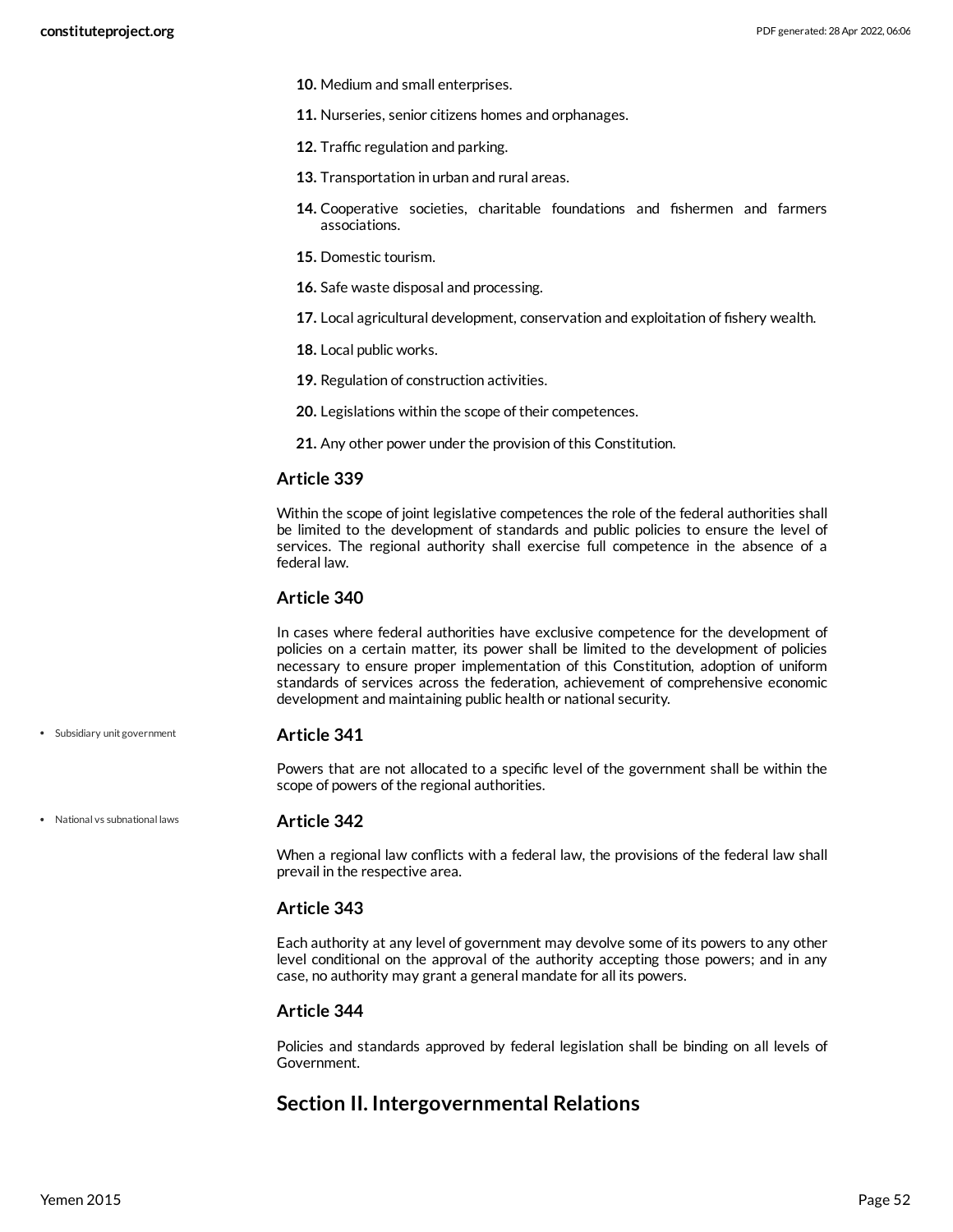10. Medium and small enterprises.
11. Nurseries, senior citizens homes and orphanages.
12. Traffic regulation and parking.
13. Transportation in urban and rural areas.
14. Cooperative societies, charitable foundations and fishermen and farmers associations.
15. Domestic tourism.
16. Safe waste disposal and processing.
17. Local agricultural development, conservation and exploitation of fishery wealth.
18. Local public works.
19. Regulation of construction activities.
20. Legislations within the scope of their competences.
21. Any other power under the provision of this Constitution.

### Article 339

Within the scope of joint legislative competences the role of the federal authorities shall be limited to the development of standards and public policies to ensure the level of services. The regional authority shall exercise full competence in the absence of a federal law.

### Article 340

In cases where federal authorities have exclusive competence for the development of policies on a certain matter, its power shall be limited to the development of policies necessary to ensure proper implementation of this Constitution, adoption of uniform standards of services across the federation, achievement of comprehensive economic development and maintaining public health or national security.

- Subsidiary unit government

### Article 341

Powers that are not allocated to a specific level of the government shall be within the scope of powers of the regional authorities.

- National vs subnational laws

### Article 342

When a regional law conflicts with a federal law, the provisions of the federal law shall prevail in the respective area.

### Article 343

Each authority at any level of government may devolve some of its powers to any other level conditional on the approval of the authority accepting those powers; and in any case, no authority may grant a general mandate for all its powers.

### Article 344

Policies and standards approved by federal legislation shall be binding on all levels of Government.

## Section II. Intergovernmental Relations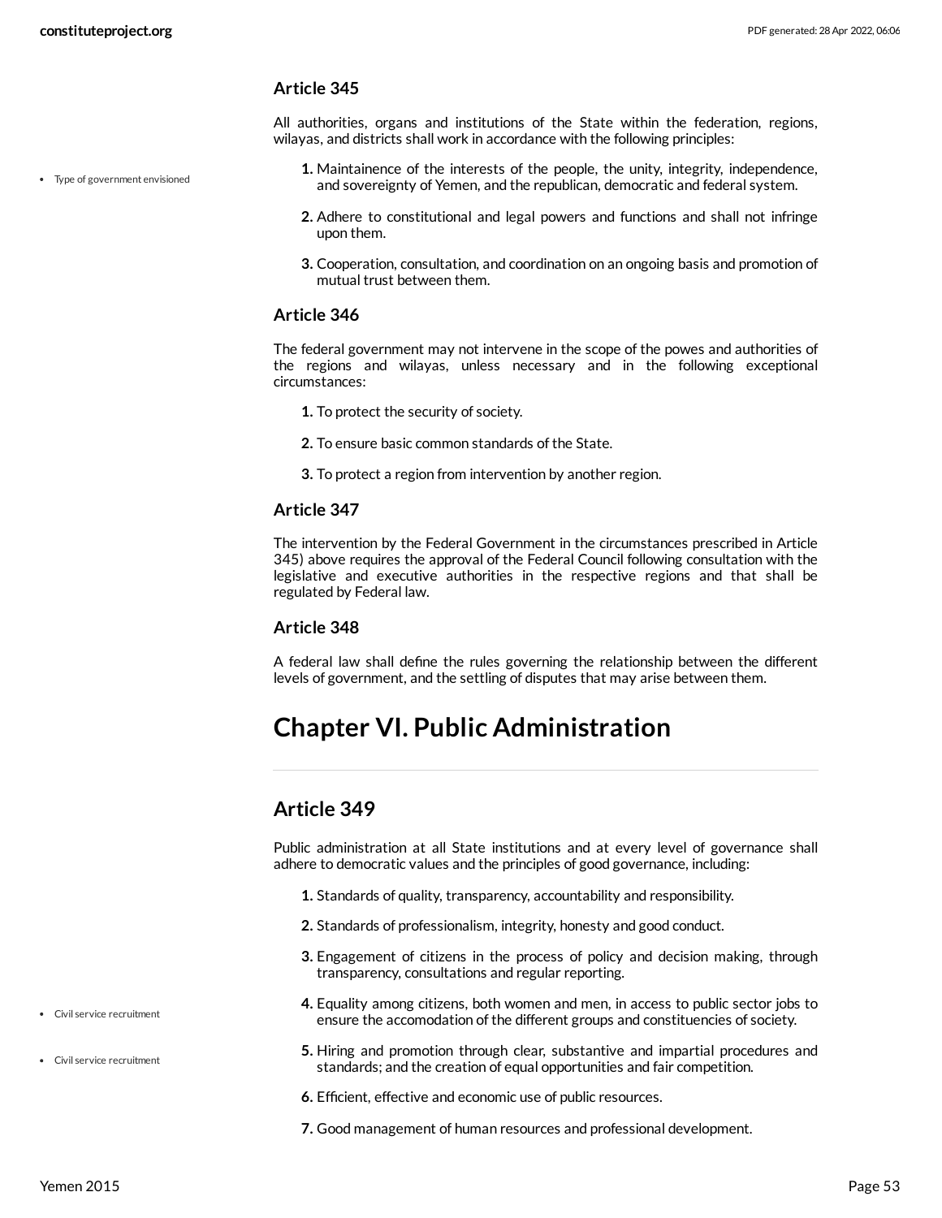### Article 345

All authorities, organs and institutions of the State within the federation, regions, wilayas, and districts shall work in accordance with the following principles:

- Type of government envisioned

1. Maintainence of the interests of the people, the unity, integrity, independence, and sovereignty of Yemen, and the republican, democratic and federal system.
2. Adhere to constitutional and legal powers and functions and shall not infringe upon them.
3. Cooperation, consultation, and coordination on an ongoing basis and promotion of mutual trust between them.

### Article 346

The federal government may not intervene in the scope of the powes and authorities of the regions and wilayas, unless necessary and in the following exceptional circumstances:

1. To protect the security of society.
2. To ensure basic common standards of the State.
3. To protect a region from intervention by another region.

### Article 347

The intervention by the Federal Government in the circumstances prescribed in Article 345) above requires the approval of the Federal Council following consultation with the legislative and executive authorities in the respective regions and that shall be regulated by Federal law.

### Article 348

A federal law shall define the rules governing the relationship between the different levels of government, and the settling of disputes that may arise between them.

# Chapter VI. Public Administration

## Article 349

Public administration at all State institutions and at every level of governance shall adhere to democratic values and the principles of good governance, including:

1. Standards of quality, transparency, accountability and responsibility.
2. Standards of professionalism, integrity, honesty and good conduct.
3. Engagement of citizens in the process of policy and decision making, through transparency, consultations and regular reporting.
4. Equality among citizens, both women and men, in access to public sector jobs to ensure the accomodation of the different groups and constituencies of society.
5. Hiring and promotion through clear, substantive and impartial procedures and standards; and the creation of equal opportunities and fair competition.
6. Efficient, effective and economic use of public resources.
7. Good management of human resources and professional development.

- Civil service recruitment
- Civil service recruitment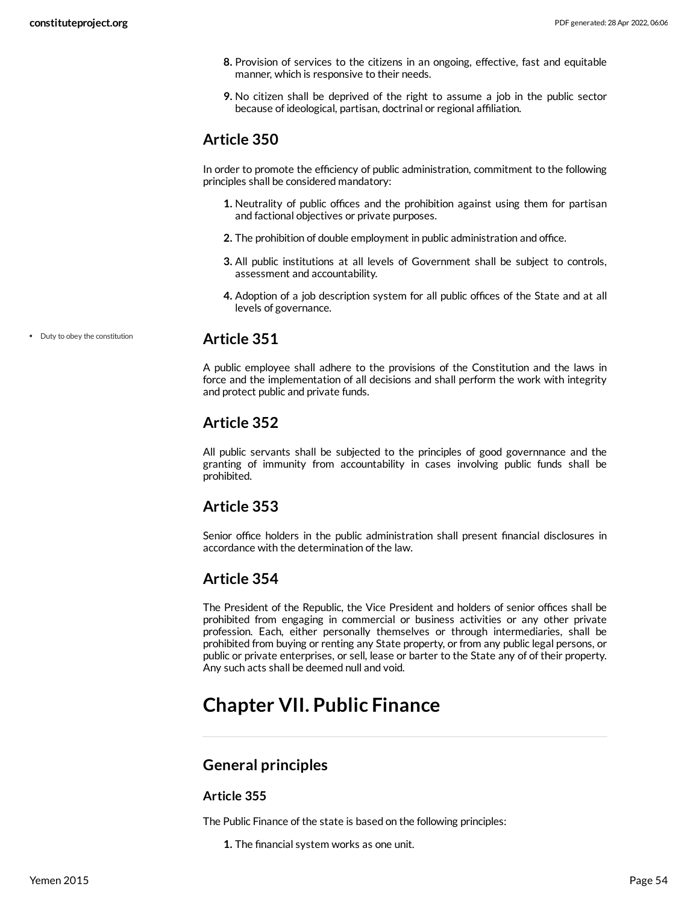8. Provision of services to the citizens in an ongoing, effective, fast and equitable manner, which is responsive to their needs.
9. No citizen shall be deprived of the right to assume a job in the public sector because of ideological, partisan, doctrinal or regional affiliation.

## Article 350

In order to promote the efficiency of public administration, commitment to the following principles shall be considered mandatory:

1. Neutrality of public offices and the prohibition against using them for partisan and factional objectives or private purposes.
2. The prohibition of double employment in public administration and office.
3. All public institutions at all levels of Government shall be subject to controls, assessment and accountability.
4. Adoption of a job description system for all public offices of the State and at all levels of governance.

## Article 351

- Duty to obey the constitution

A public employee shall adhere to the provisions of the Constitution and the laws in force and the implementation of all decisions and shall perform the work with integrity and protect public and private funds.

## Article 352

All public servants shall be subjected to the principles of good governnance and the granting of immunity from accountability in cases involving public funds shall be prohibited.

## Article 353

Senior office holders in the public administration shall present financial disclosures in accordance with the determination of the law.

## Article 354

The President of the Republic, the Vice President and holders of senior offices shall be prohibited from engaging in commercial or business activities or any other private profession. Each, either personally themselves or through intermediaries, shall be prohibited from buying or renting any State property, or from any public legal persons, or public or private enterprises, or sell, lease or barter to the State any of of their property. Any such acts shall be deemed null and void.

# Chapter VII. Public Finance

## General principles

### Article 355

The Public Finance of the state is based on the following principles:

1. The financial system works as one unit.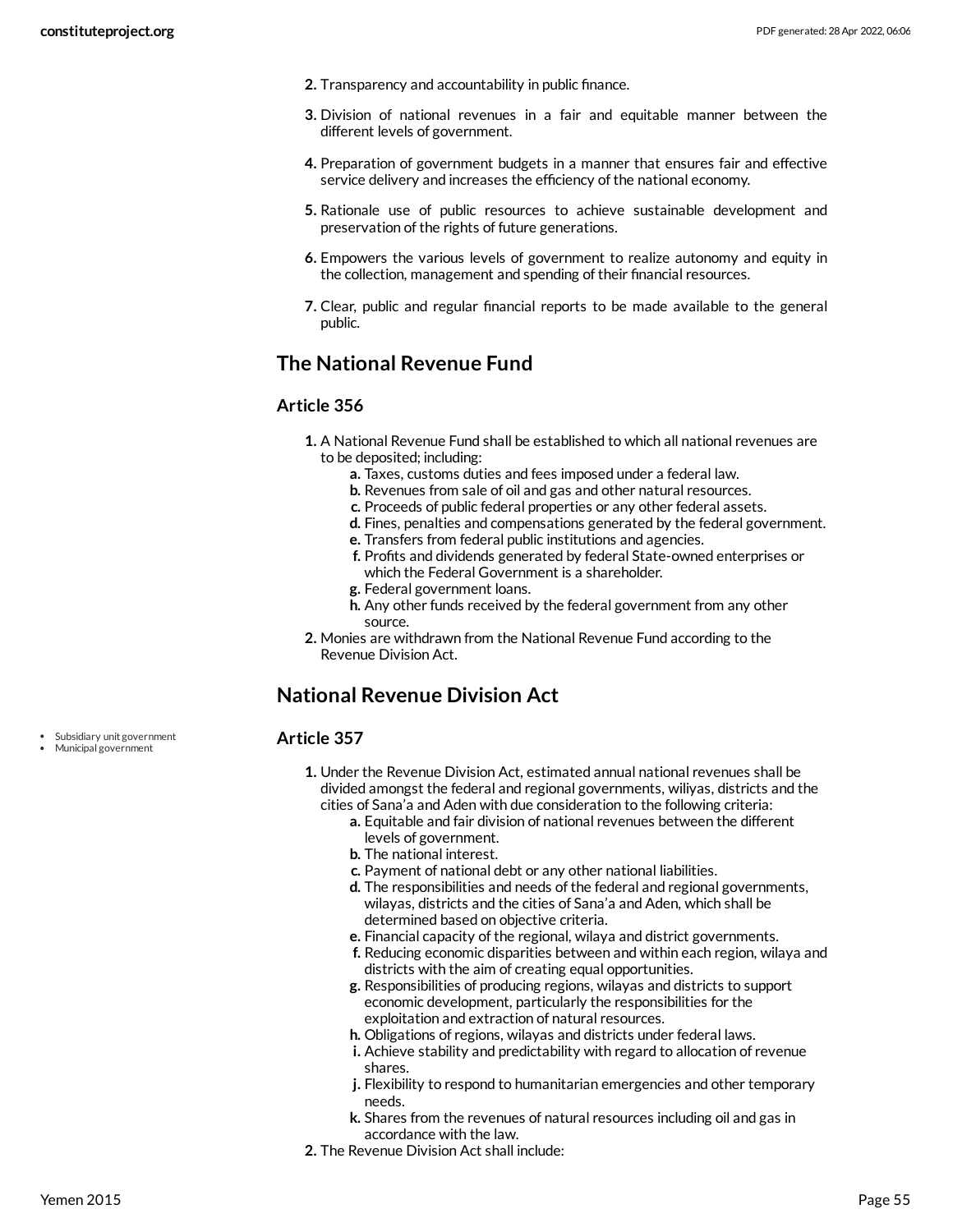2. Transparency and accountability in public finance.
3. Division of national revenues in a fair and equitable manner between the different levels of government.
4. Preparation of government budgets in a manner that ensures fair and effective service delivery and increases the efficiency of the national economy.
5. Rationale use of public resources to achieve sustainable development and preservation of the rights of future generations.
6. Empowers the various levels of government to realize autonomy and equity in the collection, management and spending of their financial resources.
7. Clear, public and regular financial reports to be made available to the general public.

## The National Revenue Fund

### Article 356

1. A National Revenue Fund shall be established to which all national revenues are to be deposited; including:
    a. Taxes, customs duties and fees imposed under a federal law.
    b. Revenues from sale of oil and gas and other natural resources.
    c. Proceeds of public federal properties or any other federal assets.
    d. Fines, penalties and compensations generated by the federal government.
    e. Transfers from federal public institutions and agencies.
    f. Profits and dividends generated by federal State-owned enterprises or which the Federal Government is a shareholder.
    g. Federal government loans.
    h. Any other funds received by the federal government from any other source.
2. Monies are withdrawn from the National Revenue Fund according to the Revenue Division Act.

## National Revenue Division Act

- Subsidiary unit government
- Municipal government

### Article 357

1. Under the Revenue Division Act, estimated annual national revenues shall be divided amongst the federal and regional governments, wiliyas, districts and the cities of Sana'a and Aden with due consideration to the following criteria:
    a. Equitable and fair division of national revenues between the different levels of government.
    b. The national interest.
    c. Payment of national debt or any other national liabilities.
    d. The responsibilities and needs of the federal and regional governments, wilayas, districts and the cities of Sana'a and Aden, which shall be determined based on objective criteria.
    e. Financial capacity of the regional, wilaya and district governments.
    f. Reducing economic disparities between and within each region, wilaya and districts with the aim of creating equal opportunities.
    g. Responsibilities of producing regions, wilayas and districts to support economic development, particularly the responsibilities for the exploitation and extraction of natural resources.
    h. Obligations of regions, wilayas and districts under federal laws.
    i. Achieve stability and predictability with regard to allocation of revenue shares.
    j. Flexibility to respond to humanitarian emergencies and other temporary needs.
    k. Shares from the revenues of natural resources including oil and gas in accordance with the law.
2. The Revenue Division Act shall include: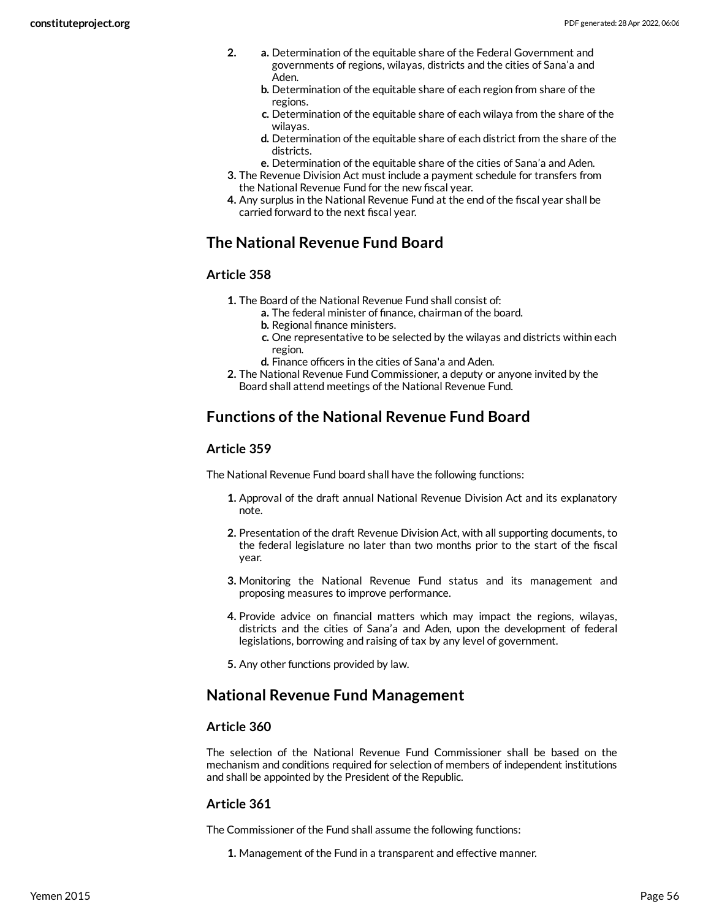2. 
   a. Determination of the equitable share of the Federal Government and governments of regions, wilayas, districts and the cities of Sana'a and Aden.
   b. Determination of the equitable share of each region from share of the regions.
   c. Determination of the equitable share of each wilaya from the share of the wilayas.
   d. Determination of the equitable share of each district from the share of the districts.
   e. Determination of the equitable share of the cities of Sana'a and Aden.
3. The Revenue Division Act must include a payment schedule for transfers from the National Revenue Fund for the new fiscal year.
4. Any surplus in the National Revenue Fund at the end of the fiscal year shall be carried forward to the next fiscal year.

## The National Revenue Fund Board

### Article 358

1. The Board of the National Revenue Fund shall consist of:
   a. The federal minister of finance, chairman of the board.
   b. Regional finance ministers.
   c. One representative to be selected by the wilayas and districts within each region.
   d. Finance officers in the cities of Sana'a and Aden.
2. The National Revenue Fund Commissioner, a deputy or anyone invited by the Board shall attend meetings of the National Revenue Fund.

## Functions of the National Revenue Fund Board

### Article 359

The National Revenue Fund board shall have the following functions:

1. Approval of the draft annual National Revenue Division Act and its explanatory note.
2. Presentation of the draft Revenue Division Act, with all supporting documents, to the federal legislature no later than two months prior to the start of the fiscal year.
3. Monitoring the National Revenue Fund status and its management and proposing measures to improve performance.
4. Provide advice on financial matters which may impact the regions, wilayas, districts and the cities of Sana'a and Aden, upon the development of federal legislations, borrowing and raising of tax by any level of government.
5. Any other functions provided by law.

## National Revenue Fund Management

### Article 360

The selection of the National Revenue Fund Commissioner shall be based on the mechanism and conditions required for selection of members of independent institutions and shall be appointed by the President of the Republic.

### Article 361

The Commissioner of the Fund shall assume the following functions:

1. Management of the Fund in a transparent and effective manner.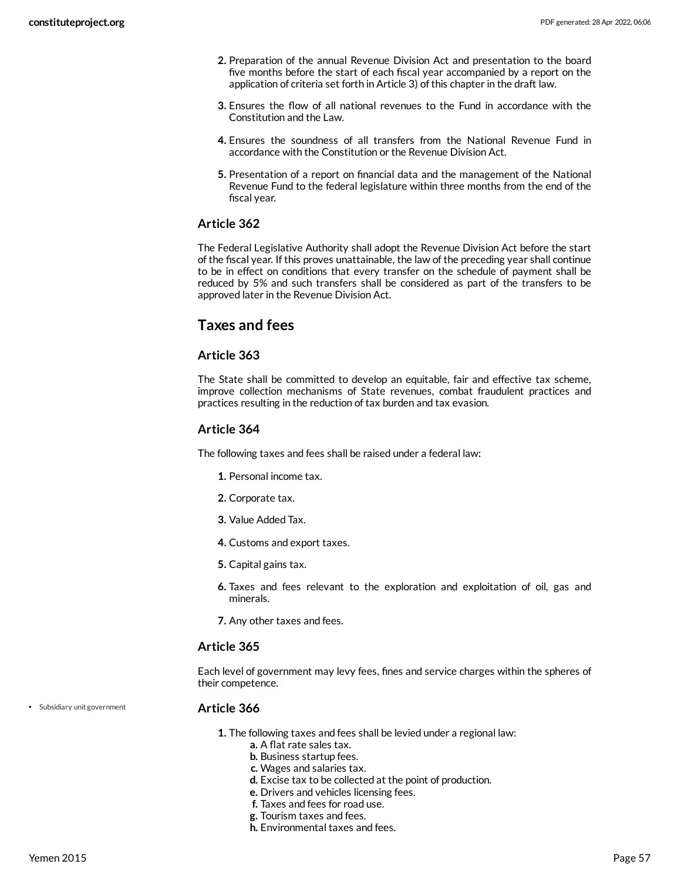2. Preparation of the annual Revenue Division Act and presentation to the board five months before the start of each fiscal year accompanied by a report on the application of criteria set forth in Article 3) of this chapter in the draft law.

3. Ensures the flow of all national revenues to the Fund in accordance with the Constitution and the Law.

4. Ensures the soundness of all transfers from the National Revenue Fund in accordance with the Constitution or the Revenue Division Act.

5. Presentation of a report on financial data and the management of the National Revenue Fund to the federal legislature within three months from the end of the fiscal year.

### Article 362

The Federal Legislative Authority shall adopt the Revenue Division Act before the start of the fiscal year. If this proves unattainable, the law of the preceding year shall continue to be in effect on conditions that every transfer on the schedule of payment shall be reduced by 5% and such transfers shall be considered as part of the transfers to be approved later in the Revenue Division Act.

## Taxes and fees

### Article 363

The State shall be committed to develop an equitable, fair and effective tax scheme, improve collection mechanisms of State revenues, combat fraudulent practices and practices resulting in the reduction of tax burden and tax evasion.

### Article 364

The following taxes and fees shall be raised under a federal law:

1. Personal income tax.
2. Corporate tax.
3. Value Added Tax.
4. Customs and export taxes.
5. Capital gains tax.
6. Taxes and fees relevant to the exploration and exploitation of oil, gas and minerals.
7. Any other taxes and fees.

### Article 365

Each level of government may levy fees, fines and service charges within the spheres of their competence.

- Subsidiary unit government

### Article 366

1. The following taxes and fees shall be levied under a regional law:
   - a. A flat rate sales tax.
   - b. Business startup fees.
   - c. Wages and salaries tax.
   - d. Excise tax to be collected at the point of production.
   - e. Drivers and vehicles licensing fees.
   - f. Taxes and fees for road use.
   - g. Tourism taxes and fees.
   - h. Environmental taxes and fees.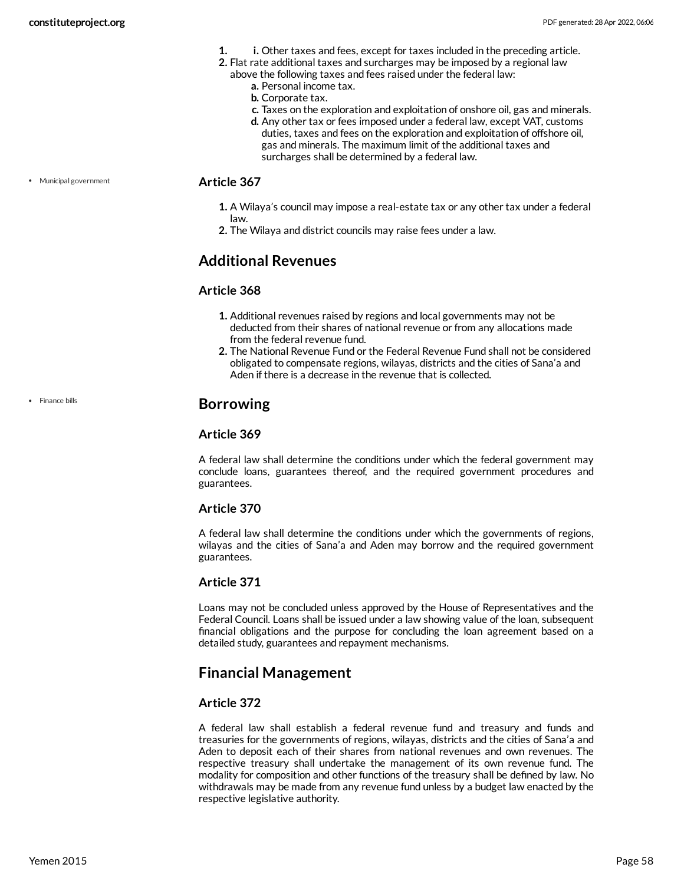1. i. Other taxes and fees, except for taxes included in the preceding article.
2. Flat rate additional taxes and surcharges may be imposed by a regional law above the following taxes and fees raised under the federal law:
    a. Personal income tax.
    b. Corporate tax.
    c. Taxes on the exploration and exploitation of onshore oil, gas and minerals.
    d. Any other tax or fees imposed under a federal law, except VAT, customs duties, taxes and fees on the exploration and exploitation of offshore oil, gas and minerals. The maximum limit of the additional taxes and surcharges shall be determined by a federal law.

• Municipal government

### Article 367

1. A Wilaya's council may impose a real-estate tax or any other tax under a federal law.
2. The Wilaya and district councils may raise fees under a law.

## Additional Revenues

### Article 368

1. Additional revenues raised by regions and local governments may not be deducted from their shares of national revenue or from any allocations made from the federal revenue fund.
2. The National Revenue Fund or the Federal Revenue Fund shall not be considered obligated to compensate regions, wilayas, districts and the cities of Sana'a and Aden if there is a decrease in the revenue that is collected.

• Finance bills

## Borrowing

### Article 369

A federal law shall determine the conditions under which the federal government may conclude loans, guarantees thereof, and the required government procedures and guarantees.

### Article 370

A federal law shall determine the conditions under which the governments of regions, wilayas and the cities of Sana'a and Aden may borrow and the required government guarantees.

### Article 371

Loans may not be concluded unless approved by the House of Representatives and the Federal Council. Loans shall be issued under a law showing value of the loan, subsequent financial obligations and the purpose for concluding the loan agreement based on a detailed study, guarantees and repayment mechanisms.

## Financial Management

### Article 372

A federal law shall establish a federal revenue fund and treasury and funds and treasuries for the governments of regions, wilayas, districts and the cities of Sana'a and Aden to deposit each of their shares from national revenues and own revenues. The respective treasury shall undertake the management of its own revenue fund. The modality for composition and other functions of the treasury shall be defined by law. No withdrawals may be made from any revenue fund unless by a budget law enacted by the respective legislative authority.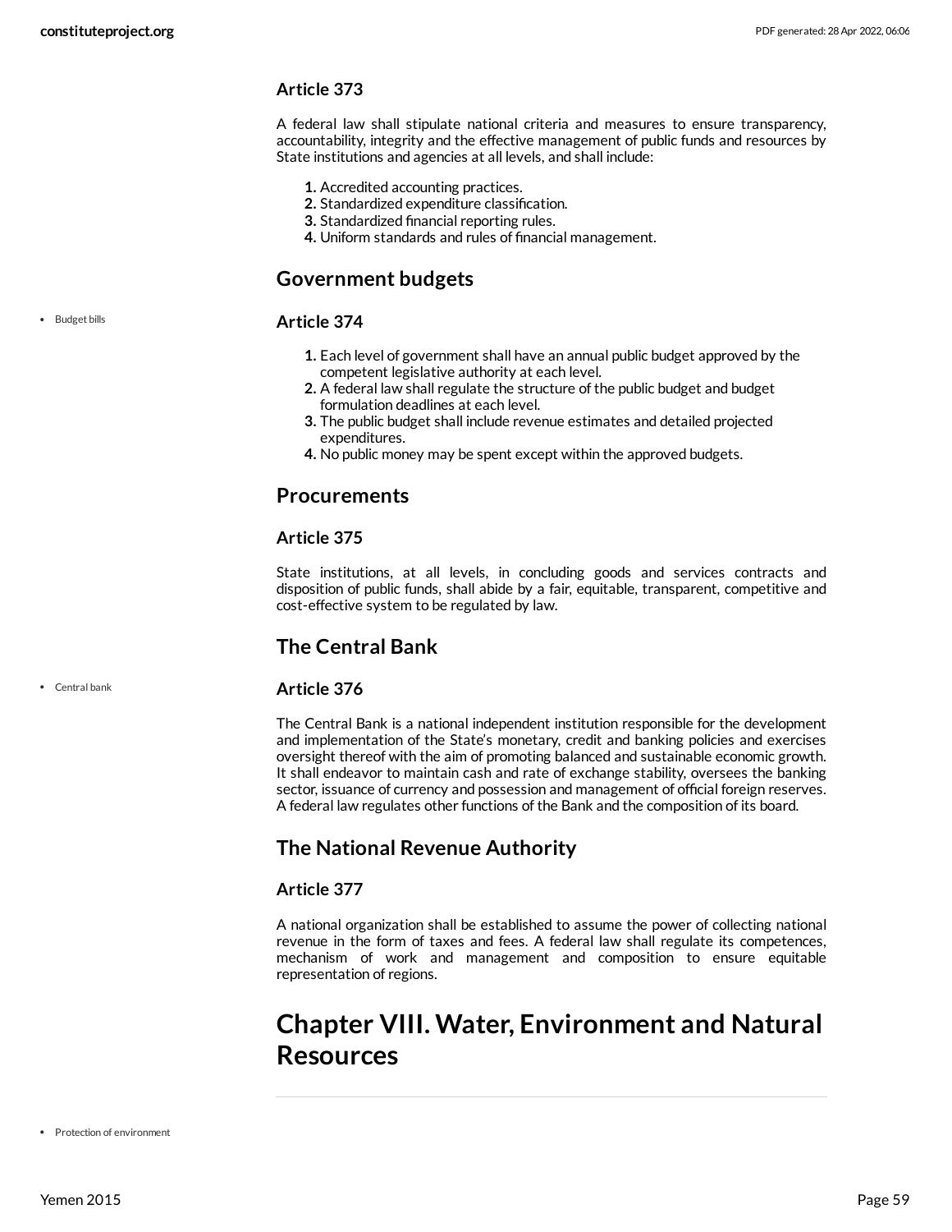### Article 373

A federal law shall stipulate national criteria and measures to ensure transparency, accountability, integrity and the effective management of public funds and resources by State institutions and agencies at all levels, and shall include:

1. Accredited accounting practices.
2. Standardized expenditure classification.
3. Standardized financial reporting rules.
4. Uniform standards and rules of financial management.

## Government budgets

- Budget bills

### Article 374

1. Each level of government shall have an annual public budget approved by the competent legislative authority at each level.
2. A federal law shall regulate the structure of the public budget and budget formulation deadlines at each level.
3. The public budget shall include revenue estimates and detailed projected expenditures.
4. No public money may be spent except within the approved budgets.

## Procurements

### Article 375

State institutions, at all levels, in concluding goods and services contracts and disposition of public funds, shall abide by a fair, equitable, transparent, competitive and cost-effective system to be regulated by law.

## The Central Bank

- Central bank

### Article 376

The Central Bank is a national independent institution responsible for the development and implementation of the State's monetary, credit and banking policies and exercises oversight thereof with the aim of promoting balanced and sustainable economic growth. It shall endeavor to maintain cash and rate of exchange stability, oversees the banking sector, issuance of currency and possession and management of official foreign reserves. A federal law regulates other functions of the Bank and the composition of its board.

## The National Revenue Authority

### Article 377

A national organization shall be established to assume the power of collecting national revenue in the form of taxes and fees. A federal law shall regulate its competences, mechanism of work and management and composition to ensure equitable representation of regions.

# Chapter VIII. Water, Environment and Natural Resources

- Protection of environment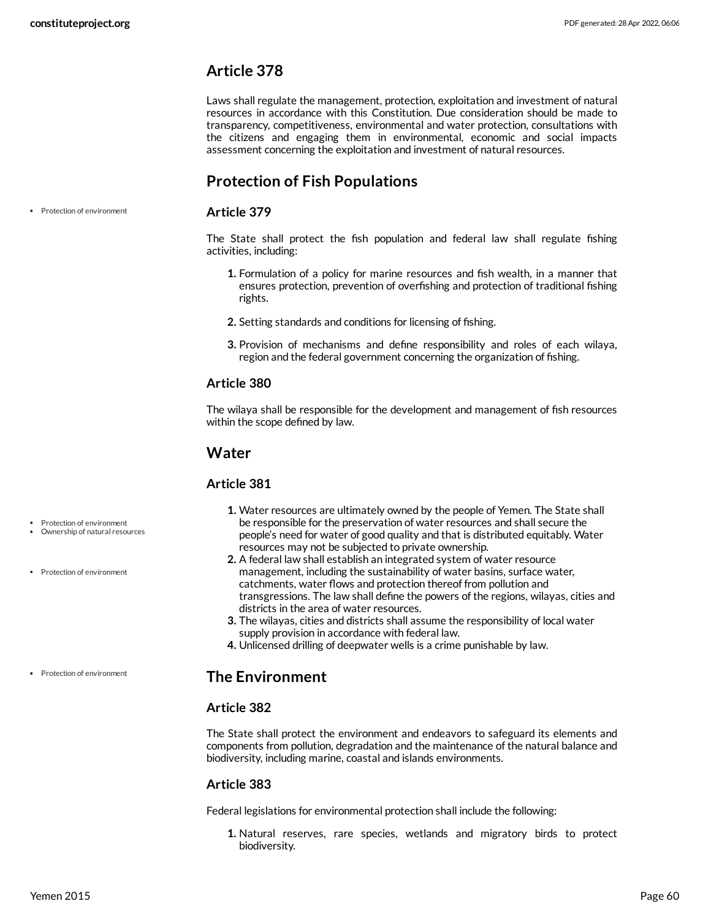### Article 378

Laws shall regulate the management, protection, exploitation and investment of natural resources in accordance with this Constitution. Due consideration should be made to transparency, competitiveness, environmental and water protection, consultations with the citizens and engaging them in environmental, economic and social impacts assessment concerning the exploitation and investment of natural resources.

## Protection of Fish Populations

- Protection of environment

### Article 379

The State shall protect the fish population and federal law shall regulate fishing activities, including:

1. Formulation of a policy for marine resources and fish wealth, in a manner that ensures protection, prevention of overfishing and protection of traditional fishing rights.
2. Setting standards and conditions for licensing of fishing.
3. Provision of mechanisms and define responsibility and roles of each wilaya, region and the federal government concerning the organization of fishing.

### Article 380

The wilaya shall be responsible for the development and management of fish resources within the scope defined by law.

## Water

### Article 381

- Protection of environment
- Ownership of natural resources

1. Water resources are ultimately owned by the people of Yemen. The State shall be responsible for the preservation of water resources and shall secure the people's need for water of good quality and that is distributed equitably. Water resources may not be subjected to private ownership.

- Protection of environment

2. A federal law shall establish an integrated system of water resource management, including the sustainability of water basins, surface water, catchments, water flows and protection thereof from pollution and transgressions. The law shall define the powers of the regions, wilayas, cities and districts in the area of water resources.
3. The wilayas, cities and districts shall assume the responsibility of local water supply provision in accordance with federal law.
4. Unlicensed drilling of deepwater wells is a crime punishable by law.

- Protection of environment

## The Environment

### Article 382

The State shall protect the environment and endeavors to safeguard its elements and components from pollution, degradation and the maintenance of the natural balance and biodiversity, including marine, coastal and islands environments.

### Article 383

Federal legislations for environmental protection shall include the following:

1. Natural reserves, rare species, wetlands and migratory birds to protect biodiversity.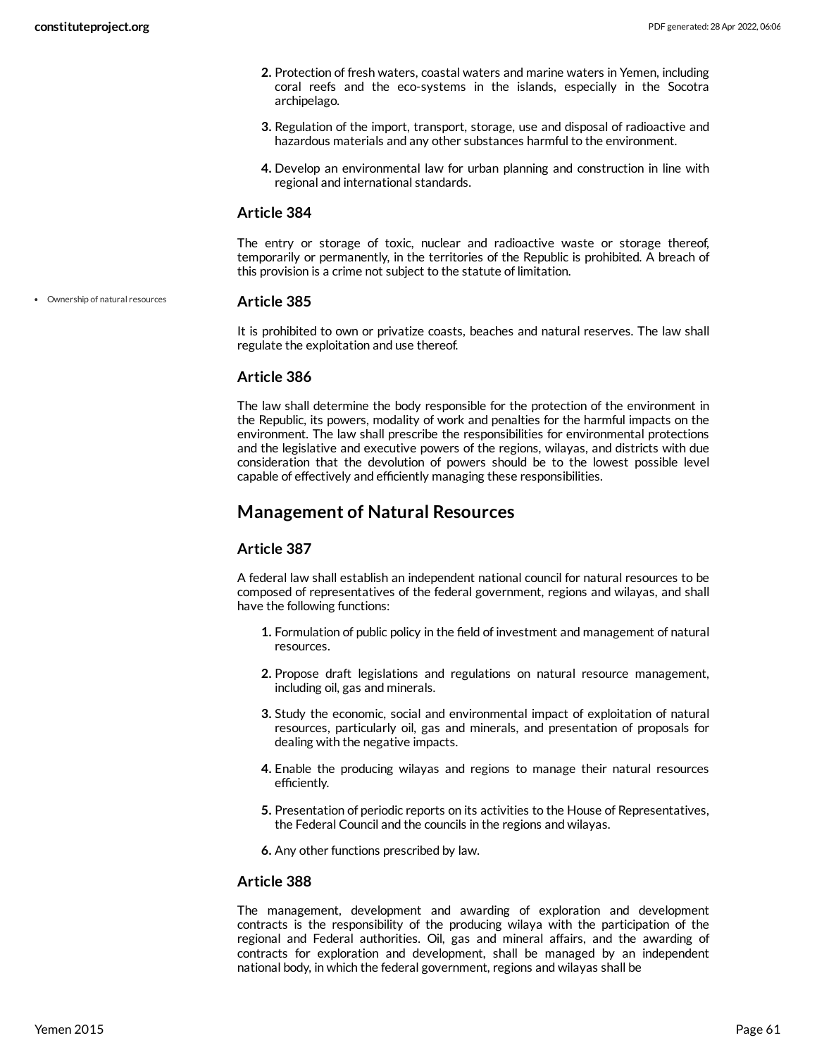2. Protection of fresh waters, coastal waters and marine waters in Yemen, including coral reefs and the eco-systems in the islands, especially in the Socotra archipelago.
3. Regulation of the import, transport, storage, use and disposal of radioactive and hazardous materials and any other substances harmful to the environment.
4. Develop an environmental law for urban planning and construction in line with regional and international standards.

### Article 384

The entry or storage of toxic, nuclear and radioactive waste or storage thereof, temporarily or permanently, in the territories of the Republic is prohibited. A breach of this provision is a crime not subject to the statute of limitation.

- Ownership of natural resources

### Article 385

It is prohibited to own or privatize coasts, beaches and natural reserves. The law shall regulate the exploitation and use thereof.

### Article 386

The law shall determine the body responsible for the protection of the environment in the Republic, its powers, modality of work and penalties for the harmful impacts on the environment. The law shall prescribe the responsibilities for environmental protections and the legislative and executive powers of the regions, wilayas, and districts with due consideration that the devolution of powers should be to the lowest possible level capable of effectively and efficiently managing these responsibilities.

## Management of Natural Resources

### Article 387

A federal law shall establish an independent national council for natural resources to be composed of representatives of the federal government, regions and wilayas, and shall have the following functions:

1. Formulation of public policy in the field of investment and management of natural resources.
2. Propose draft legislations and regulations on natural resource management, including oil, gas and minerals.
3. Study the economic, social and environmental impact of exploitation of natural resources, particularly oil, gas and minerals, and presentation of proposals for dealing with the negative impacts.
4. Enable the producing wilayas and regions to manage their natural resources efficiently.
5. Presentation of periodic reports on its activities to the House of Representatives, the Federal Council and the councils in the regions and wilayas.
6. Any other functions prescribed by law.

### Article 388

The management, development and awarding of exploration and development contracts is the responsibility of the producing wilaya with the participation of the regional and Federal authorities. Oil, gas and mineral affairs, and the awarding of contracts for exploration and development, shall be managed by an independent national body, in which the federal government, regions and wilayas shall be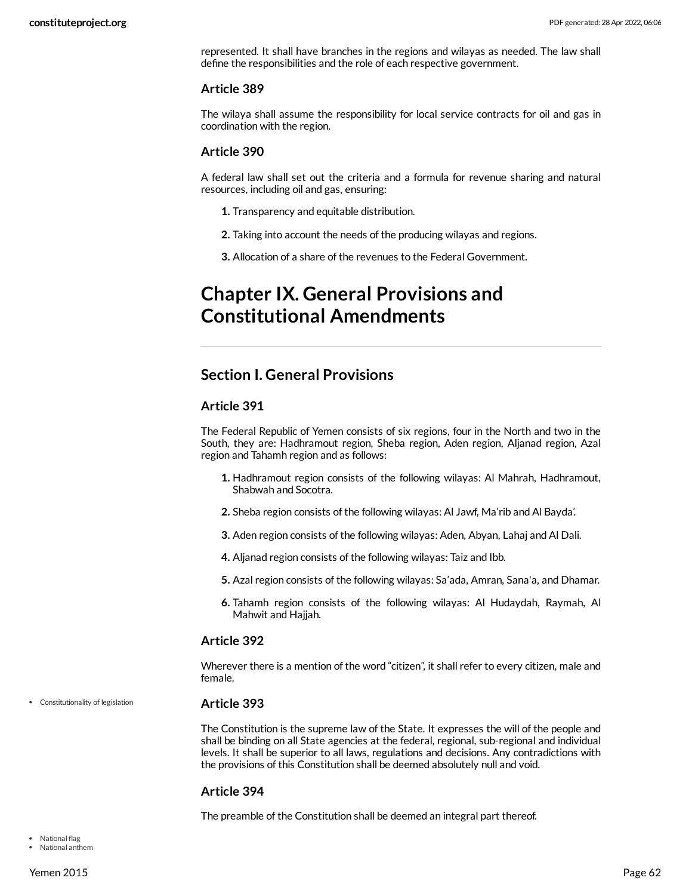represented. It shall have branches in the regions and wilayas as needed. The law shall define the responsibilities and the role of each respective government.

### Article 389

The wilaya shall assume the responsibility for local service contracts for oil and gas in coordination with the region.

### Article 390

A federal law shall set out the criteria and a formula for revenue sharing and natural resources, including oil and gas, ensuring:

1. Transparency and equitable distribution.
2. Taking into account the needs of the producing wilayas and regions.
3. Allocation of a share of the revenues to the Federal Government.

# Chapter IX. General Provisions and Constitutional Amendments

## Section I. General Provisions

### Article 391

The Federal Republic of Yemen consists of six regions, four in the North and two in the South, they are: Hadhramout region, Sheba region, Aden region, Aljanad region, Azal region and Tahamh region and as follows:

1. Hadhramout region consists of the following wilayas: Al Mahrah, Hadhramout, Shabwah and Socotra.
2. Sheba region consists of the following wilayas: Al Jawf, Ma'rib and Al Bayda'.
3. Aden region consists of the following wilayas: Aden, Abyan, Lahaj and Al Dali.
4. Aljanad region consists of the following wilayas: Taiz and Ibb.
5. Azal region consists of the following wilayas: Sa'ada, Amran, Sana'a, and Dhamar.
6. Tahamh region consists of the following wilayas: Al Hudaydah, Raymah, Al Mahwit and Hajjah.

### Article 392

Wherever there is a mention of the word "citizen", it shall refer to every citizen, male and female.

- Constitutionality of legislation

### Article 393

The Constitution is the supreme law of the State. It expresses the will of the people and shall be binding on all State agencies at the federal, regional, sub-regional and individual levels. It shall be superior to all laws, regulations and decisions. Any contradictions with the provisions of this Constitution shall be deemed absolutely null and void.

### Article 394

The preamble of the Constitution shall be deemed an integral part thereof.

- National flag
- National anthem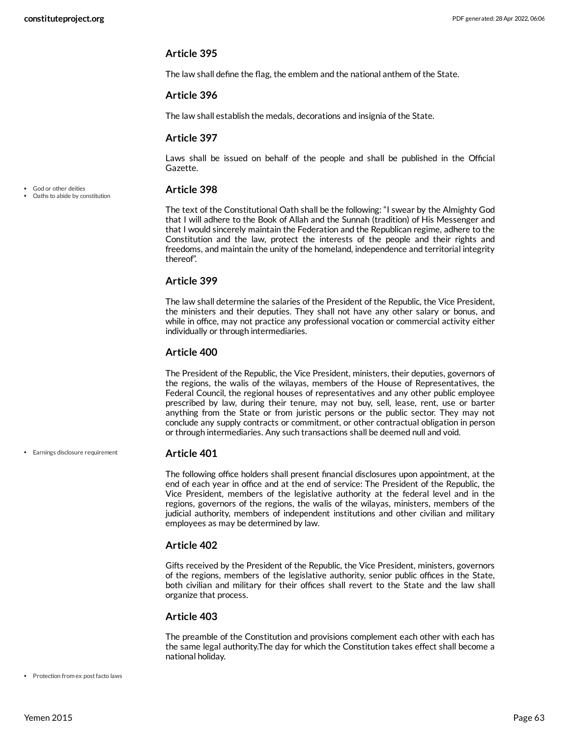### Article 395

The law shall define the flag, the emblem and the national anthem of the State.

### Article 396

The law shall establish the medals, decorations and insignia of the State.

### Article 397

Laws shall be issued on behalf of the people and shall be published in the Official Gazette.

- God or other deities
- Oaths to abide by constitution

### Article 398

The text of the Constitutional Oath shall be the following: "I swear by the Almighty God that I will adhere to the Book of Allah and the Sunnah (tradition) of His Messenger and that I would sincerely maintain the Federation and the Republican regime, adhere to the Constitution and the law, protect the interests of the people and their rights and freedoms, and maintain the unity of the homeland, independence and territorial integrity thereof".

### Article 399

The law shall determine the salaries of the President of the Republic, the Vice President, the ministers and their deputies. They shall not have any other salary or bonus, and while in office, may not practice any professional vocation or commercial activity either individually or through intermediaries.

### Article 400

The President of the Republic, the Vice President, ministers, their deputies, governors of the regions, the walis of the wilayas, members of the House of Representatives, the Federal Council, the regional houses of representatives and any other public employee prescribed by law, during their tenure, may not buy, sell, lease, rent, use or barter anything from the State or from juristic persons or the public sector. They may not conclude any supply contracts or commitment, or other contractual obligation in person or through intermediaries. Any such transactions shall be deemed null and void.

- Earnings disclosure requirement

### Article 401

The following office holders shall present financial disclosures upon appointment, at the end of each year in office and at the end of service: The President of the Republic, the Vice President, members of the legislative authority at the federal level and in the regions, governors of the regions, the walis of the wilayas, ministers, members of the judicial authority, members of independent institutions and other civilian and military employees as may be determined by law.

### Article 402

Gifts received by the President of the Republic, the Vice President, ministers, governors of the regions, members of the legislative authority, senior public offices in the State, both civilian and military for their offices shall revert to the State and the law shall organize that process.

### Article 403

The preamble of the Constitution and provisions complement each other with each has the same legal authority.The day for which the Constitution takes effect shall become a national holiday.

- Protection from ex post facto laws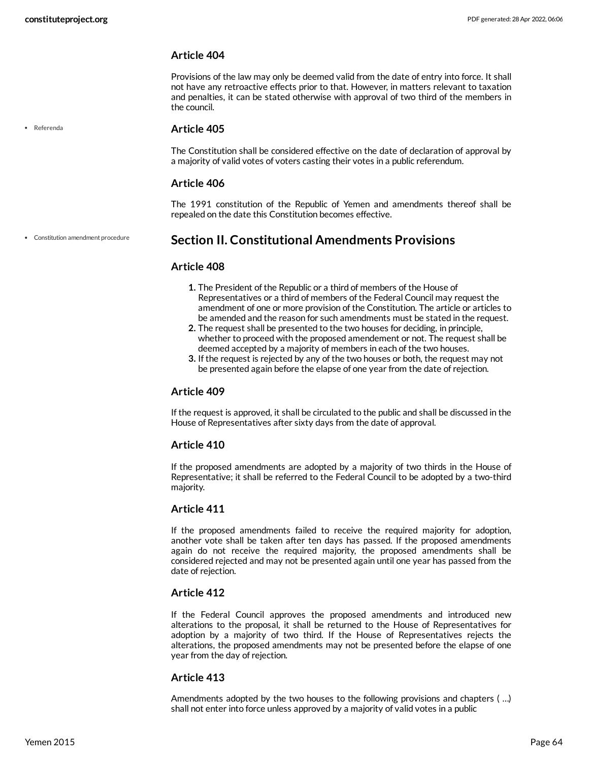### Article 404

Provisions of the law may only be deemed valid from the date of entry into force. It shall not have any retroactive effects prior to that. However, in matters relevant to taxation and penalties, it can be stated otherwise with approval of two third of the members in the council.

- Referenda

### Article 405

The Constitution shall be considered effective on the date of declaration of approval by a majority of valid votes of voters casting their votes in a public referendum.

### Article 406

The 1991 constitution of the Republic of Yemen and amendments thereof shall be repealed on the date this Constitution becomes effective.

- Constitution amendment procedure

## Section II. Constitutional Amendments Provisions

### Article 408

1. The President of the Republic or a third of members of the House of Representatives or a third of members of the Federal Council may request the amendment of one or more provision of the Constitution. The article or articles to be amended and the reason for such amendments must be stated in the request.
2. The request shall be presented to the two houses for deciding, in principle, whether to proceed with the proposed amendement or not. The request shall be deemed accepted by a majority of members in each of the two houses.
3. If the request is rejected by any of the two houses or both, the request may not be presented again before the elapse of one year from the date of rejection.

### Article 409

If the request is approved, it shall be circulated to the public and shall be discussed in the House of Representatives after sixty days from the date of approval.

### Article 410

If the proposed amendments are adopted by a majority of two thirds in the House of Representative; it shall be referred to the Federal Council to be adopted by a two-third majority.

### Article 411

If the proposed amendments failed to receive the required majority for adoption, another vote shall be taken after ten days has passed. If the proposed amendments again do not receive the required majority, the proposed amendments shall be considered rejected and may not be presented again until one year has passed from the date of rejection.

### Article 412

If the Federal Council approves the proposed amendments and introduced new alterations to the proposal, it shall be returned to the House of Representatives for adoption by a majority of two third. If the House of Representatives rejects the alterations, the proposed amendments may not be presented before the elapse of one year from the day of rejection.

### Article 413

Amendments adopted by the two houses to the following provisions and chapters ( ...) shall not enter into force unless approved by a majority of valid votes in a public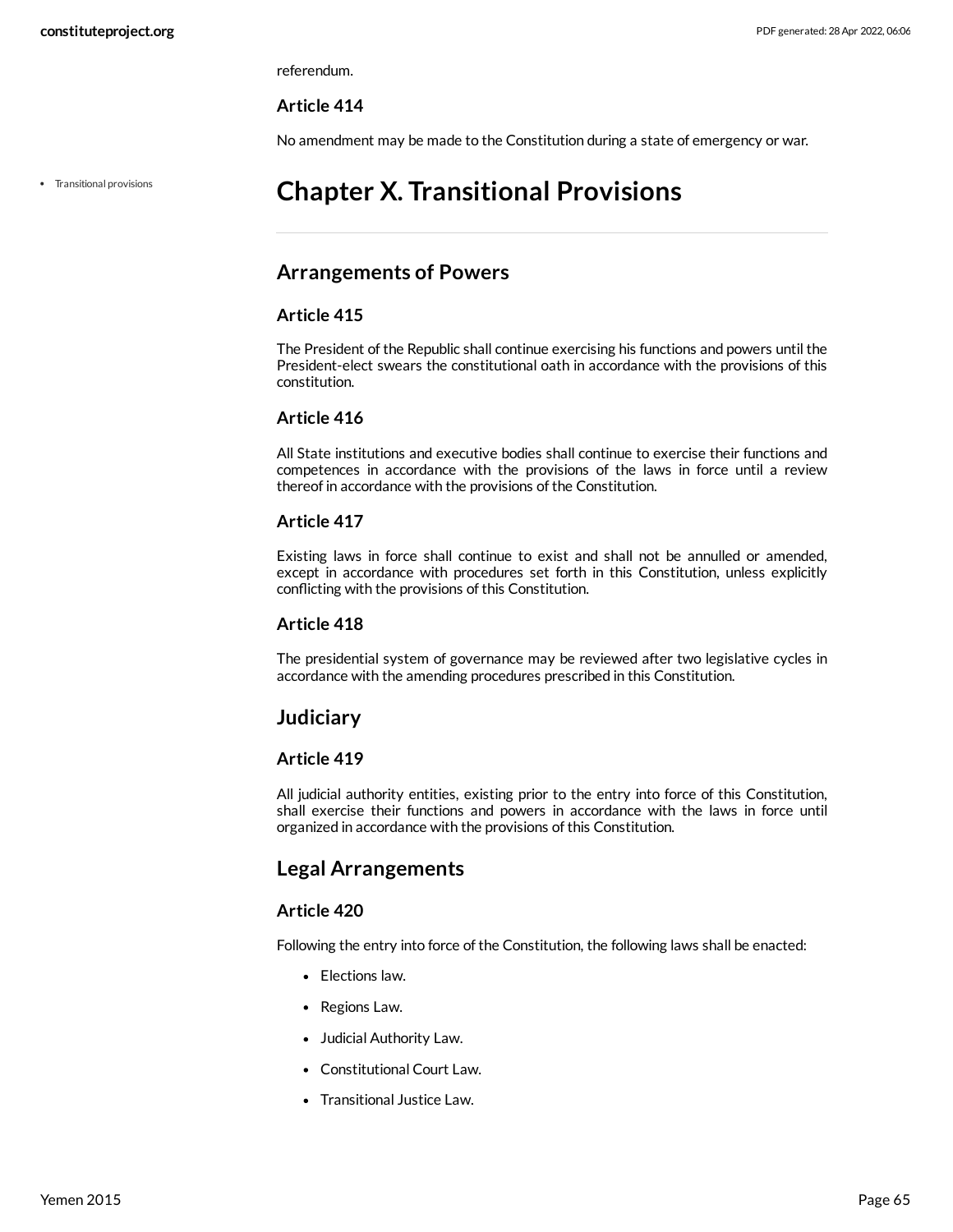referendum.

### Article 414

No amendment may be made to the Constitution during a state of emergency or war.

# Chapter X. Transitional Provisions

## Arrangements of Powers

### Article 415

The President of the Republic shall continue exercising his functions and powers until the President-elect swears the constitutional oath in accordance with the provisions of this constitution.

### Article 416

All State institutions and executive bodies shall continue to exercise their functions and competences in accordance with the provisions of the laws in force until a review thereof in accordance with the provisions of the Constitution.

### Article 417

Existing laws in force shall continue to exist and shall not be annulled or amended, except in accordance with procedures set forth in this Constitution, unless explicitly conflicting with the provisions of this Constitution.

### Article 418

The presidential system of governance may be reviewed after two legislative cycles in accordance with the amending procedures prescribed in this Constitution.

## Judiciary

### Article 419

All judicial authority entities, existing prior to the entry into force of this Constitution, shall exercise their functions and powers in accordance with the laws in force until organized in accordance with the provisions of this Constitution.

## Legal Arrangements

### Article 420

Following the entry into force of the Constitution, the following laws shall be enacted:

- Elections law.
- Regions Law.
- Judicial Authority Law.
- Constitutional Court Law.
- Transitional Justice Law.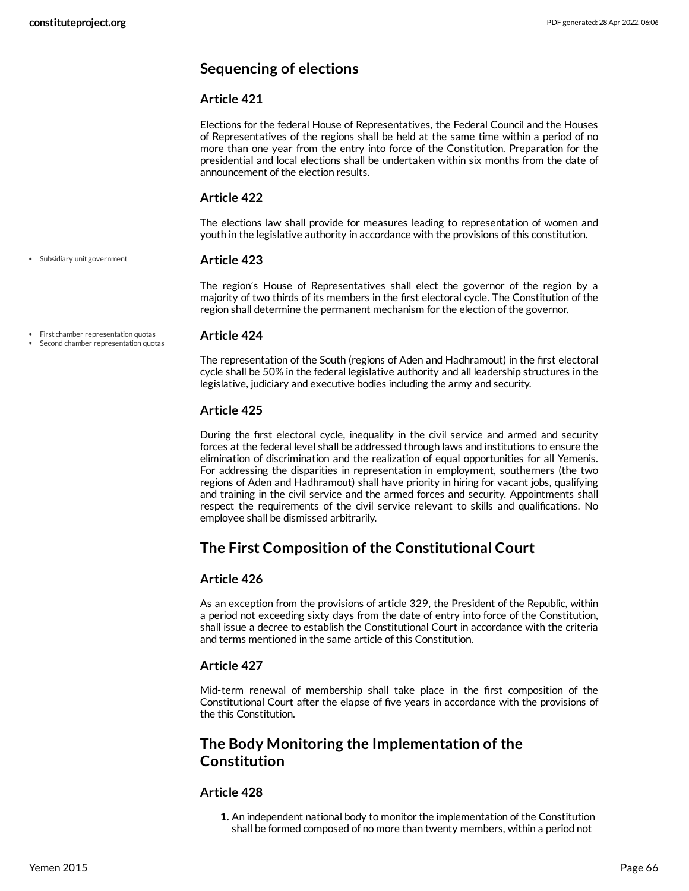## Sequencing of elections

### Article 421

Elections for the federal House of Representatives, the Federal Council and the Houses of Representatives of the regions shall be held at the same time within a period of no more than one year from the entry into force of the Constitution. Preparation for the presidential and local elections shall be undertaken within six months from the date of announcement of the election results.

### Article 422

The elections law shall provide for measures leading to representation of women and youth in the legislative authority in accordance with the provisions of this constitution.

- Subsidiary unit government

### Article 423

The region's House of Representatives shall elect the governor of the region by a majority of two thirds of its members in the first electoral cycle. The Constitution of the region shall determine the permanent mechanism for the election of the governor.

- First chamber representation quotas
- Second chamber representation quotas

### Article 424

The representation of the South (regions of Aden and Hadhramout) in the first electoral cycle shall be 50% in the federal legislative authority and all leadership structures in the legislative, judiciary and executive bodies including the army and security.

### Article 425

During the first electoral cycle, inequality in the civil service and armed and security forces at the federal level shall be addressed through laws and institutions to ensure the elimination of discrimination and the realization of equal opportunities for all Yemenis. For addressing the disparities in representation in employment, southerners (the two regions of Aden and Hadhramout) shall have priority in hiring for vacant jobs, qualifying and training in the civil service and the armed forces and security. Appointments shall respect the requirements of the civil service relevant to skills and qualifications. No employee shall be dismissed arbitrarily.

## The First Composition of the Constitutional Court

### Article 426

As an exception from the provisions of article 329, the President of the Republic, within a period not exceeding sixty days from the date of entry into force of the Constitution, shall issue a decree to establish the Constitutional Court in accordance with the criteria and terms mentioned in the same article of this Constitution.

### Article 427

Mid-term renewal of membership shall take place in the first composition of the Constitutional Court after the elapse of five years in accordance with the provisions of the this Constitution.

## The Body Monitoring the Implementation of the Constitution

### Article 428

1. An independent national body to monitor the implementation of the Constitution shall be formed composed of no more than twenty members, within a period not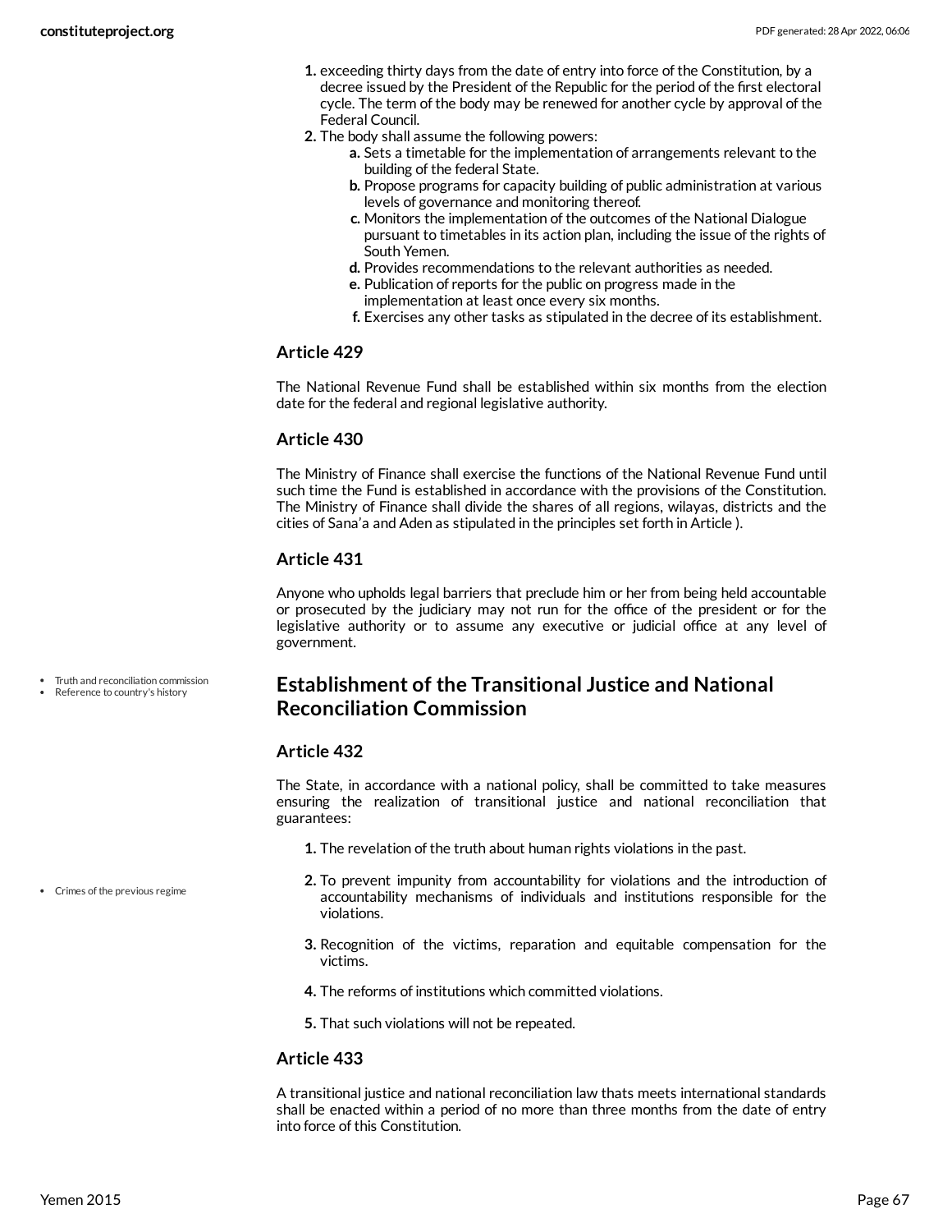1. exceeding thirty days from the date of entry into force of the Constitution, by a decree issued by the President of the Republic for the period of the first electoral cycle. The term of the body may be renewed for another cycle by approval of the Federal Council.
2. The body shall assume the following powers:
    - a. Sets a timetable for the implementation of arrangements relevant to the building of the federal State.
    - b. Propose programs for capacity building of public administration at various levels of governance and monitoring thereof.
    - c. Monitors the implementation of the outcomes of the National Dialogue pursuant to timetables in its action plan, including the issue of the rights of South Yemen.
    - d. Provides recommendations to the relevant authorities as needed.
    - e. Publication of reports for the public on progress made in the implementation at least once every six months.
    - f. Exercises any other tasks as stipulated in the decree of its establishment.

### Article 429

The National Revenue Fund shall be established within six months from the election date for the federal and regional legislative authority.

### Article 430

The Ministry of Finance shall exercise the functions of the National Revenue Fund until such time the Fund is established in accordance with the provisions of the Constitution. The Ministry of Finance shall divide the shares of all regions, wilayas, districts and the cities of Sana'a and Aden as stipulated in the principles set forth in Article ).

### Article 431

Anyone who upholds legal barriers that preclude him or her from being held accountable or prosecuted by the judiciary may not run for the office of the president or for the legislative authority or to assume any executive or judicial office at any level of government.

- Truth and reconciliation commission
- Reference to country's history

## Establishment of the Transitional Justice and National Reconciliation Commission

### Article 432

The State, in accordance with a national policy, shall be committed to take measures ensuring the realization of transitional justice and national reconciliation that guarantees:

1. The revelation of the truth about human rights violations in the past.
2. To prevent impunity from accountability for violations and the introduction of accountability mechanisms of individuals and institutions responsible for the violations.
3. Recognition of the victims, reparation and equitable compensation for the victims.
4. The reforms of institutions which committed violations.
5. That such violations will not be repeated.

- Crimes of the previous regime

### Article 433

A transitional justice and national reconciliation law thats meets international standards shall be enacted within a period of no more than three months from the date of entry into force of this Constitution.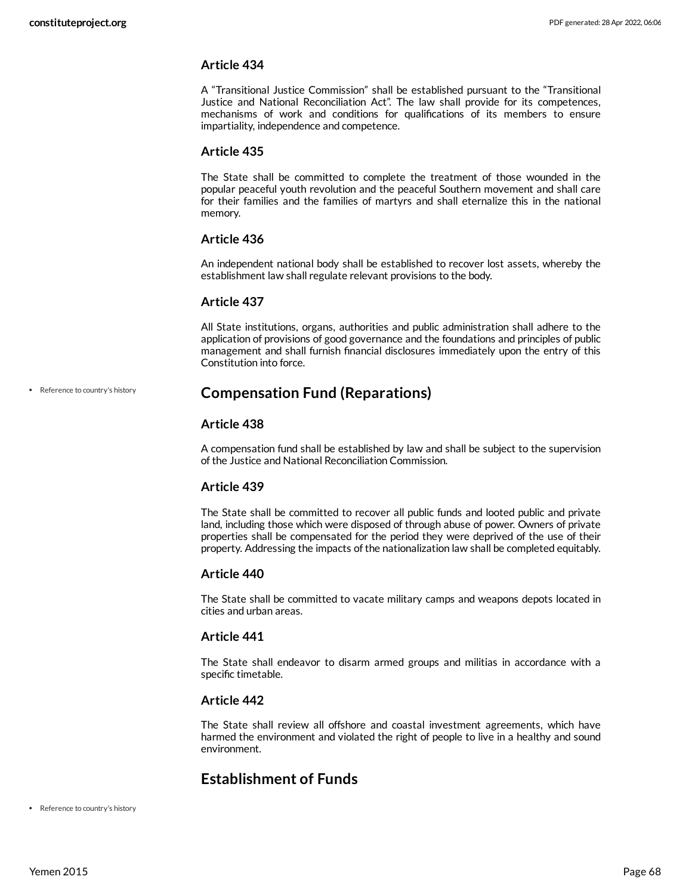### Article 434

A "Transitional Justice Commission" shall be established pursuant to the "Transitional Justice and National Reconciliation Act". The law shall provide for its competences, mechanisms of work and conditions for qualifications of its members to ensure impartiality, independence and competence.

### Article 435

The State shall be committed to complete the treatment of those wounded in the popular peaceful youth revolution and the peaceful Southern movement and shall care for their families and the families of martyrs and shall eternalize this in the national memory.

### Article 436

An independent national body shall be established to recover lost assets, whereby the establishment law shall regulate relevant provisions to the body.

### Article 437

All State institutions, organs, authorities and public administration shall adhere to the application of provisions of good governance and the foundations and principles of public management and shall furnish financial disclosures immediately upon the entry of this Constitution into force.

- Reference to country's history

## Compensation Fund (Reparations)

### Article 438

A compensation fund shall be established by law and shall be subject to the supervision of the Justice and National Reconciliation Commission.

### Article 439

The State shall be committed to recover all public funds and looted public and private land, including those which were disposed of through abuse of power. Owners of private properties shall be compensated for the period they were deprived of the use of their property. Addressing the impacts of the nationalization law shall be completed equitably.

### Article 440

The State shall be committed to vacate military camps and weapons depots located in cities and urban areas.

### Article 441

The State shall endeavor to disarm armed groups and militias in accordance with a specific timetable.

### Article 442

The State shall review all offshore and coastal investment agreements, which have harmed the environment and violated the right of people to live in a healthy and sound environment.

## Establishment of Funds

- Reference to country's history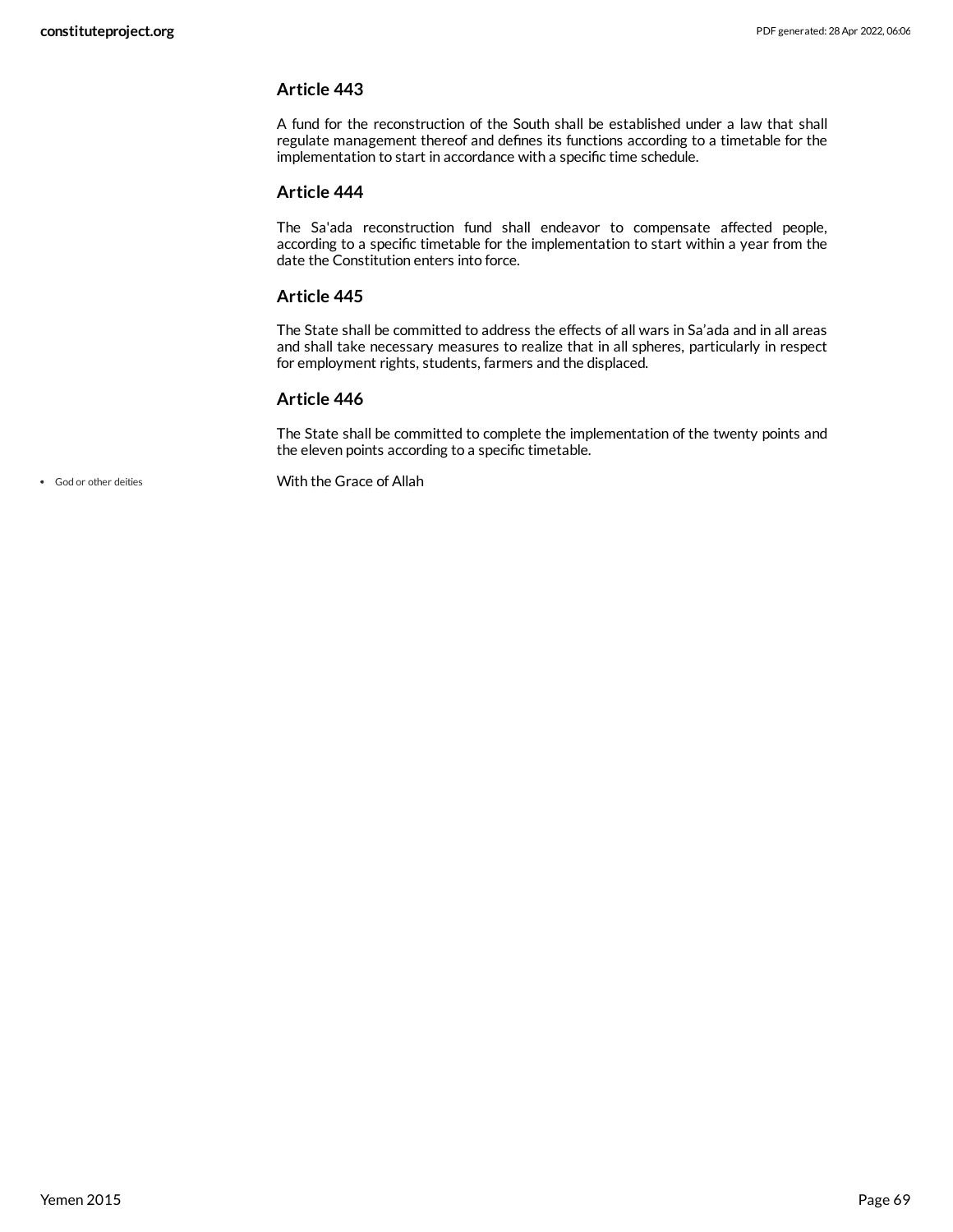### Article 443

A fund for the reconstruction of the South shall be established under a law that shall regulate management thereof and defines its functions according to a timetable for the implementation to start in accordance with a specific time schedule.

### Article 444

The Sa'ada reconstruction fund shall endeavor to compensate affected people, according to a specific timetable for the implementation to start within a year from the date the Constitution enters into force.

### Article 445

The State shall be committed to address the effects of all wars in Sa'ada and in all areas and shall take necessary measures to realize that in all spheres, particularly in respect for employment rights, students, farmers and the displaced.

### Article 446

The State shall be committed to complete the implementation of the twenty points and the eleven points according to a specific timetable.

- God or other deities

With the Grace of Allah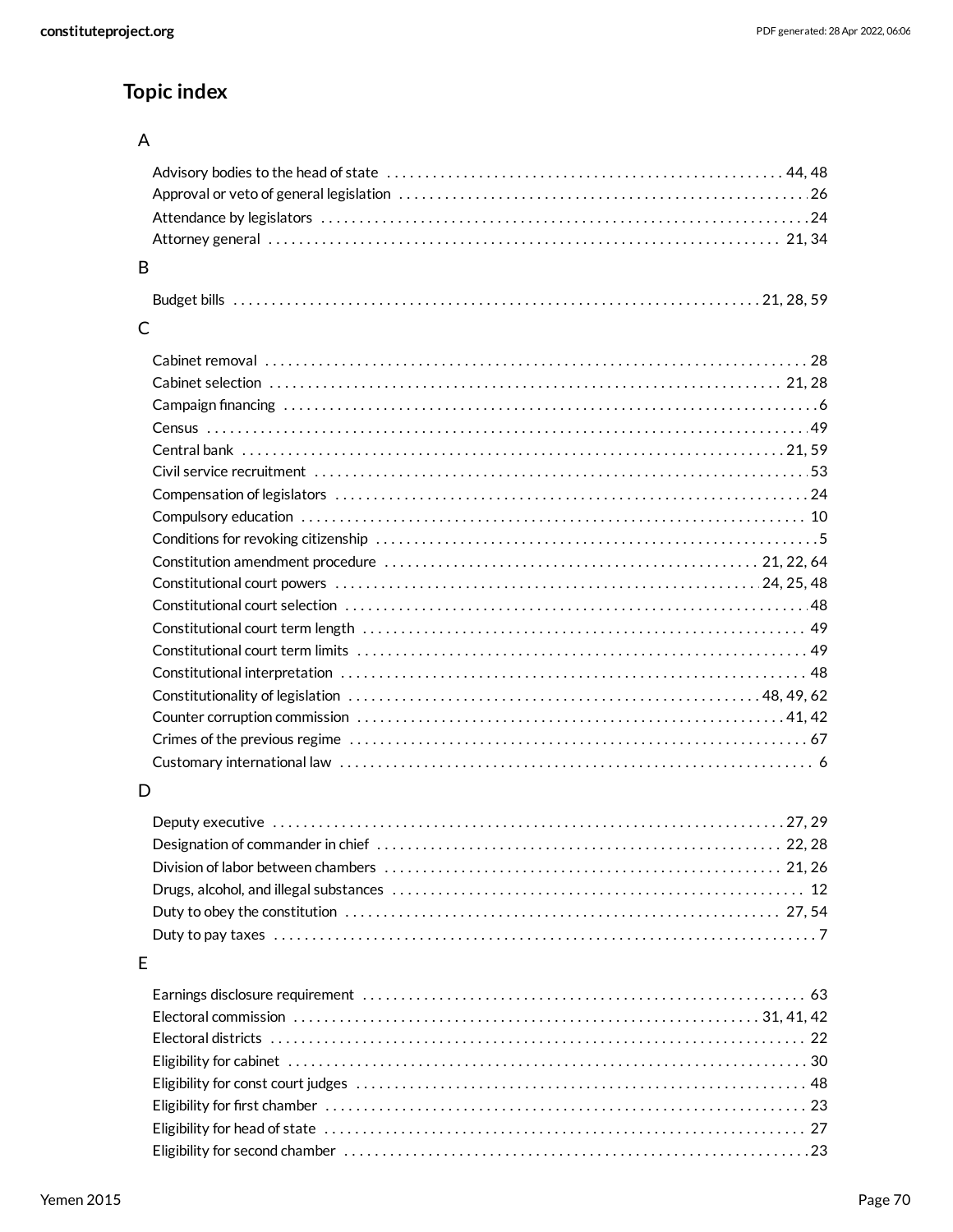## Topic index

### A

- Advisory bodies to the head of state . . . . . 44, 48
- Approval or veto of general legislation . . . . . 26
- Attendance by legislators . . . . . 24
- Attorney general . . . . . 21, 34

### B

- Budget bills . . . . . 21, 28, 59

### C

- Cabinet removal . . . . . 28
- Cabinet selection . . . . . 21, 28
- Campaign financing . . . . . 6
- Census . . . . . 49
- Central bank . . . . . 21, 59
- Civil service recruitment . . . . . 53
- Compensation of legislators . . . . . 24
- Compulsory education . . . . . 10
- Conditions for revoking citizenship . . . . . 5
- Constitution amendment procedure . . . . . 21, 22, 64
- Constitutional court powers . . . . . 24, 25, 48
- Constitutional court selection . . . . . 48
- Constitutional court term length . . . . . 49
- Constitutional court term limits . . . . . 49
- Constitutional interpretation . . . . . 48
- Constitutionality of legislation . . . . . 48, 49, 62
- Counter corruption commission . . . . . 41, 42
- Crimes of the previous regime . . . . . 67
- Customary international law . . . . . 6

### D

- Deputy executive . . . . . 27, 29
- Designation of commander in chief . . . . . 22, 28
- Division of labor between chambers . . . . . 21, 26
- Drugs, alcohol, and illegal substances . . . . . 12
- Duty to obey the constitution . . . . . 27, 54
- Duty to pay taxes . . . . . 7

### E

- Earnings disclosure requirement . . . . . 63
- Electoral commission . . . . . 31, 41, 42
- Electoral districts . . . . . 22
- Eligibility for cabinet . . . . . 30
- Eligibility for const court judges . . . . . 48
- Eligibility for first chamber . . . . . 23
- Eligibility for head of state . . . . . 27
- Eligibility for second chamber . . . . . 23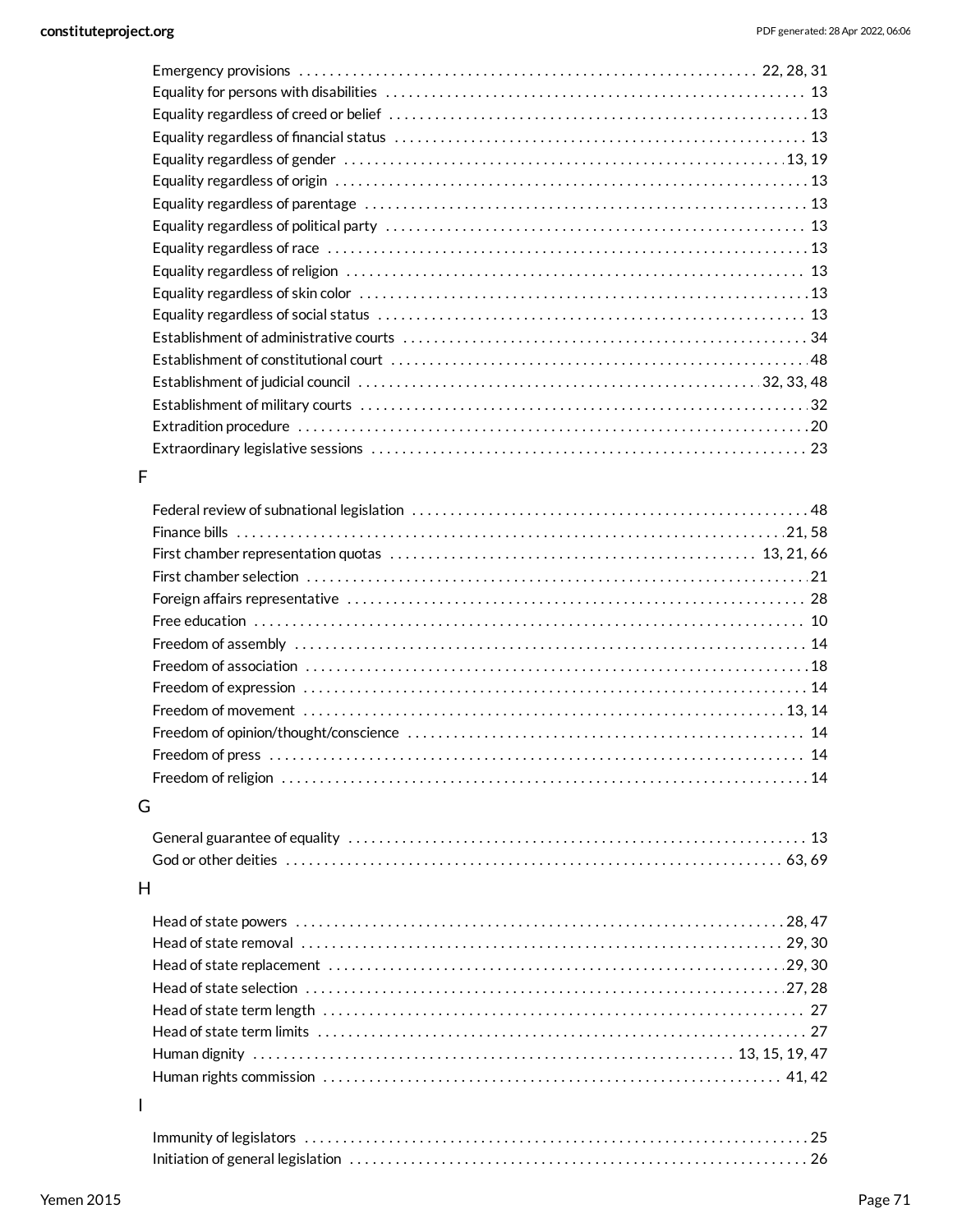Emergency provisions . . . . . . . . . . 22, 28, 31
Equality for persons with disabilities . . . . . . . . . . 13
Equality regardless of creed or belief . . . . . . . . . . 13
Equality regardless of financial status . . . . . . . . . . 13
Equality regardless of gender . . . . . . . . . . 13, 19
Equality regardless of origin . . . . . . . . . . 13
Equality regardless of parentage . . . . . . . . . . 13
Equality regardless of political party . . . . . . . . . . 13
Equality regardless of race . . . . . . . . . . 13
Equality regardless of religion . . . . . . . . . . 13
Equality regardless of skin color . . . . . . . . . . 13
Equality regardless of social status . . . . . . . . . . 13
Establishment of administrative courts . . . . . . . . . . 34
Establishment of constitutional court . . . . . . . . . . 48
Establishment of judicial council . . . . . . . . . . 32, 33, 48
Establishment of military courts . . . . . . . . . . 32
Extradition procedure . . . . . . . . . . 20
Extraordinary legislative sessions . . . . . . . . . . 23

## F

Federal review of subnational legislation . . . . . . . . . . 48
Finance bills . . . . . . . . . . 21, 58
First chamber representation quotas . . . . . . . . . . 13, 21, 66
First chamber selection . . . . . . . . . . 21
Foreign affairs representative . . . . . . . . . . 28
Free education . . . . . . . . . . 10
Freedom of assembly . . . . . . . . . . 14
Freedom of association . . . . . . . . . . 18
Freedom of expression . . . . . . . . . . 14
Freedom of movement . . . . . . . . . . 13, 14
Freedom of opinion/thought/conscience . . . . . . . . . . 14
Freedom of press . . . . . . . . . . 14
Freedom of religion . . . . . . . . . . 14

## G

General guarantee of equality . . . . . . . . . . 13
God or other deities . . . . . . . . . . 63, 69

## H

Head of state powers . . . . . . . . . . 28, 47
Head of state removal . . . . . . . . . . 29, 30
Head of state replacement . . . . . . . . . . 29, 30
Head of state selection . . . . . . . . . . 27, 28
Head of state term length . . . . . . . . . . 27
Head of state term limits . . . . . . . . . . 27
Human dignity . . . . . . . . . . 13, 15, 19, 47
Human rights commission . . . . . . . . . . 41, 42

## I

Immunity of legislators . . . . . . . . . . 25
Initiation of general legislation . . . . . . . . . . 26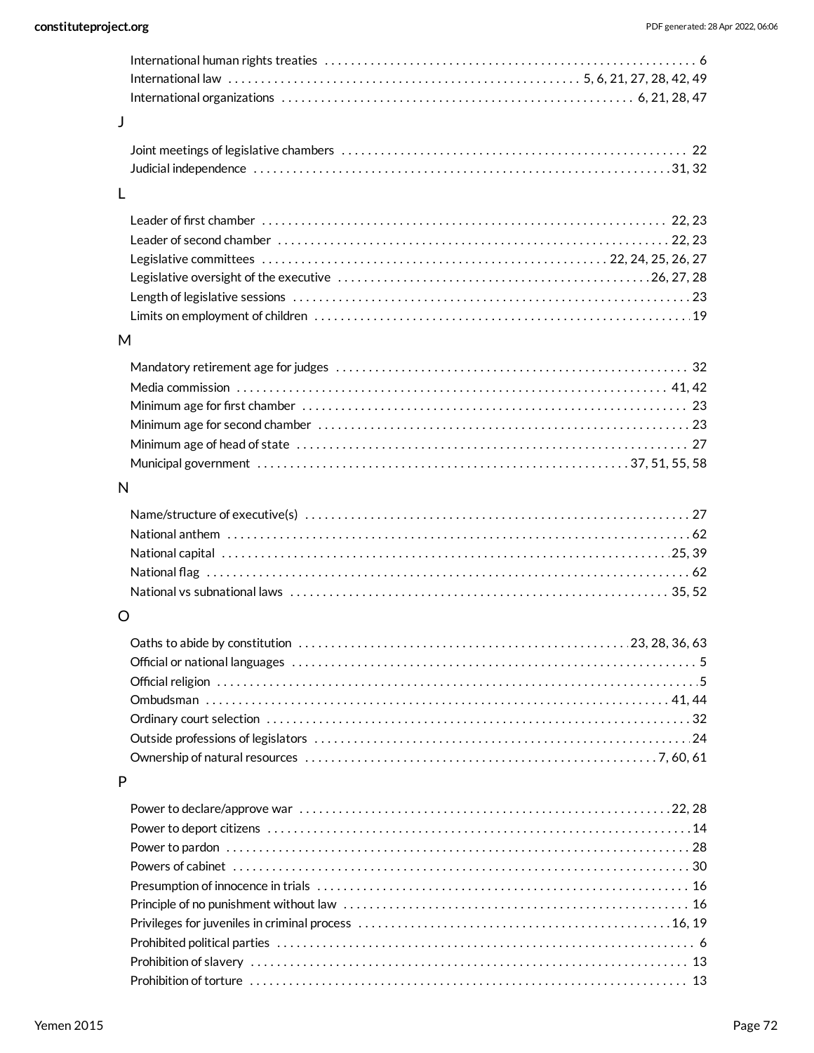International human rights treaties . . . . . . . . . . . . . . . . . . . . . . . . . . . . . . . . . . . . . . . . . . . . . . . . . . . . . . . . . 6
International law . . . . . . . . . . . . . . . . . . . . . . . . . . . . . . . . . . . . . . . . . . . . . . . . . . . . . 5, 6, 21, 27, 28, 42, 49
International organizations . . . . . . . . . . . . . . . . . . . . . . . . . . . . . . . . . . . . . . . . . . . . . . . . . . . . . 6, 21, 28, 47

## J

Joint meetings of legislative chambers . . . . . . . . . . . . . . . . . . . . . . . . . . . . . . . . . . . . . . . . . . . . . . . . . . . . . 22
Judicial independence . . . . . . . . . . . . . . . . . . . . . . . . . . . . . . . . . . . . . . . . . . . . . . . . . . . . . . . . . . . . . . . . 31, 32

## L

Leader of first chamber . . . . . . . . . . . . . . . . . . . . . . . . . . . . . . . . . . . . . . . . . . . . . . . . . . . . . . . . . . . . . . 22, 23
Leader of second chamber . . . . . . . . . . . . . . . . . . . . . . . . . . . . . . . . . . . . . . . . . . . . . . . . . . . . . . . . . . . . . 22, 23
Legislative committees . . . . . . . . . . . . . . . . . . . . . . . . . . . . . . . . . . . . . . . . . . . . . . . . . . . . . 22, 24, 25, 26, 27
Legislative oversight of the executive . . . . . . . . . . . . . . . . . . . . . . . . . . . . . . . . . . . . . . . . . . . . . . . 26, 27, 28
Length of legislative sessions . . . . . . . . . . . . . . . . . . . . . . . . . . . . . . . . . . . . . . . . . . . . . . . . . . . . . . . . . . . . . 23
Limits on employment of children . . . . . . . . . . . . . . . . . . . . . . . . . . . . . . . . . . . . . . . . . . . . . . . . . . . . . . . . . 19

## M

Mandatory retirement age for judges . . . . . . . . . . . . . . . . . . . . . . . . . . . . . . . . . . . . . . . . . . . . . . . . . . . . . . 32
Media commission . . . . . . . . . . . . . . . . . . . . . . . . . . . . . . . . . . . . . . . . . . . . . . . . . . . . . . . . . . . . . . . . . . . 41, 42
Minimum age for first chamber . . . . . . . . . . . . . . . . . . . . . . . . . . . . . . . . . . . . . . . . . . . . . . . . . . . . . . . . . . . 23
Minimum age for second chamber . . . . . . . . . . . . . . . . . . . . . . . . . . . . . . . . . . . . . . . . . . . . . . . . . . . . . . . . . 23
Minimum age of head of state . . . . . . . . . . . . . . . . . . . . . . . . . . . . . . . . . . . . . . . . . . . . . . . . . . . . . . . . . . . . 27
Municipal government . . . . . . . . . . . . . . . . . . . . . . . . . . . . . . . . . . . . . . . . . . . . . . . . . . . . . . . . . 37, 51, 55, 58

## N

Name/structure of executive(s) . . . . . . . . . . . . . . . . . . . . . . . . . . . . . . . . . . . . . . . . . . . . . . . . . . . . . . . . . . . 27
National anthem . . . . . . . . . . . . . . . . . . . . . . . . . . . . . . . . . . . . . . . . . . . . . . . . . . . . . . . . . . . . . . . . . . . . . . . 62
National capital . . . . . . . . . . . . . . . . . . . . . . . . . . . . . . . . . . . . . . . . . . . . . . . . . . . . . . . . . . . . . . . . . . . . 25, 39
National flag . . . . . . . . . . . . . . . . . . . . . . . . . . . . . . . . . . . . . . . . . . . . . . . . . . . . . . . . . . . . . . . . . . . . . . . . . 62
National vs subnational laws . . . . . . . . . . . . . . . . . . . . . . . . . . . . . . . . . . . . . . . . . . . . . . . . . . . . . . . . . . 35, 52

## O

Oaths to abide by constitution . . . . . . . . . . . . . . . . . . . . . . . . . . . . . . . . . . . . . . . . . . . . . . . . . . 23, 28, 36, 63
Official or national languages . . . . . . . . . . . . . . . . . . . . . . . . . . . . . . . . . . . . . . . . . . . . . . . . . . . . . . . . . . . . . 5
Official religion . . . . . . . . . . . . . . . . . . . . . . . . . . . . . . . . . . . . . . . . . . . . . . . . . . . . . . . . . . . . . . . . . . . . . . . . 5
Ombudsman . . . . . . . . . . . . . . . . . . . . . . . . . . . . . . . . . . . . . . . . . . . . . . . . . . . . . . . . . . . . . . . . . . . . . . 41, 44
Ordinary court selection . . . . . . . . . . . . . . . . . . . . . . . . . . . . . . . . . . . . . . . . . . . . . . . . . . . . . . . . . . . . . . . . . 32
Outside professions of legislators . . . . . . . . . . . . . . . . . . . . . . . . . . . . . . . . . . . . . . . . . . . . . . . . . . . . . . . . . 24
Ownership of natural resources . . . . . . . . . . . . . . . . . . . . . . . . . . . . . . . . . . . . . . . . . . . . . . . . . . . . . . 7, 60, 61

## P

Power to declare/approve war . . . . . . . . . . . . . . . . . . . . . . . . . . . . . . . . . . . . . . . . . . . . . . . . . . . . . . . . . 22, 28
Power to deport citizens . . . . . . . . . . . . . . . . . . . . . . . . . . . . . . . . . . . . . . . . . . . . . . . . . . . . . . . . . . . . . . . . . 14
Power to pardon . . . . . . . . . . . . . . . . . . . . . . . . . . . . . . . . . . . . . . . . . . . . . . . . . . . . . . . . . . . . . . . . . . . . . . . 28
Powers of cabinet . . . . . . . . . . . . . . . . . . . . . . . . . . . . . . . . . . . . . . . . . . . . . . . . . . . . . . . . . . . . . . . . . . . . . . 30
Presumption of innocence in trials . . . . . . . . . . . . . . . . . . . . . . . . . . . . . . . . . . . . . . . . . . . . . . . . . . . . . . . . . 16
Principle of no punishment without law . . . . . . . . . . . . . . . . . . . . . . . . . . . . . . . . . . . . . . . . . . . . . . . . . . . . . 16
Privileges for juveniles in criminal process . . . . . . . . . . . . . . . . . . . . . . . . . . . . . . . . . . . . . . . . . . . . . . . . 16, 19
Prohibited political parties . . . . . . . . . . . . . . . . . . . . . . . . . . . . . . . . . . . . . . . . . . . . . . . . . . . . . . . . . . . . . . . . 6
Prohibition of slavery . . . . . . . . . . . . . . . . . . . . . . . . . . . . . . . . . . . . . . . . . . . . . . . . . . . . . . . . . . . . . . . . . . . 13
Prohibition of torture . . . . . . . . . . . . . . . . . . . . . . . . . . . . . . . . . . . . . . . . . . . . . . . . . . . . . . . . . . . . . . . . . . . 13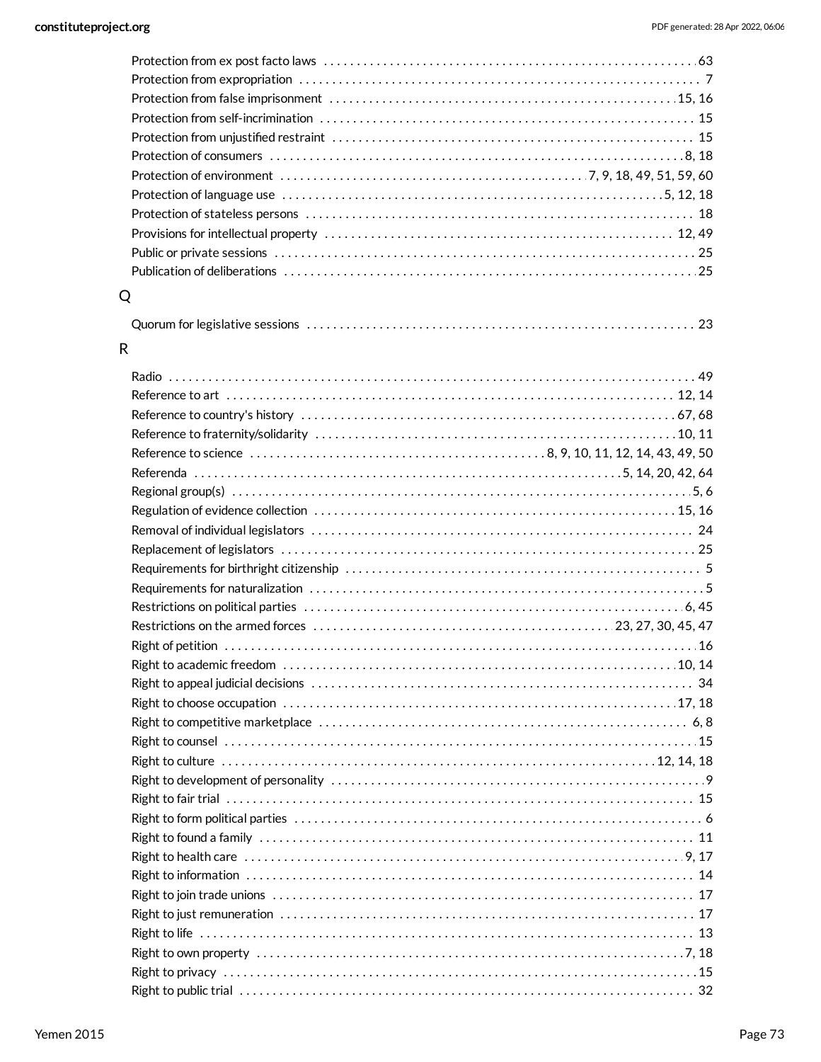Protection from ex post facto laws . . . . . . . . . . 63
Protection from expropriation . . . . . . . . . . 7
Protection from false imprisonment . . . . . . . . . . 15, 16
Protection from self-incrimination . . . . . . . . . . 15
Protection from unjustified restraint . . . . . . . . . . 15
Protection of consumers . . . . . . . . . . 8, 18
Protection of environment . . . . . . . . . . 7, 9, 18, 49, 51, 59, 60
Protection of language use . . . . . . . . . . 5, 12, 18
Protection of stateless persons . . . . . . . . . . 18
Provisions for intellectual property . . . . . . . . . . 12, 49
Public or private sessions . . . . . . . . . . 25
Publication of deliberations . . . . . . . . . . 25

## Q

Quorum for legislative sessions . . . . . . . . . . 23

## R

Radio . . . . . . . . . . 49
Reference to art . . . . . . . . . . 12, 14
Reference to country's history . . . . . . . . . . 67, 68
Reference to fraternity/solidarity . . . . . . . . . . 10, 11
Reference to science . . . . . . . . . . 8, 9, 10, 11, 12, 14, 43, 49, 50
Referenda . . . . . . . . . . 5, 14, 20, 42, 64
Regional group(s) . . . . . . . . . . 5, 6
Regulation of evidence collection . . . . . . . . . . 15, 16
Removal of individual legislators . . . . . . . . . . 24
Replacement of legislators . . . . . . . . . . 25
Requirements for birthright citizenship . . . . . . . . . . 5
Requirements for naturalization . . . . . . . . . . 5
Restrictions on political parties . . . . . . . . . . 6, 45
Restrictions on the armed forces . . . . . . . . . . 23, 27, 30, 45, 47
Right of petition . . . . . . . . . . 16
Right to academic freedom . . . . . . . . . . 10, 14
Right to appeal judicial decisions . . . . . . . . . . 34
Right to choose occupation . . . . . . . . . . 17, 18
Right to competitive marketplace . . . . . . . . . . 6, 8
Right to counsel . . . . . . . . . . 15
Right to culture . . . . . . . . . . 12, 14, 18
Right to development of personality . . . . . . . . . . 9
Right to fair trial . . . . . . . . . . 15
Right to form political parties . . . . . . . . . . 6
Right to found a family . . . . . . . . . . 11
Right to health care . . . . . . . . . . 9, 17
Right to information . . . . . . . . . . 14
Right to join trade unions . . . . . . . . . . 17
Right to just remuneration . . . . . . . . . . 17
Right to life . . . . . . . . . . 13
Right to own property . . . . . . . . . . 7, 18
Right to privacy . . . . . . . . . . 15
Right to public trial . . . . . . . . . . 32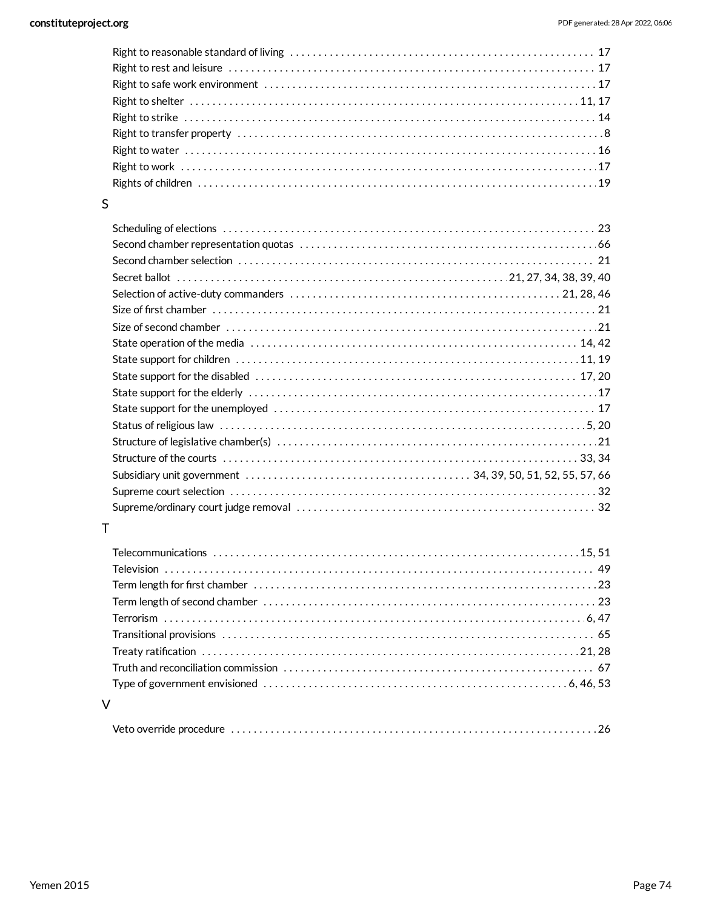Right to reasonable standard of living . . . . . . . . . . . . . . . . . . . . . . . . . . . . . . . . . . . . . . . . . . . . . . . . . . . . . 17

Right to rest and leisure . . . . . . . . . . . . . . . . . . . . . . . . . . . . . . . . . . . . . . . . . . . . . . . . . . . . . . . . . . . . . . . . . 17

Right to safe work environment . . . . . . . . . . . . . . . . . . . . . . . . . . . . . . . . . . . . . . . . . . . . . . . . . . . . . . . . . . . 17

Right to shelter . . . . . . . . . . . . . . . . . . . . . . . . . . . . . . . . . . . . . . . . . . . . . . . . . . . . . . . . . . . . . . . . . . . . . . 11, 17

Right to strike . . . . . . . . . . . . . . . . . . . . . . . . . . . . . . . . . . . . . . . . . . . . . . . . . . . . . . . . . . . . . . . . . . . . . . . . 14

Right to transfer property . . . . . . . . . . . . . . . . . . . . . . . . . . . . . . . . . . . . . . . . . . . . . . . . . . . . . . . . . . . . . . . . 8

Right to water . . . . . . . . . . . . . . . . . . . . . . . . . . . . . . . . . . . . . . . . . . . . . . . . . . . . . . . . . . . . . . . . . . . . . . . . 16

Right to work . . . . . . . . . . . . . . . . . . . . . . . . . . . . . . . . . . . . . . . . . . . . . . . . . . . . . . . . . . . . . . . . . . . . . . . . 17

Rights of children . . . . . . . . . . . . . . . . . . . . . . . . . . . . . . . . . . . . . . . . . . . . . . . . . . . . . . . . . . . . . . . . . . . . . 19

## S

Scheduling of elections . . . . . . . . . . . . . . . . . . . . . . . . . . . . . . . . . . . . . . . . . . . . . . . . . . . . . . . . . . . . . . . . . 23

Second chamber representation quotas . . . . . . . . . . . . . . . . . . . . . . . . . . . . . . . . . . . . . . . . . . . . . . . . . . . . . 66

Second chamber selection . . . . . . . . . . . . . . . . . . . . . . . . . . . . . . . . . . . . . . . . . . . . . . . . . . . . . . . . . . . . . . 21

Secret ballot . . . . . . . . . . . . . . . . . . . . . . . . . . . . . . . . . . . . . . . . . . . . . . . . . . . . . . . . . 21, 27, 34, 38, 39, 40

Selection of active-duty commanders . . . . . . . . . . . . . . . . . . . . . . . . . . . . . . . . . . . . . . . . . . . . . . . . . 21, 28, 46

Size of first chamber . . . . . . . . . . . . . . . . . . . . . . . . . . . . . . . . . . . . . . . . . . . . . . . . . . . . . . . . . . . . . . . . . . . 21

Size of second chamber . . . . . . . . . . . . . . . . . . . . . . . . . . . . . . . . . . . . . . . . . . . . . . . . . . . . . . . . . . . . . . . . 21

State operation of the media . . . . . . . . . . . . . . . . . . . . . . . . . . . . . . . . . . . . . . . . . . . . . . . . . . . . . . . . . . 14, 42

State support for children . . . . . . . . . . . . . . . . . . . . . . . . . . . . . . . . . . . . . . . . . . . . . . . . . . . . . . . . . . . . . 11, 19

State support for the disabled . . . . . . . . . . . . . . . . . . . . . . . . . . . . . . . . . . . . . . . . . . . . . . . . . . . . . . . . . 17, 20

State support for the elderly . . . . . . . . . . . . . . . . . . . . . . . . . . . . . . . . . . . . . . . . . . . . . . . . . . . . . . . . . . . . . 17

State support for the unemployed . . . . . . . . . . . . . . . . . . . . . . . . . . . . . . . . . . . . . . . . . . . . . . . . . . . . . . . . . 17

Status of religious law . . . . . . . . . . . . . . . . . . . . . . . . . . . . . . . . . . . . . . . . . . . . . . . . . . . . . . . . . . . . . . . . 5, 20

Structure of legislative chamber(s) . . . . . . . . . . . . . . . . . . . . . . . . . . . . . . . . . . . . . . . . . . . . . . . . . . . . . . . . 21

Structure of the courts . . . . . . . . . . . . . . . . . . . . . . . . . . . . . . . . . . . . . . . . . . . . . . . . . . . . . . . . . . . . . . . 33, 34

Subsidiary unit government . . . . . . . . . . . . . . . . . . . . . . . . . . . . . . . . . . . . . . . 34, 39, 50, 51, 52, 55, 57, 66

Supreme court selection . . . . . . . . . . . . . . . . . . . . . . . . . . . . . . . . . . . . . . . . . . . . . . . . . . . . . . . . . . . . . . . . 32

Supreme/ordinary court judge removal . . . . . . . . . . . . . . . . . . . . . . . . . . . . . . . . . . . . . . . . . . . . . . . . . . . . . 32

## T

Telecommunications . . . . . . . . . . . . . . . . . . . . . . . . . . . . . . . . . . . . . . . . . . . . . . . . . . . . . . . . . . . . . . . . 15, 51

Television . . . . . . . . . . . . . . . . . . . . . . . . . . . . . . . . . . . . . . . . . . . . . . . . . . . . . . . . . . . . . . . . . . . . . . . . . . . 49

Term length for first chamber . . . . . . . . . . . . . . . . . . . . . . . . . . . . . . . . . . . . . . . . . . . . . . . . . . . . . . . . . . . . 23

Term length of second chamber . . . . . . . . . . . . . . . . . . . . . . . . . . . . . . . . . . . . . . . . . . . . . . . . . . . . . . . . . . 23

Terrorism . . . . . . . . . . . . . . . . . . . . . . . . . . . . . . . . . . . . . . . . . . . . . . . . . . . . . . . . . . . . . . . . . . . . . . . . . . 6, 47

Transitional provisions . . . . . . . . . . . . . . . . . . . . . . . . . . . . . . . . . . . . . . . . . . . . . . . . . . . . . . . . . . . . . . . . . . 65

Treaty ratification . . . . . . . . . . . . . . . . . . . . . . . . . . . . . . . . . . . . . . . . . . . . . . . . . . . . . . . . . . . . . . . . . . . 21, 28

Truth and reconciliation commission . . . . . . . . . . . . . . . . . . . . . . . . . . . . . . . . . . . . . . . . . . . . . . . . . . . . . . . 67

Type of government envisioned . . . . . . . . . . . . . . . . . . . . . . . . . . . . . . . . . . . . . . . . . . . . . . . . . . . . . . . 6, 46, 53

## V

Veto override procedure . . . . . . . . . . . . . . . . . . . . . . . . . . . . . . . . . . . . . . . . . . . . . . . . . . . . . . . . . . . . . . . . 26